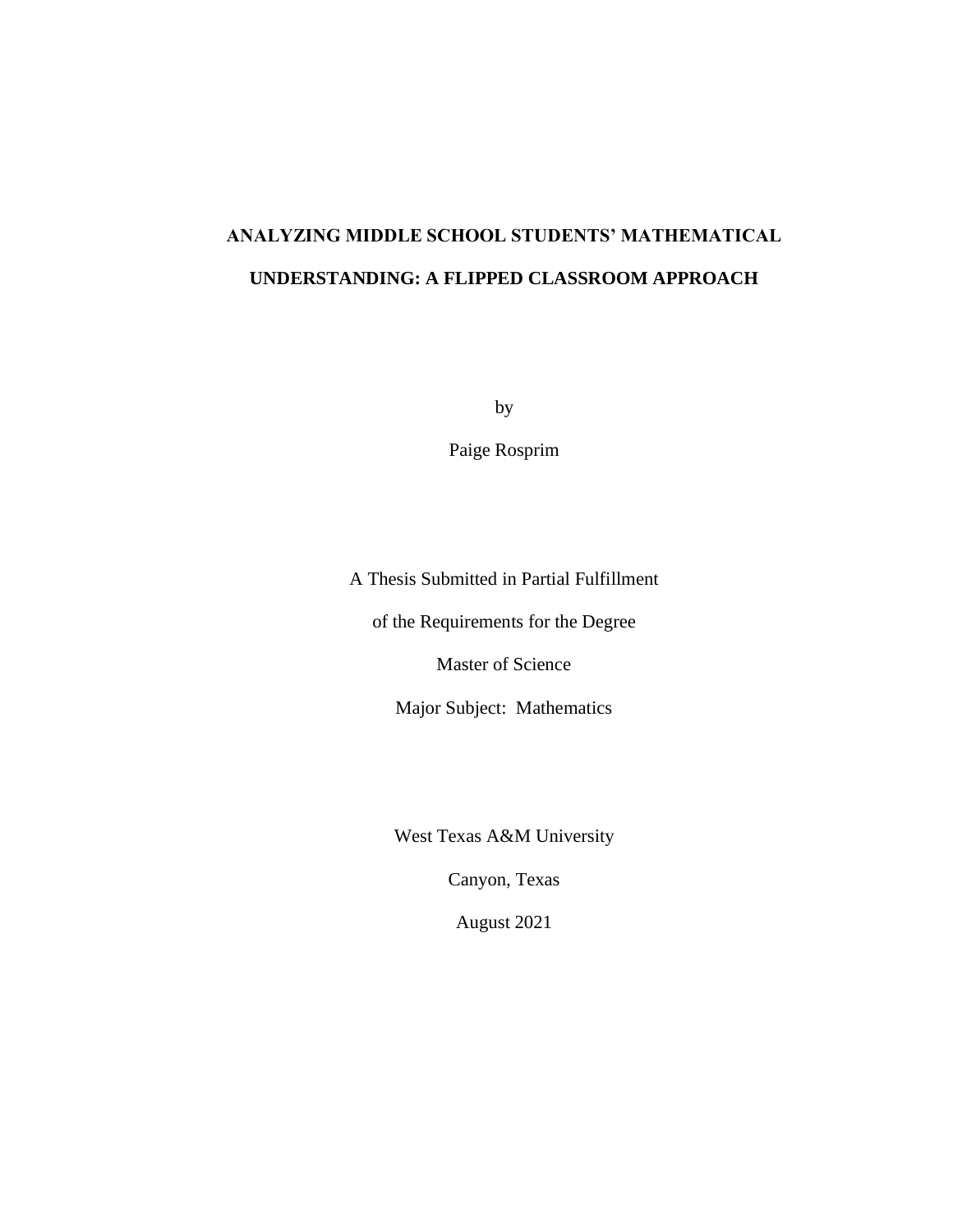# ANALYZING MIDDLE SCHOOL STUDENTS' MATHEMATICAL UNDERSTANDING: A FLIPPED CLASSROOM APPROACH

by

Paige Rosprim

A Thesis Submitted in Partial Fulfillment

of the Requirements for the Degree

Master of Science

Major Subject: Mathematics

West Texas A&M University

Canyon, Texas

August 2021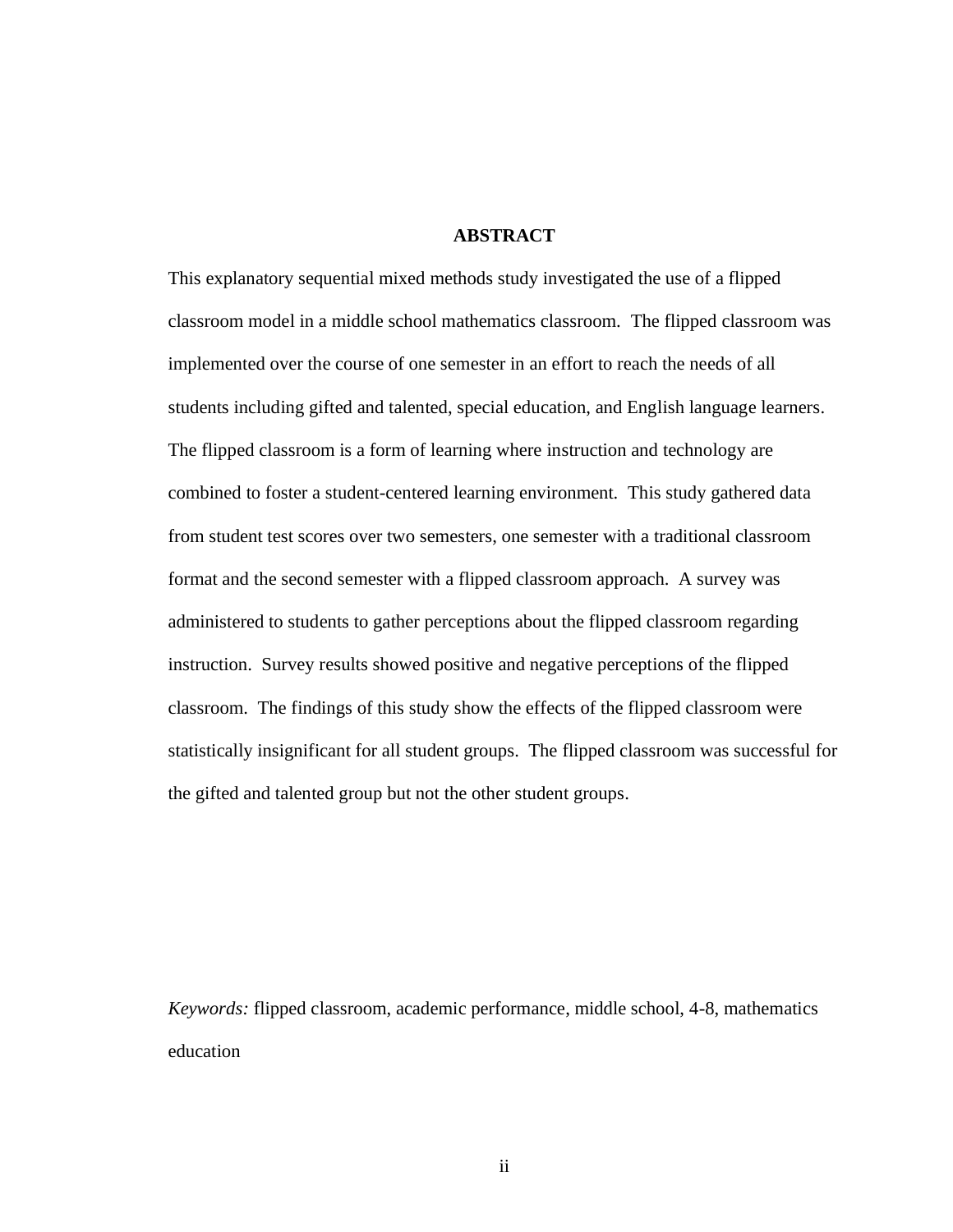## ABSTRACT

This explanatory sequential mixed methods study investigated the use of a flipped classroom model in a middle school mathematics classroom. The flipped classroom was implemented over the course of one semester in an effort to reach the needs of all students including gifted and talented, special education, and English language learners. The flipped classroom is a form of learning where instruction and technology are combined to foster a student-centered learning environment. This study gathered data from student test scores over two semesters, one semester with a traditional classroom format and the second semester with a flipped classroom approach. A survey was administered to students to gather perceptions about the flipped classroom regarding instruction. Survey results showed positive and negative perceptions of the flipped classroom. The findings of this study show the effects of the flipped classroom were statistically insignificant for all student groups. The flipped classroom was successful for the gifted and talented group but not the other student groups.

*Keywords:* flipped classroom, academic performance, middle school, 4-8, mathematics education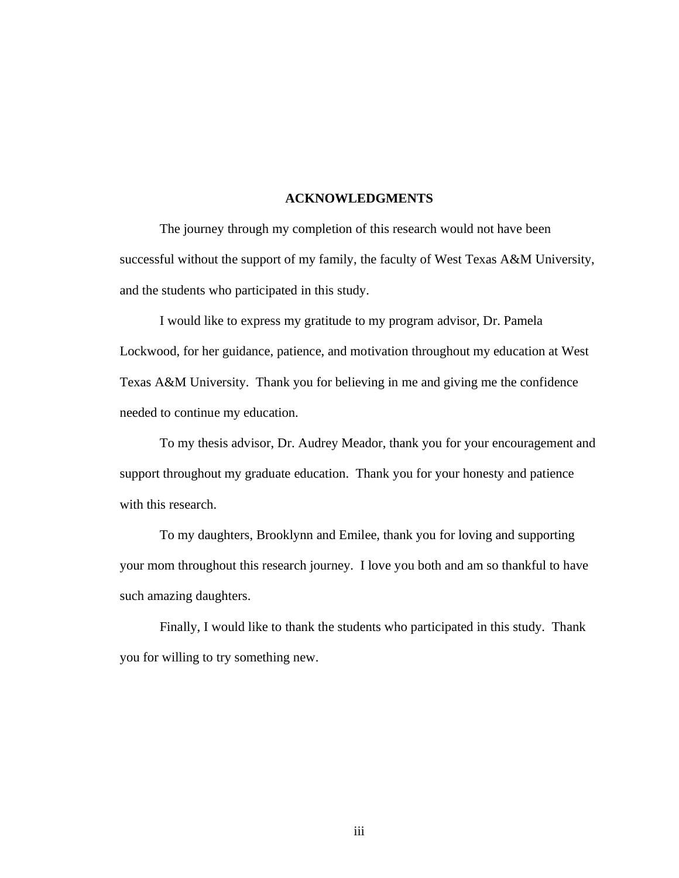## ACKNOWLEDGMENTS

The journey through my completion of this research would not have been successful without the support of my family, the faculty of West Texas A&M University, and the students who participated in this study.

I would like to express my gratitude to my program advisor, Dr. Pamela Lockwood, for her guidance, patience, and motivation throughout my education at West Texas A&M University. Thank you for believing in me and giving me the confidence needed to continue my education.

To my thesis advisor, Dr. Audrey Meador, thank you for your encouragement and support throughout my graduate education. Thank you for your honesty and patience with this research.

To my daughters, Brooklynn and Emilee, thank you for loving and supporting your mom throughout this research journey. I love you both and am so thankful to have such amazing daughters.

Finally, I would like to thank the students who participated in this study. Thank you for willing to try something new.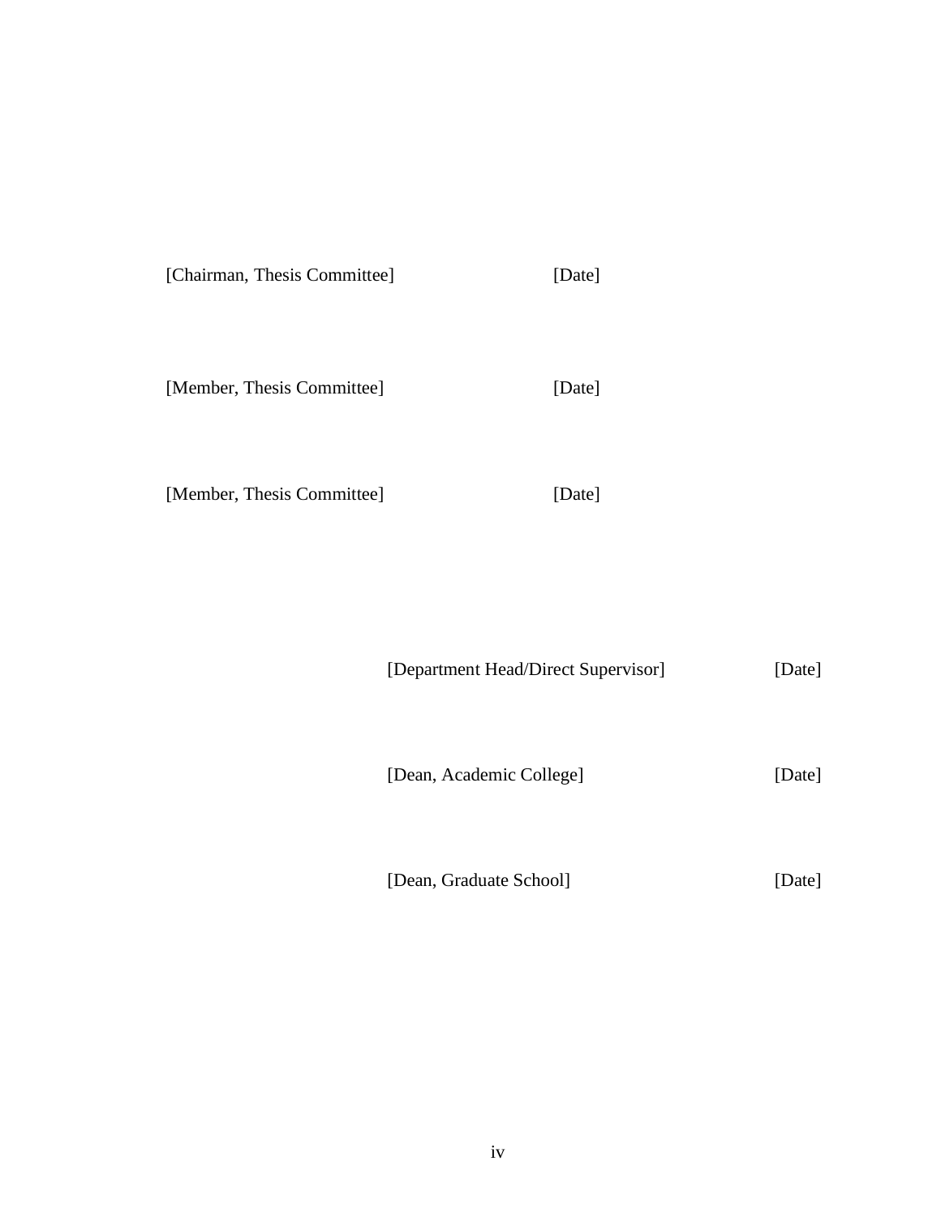[Chairman, Thesis Committee] [Date]

[Member, Thesis Committee] [Date]

[Member, Thesis Committee] [Date]

[Department Head/Direct Supervisor] [Date]

[Dean, Academic College] [Date]

[Dean, Graduate School] [Date]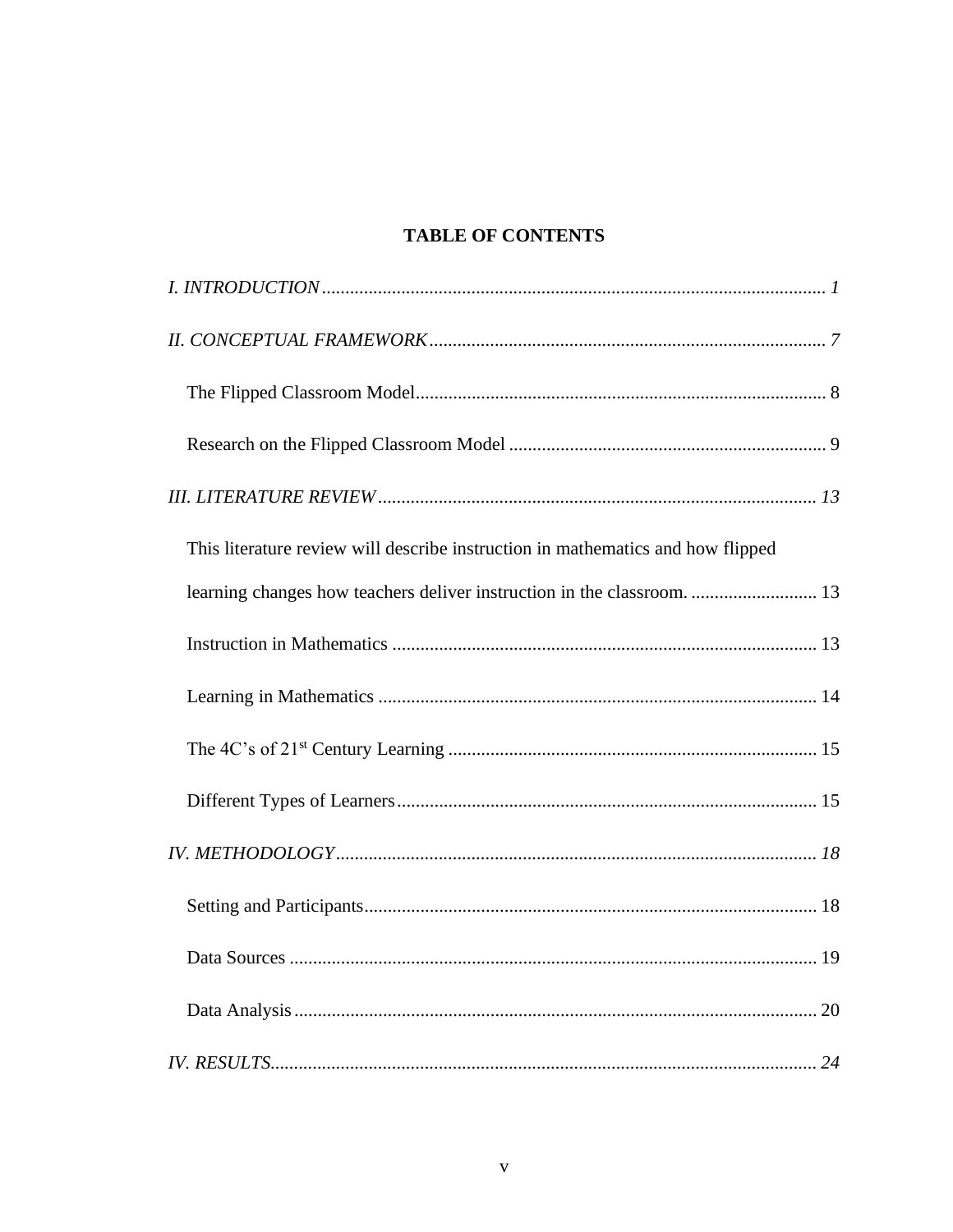## TABLE OF CONTENTS

*I. INTRODUCTION*........................................................................................................... *1*

*II. CONCEPTUAL FRAMEWORK*..................................................................................... *7*

The Flipped Classroom Model....................................................................................... 8

Research on the Flipped Classroom Model .................................................................... 9

*III. LITERATURE REVIEW*.............................................................................................. *13*

This literature review will describe instruction in mathematics and how flipped learning changes how teachers deliver instruction in the classroom. ........................... 13

Instruction in Mathematics ........................................................................................... 13

Learning in Mathematics .............................................................................................. 14

The 4C's of 21st Century Learning ............................................................................... 15

Different Types of Learners.......................................................................................... 15

*IV. METHODOLOGY*....................................................................................................... *18*

Setting and Participants................................................................................................ 18

Data Sources ................................................................................................................. 19

Data Analysis................................................................................................................ 20

*IV. RESULTS*.................................................................................................................... *24*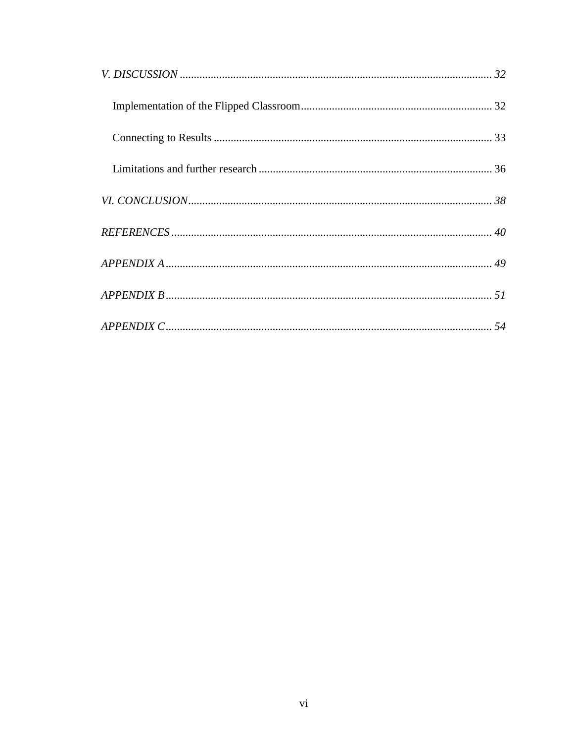*V. DISCUSSION* .............................................................................................................. *32*

Implementation of the Flipped Classroom.................................................................... 32

Connecting to Results .................................................................................................. 33

Limitations and further research ................................................................................... 36

*VI. CONCLUSION*............................................................................................................ *38*

*REFERENCES* .................................................................................................................. *40*

*APPENDIX A*.................................................................................................................... *49*

*APPENDIX B*.................................................................................................................... *51*

*APPENDIX C*.................................................................................................................... *54*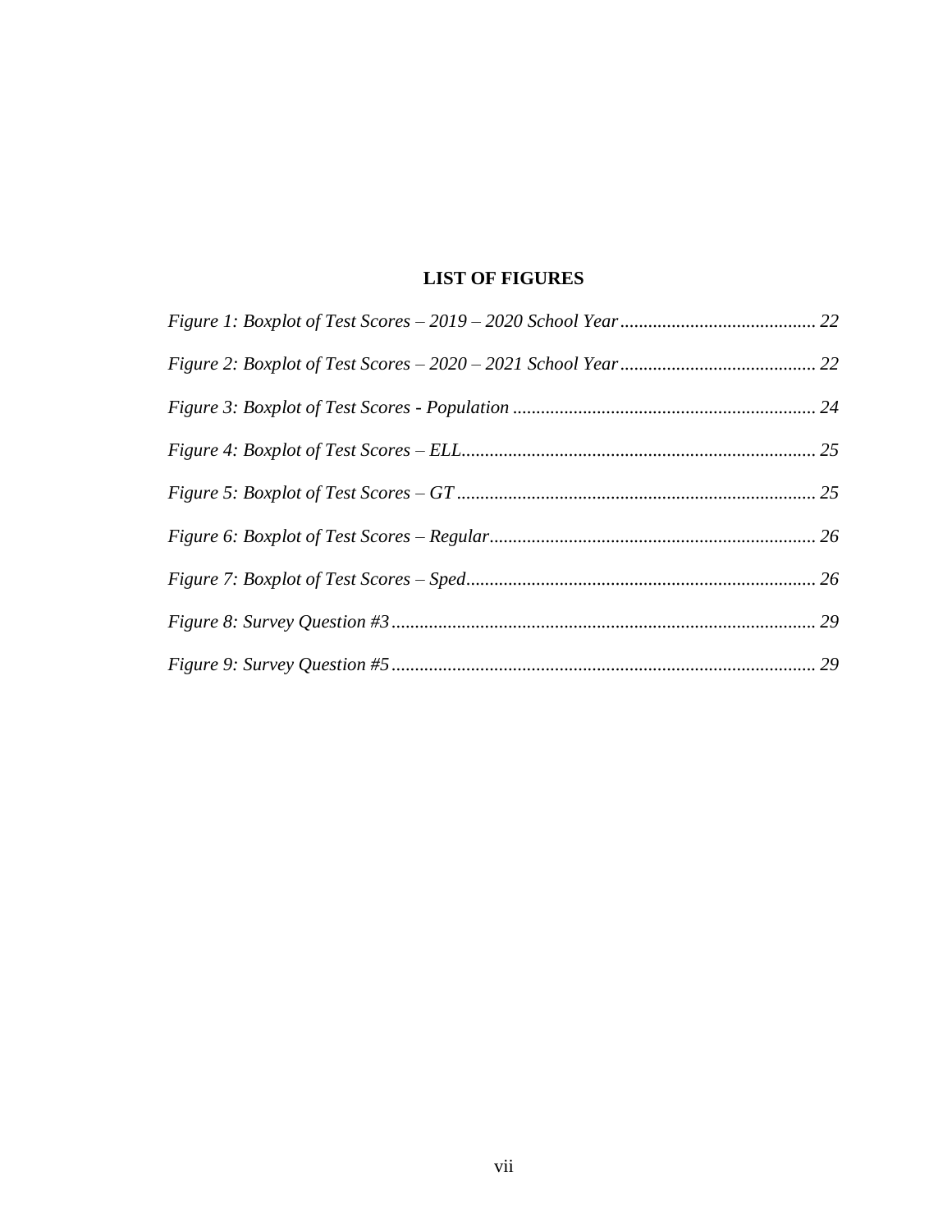## LIST OF FIGURES

*Figure 1: Boxplot of Test Scores – 2019 – 2020 School Year* .......................................... 22

*Figure 2: Boxplot of Test Scores – 2020 – 2021 School Year* .......................................... 22

*Figure 3: Boxplot of Test Scores - Population* ................................................................. 24

*Figure 4: Boxplot of Test Scores – ELL* ........................................................................... 25

*Figure 5: Boxplot of Test Scores – GT* ............................................................................. 25

*Figure 6: Boxplot of Test Scores – Regular* ...................................................................... 26

*Figure 7: Boxplot of Test Scores – Sped* ........................................................................... 26

*Figure 8: Survey Question #3* ........................................................................................... 29

*Figure 9: Survey Question #5* ........................................................................................... 29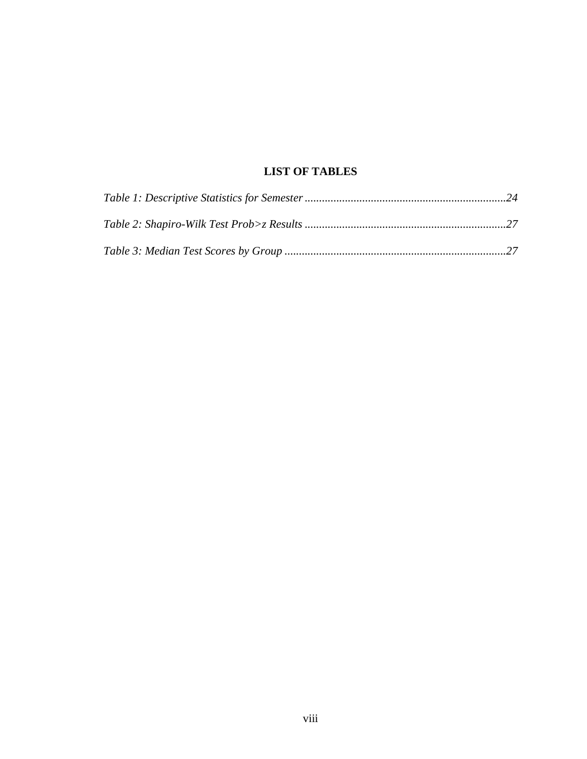# LIST OF TABLES

*Table 1: Descriptive Statistics for Semester* ......................................................................24

*Table 2: Shapiro-Wilk Test Prob>z Results* ......................................................................27

*Table 3: Median Test Scores by Group* .............................................................................27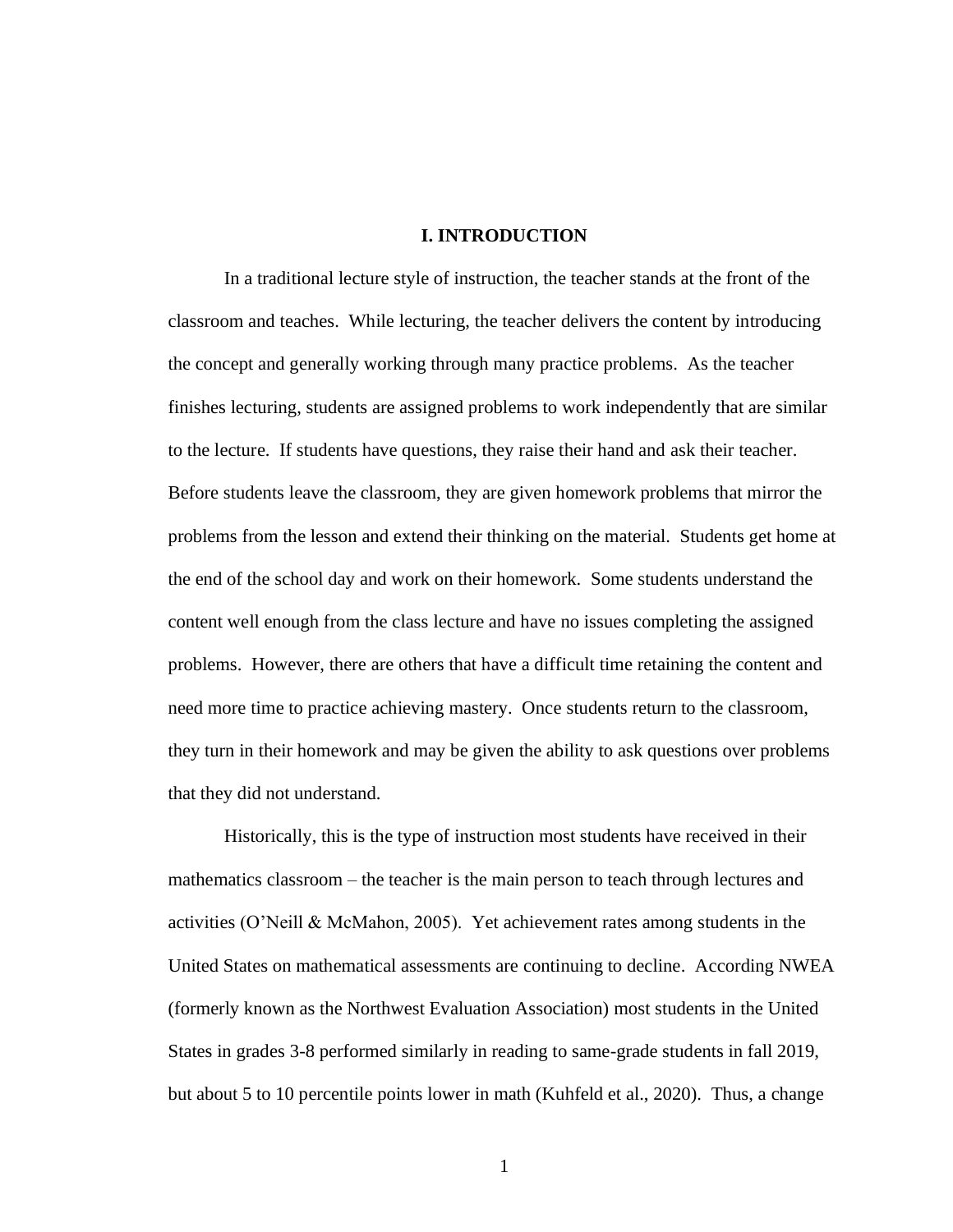# I. INTRODUCTION

In a traditional lecture style of instruction, the teacher stands at the front of the classroom and teaches. While lecturing, the teacher delivers the content by introducing the concept and generally working through many practice problems. As the teacher finishes lecturing, students are assigned problems to work independently that are similar to the lecture. If students have questions, they raise their hand and ask their teacher. Before students leave the classroom, they are given homework problems that mirror the problems from the lesson and extend their thinking on the material. Students get home at the end of the school day and work on their homework. Some students understand the content well enough from the class lecture and have no issues completing the assigned problems. However, there are others that have a difficult time retaining the content and need more time to practice achieving mastery. Once students return to the classroom, they turn in their homework and may be given the ability to ask questions over problems that they did not understand.

Historically, this is the type of instruction most students have received in their mathematics classroom – the teacher is the main person to teach through lectures and activities (O'Neill & McMahon, 2005). Yet achievement rates among students in the United States on mathematical assessments are continuing to decline. According NWEA (formerly known as the Northwest Evaluation Association) most students in the United States in grades 3-8 performed similarly in reading to same-grade students in fall 2019, but about 5 to 10 percentile points lower in math (Kuhfeld et al., 2020). Thus, a change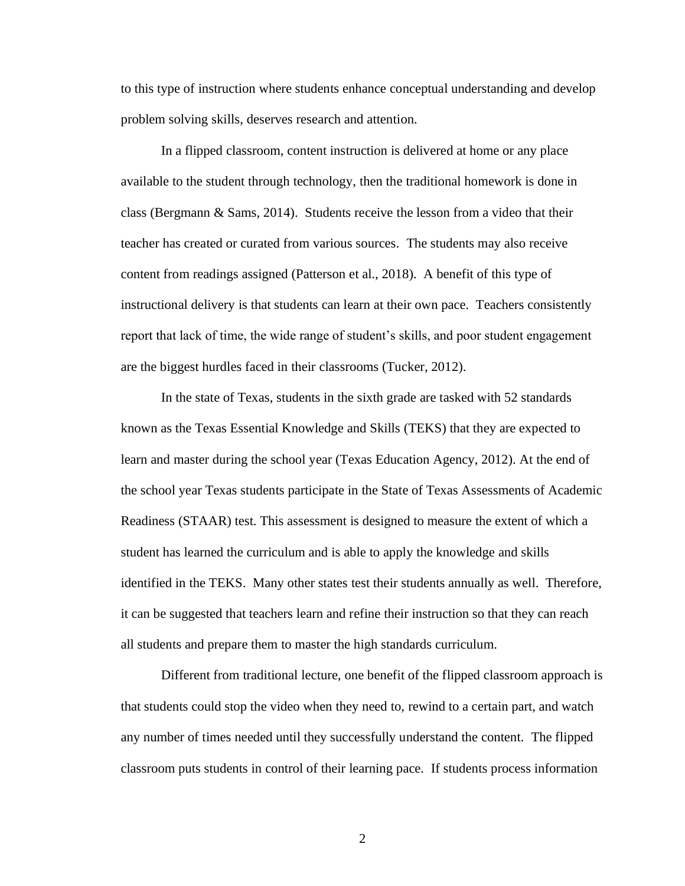to this type of instruction where students enhance conceptual understanding and develop problem solving skills, deserves research and attention.

In a flipped classroom, content instruction is delivered at home or any place available to the student through technology, then the traditional homework is done in class (Bergmann & Sams, 2014). Students receive the lesson from a video that their teacher has created or curated from various sources. The students may also receive content from readings assigned (Patterson et al., 2018). A benefit of this type of instructional delivery is that students can learn at their own pace. Teachers consistently report that lack of time, the wide range of student's skills, and poor student engagement are the biggest hurdles faced in their classrooms (Tucker, 2012).

In the state of Texas, students in the sixth grade are tasked with 52 standards known as the Texas Essential Knowledge and Skills (TEKS) that they are expected to learn and master during the school year (Texas Education Agency, 2012). At the end of the school year Texas students participate in the State of Texas Assessments of Academic Readiness (STAAR) test. This assessment is designed to measure the extent of which a student has learned the curriculum and is able to apply the knowledge and skills identified in the TEKS. Many other states test their students annually as well. Therefore, it can be suggested that teachers learn and refine their instruction so that they can reach all students and prepare them to master the high standards curriculum.

Different from traditional lecture, one benefit of the flipped classroom approach is that students could stop the video when they need to, rewind to a certain part, and watch any number of times needed until they successfully understand the content. The flipped classroom puts students in control of their learning pace. If students process information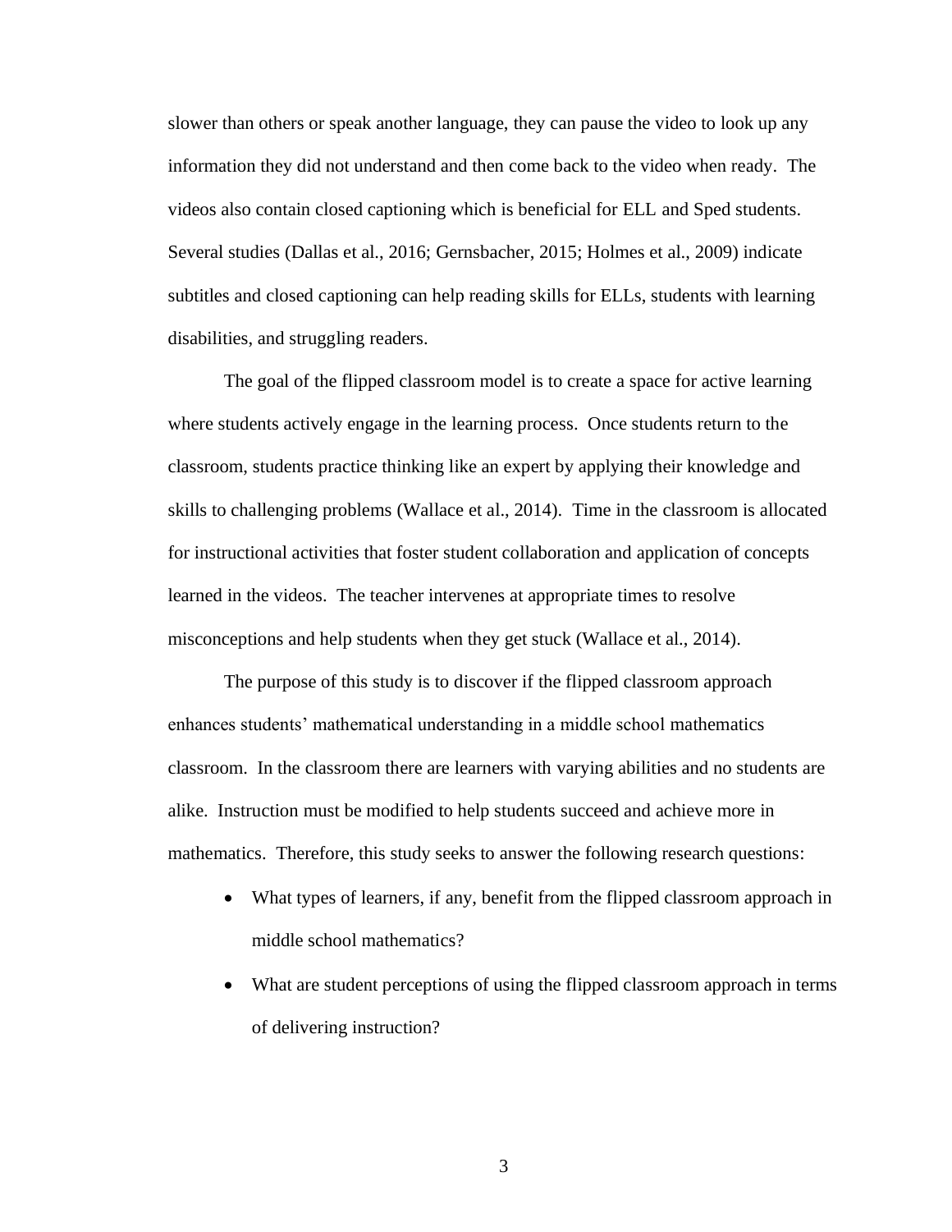slower than others or speak another language, they can pause the video to look up any information they did not understand and then come back to the video when ready. The videos also contain closed captioning which is beneficial for ELL and Sped students. Several studies (Dallas et al., 2016; Gernsbacher, 2015; Holmes et al., 2009) indicate subtitles and closed captioning can help reading skills for ELLs, students with learning disabilities, and struggling readers.

The goal of the flipped classroom model is to create a space for active learning where students actively engage in the learning process. Once students return to the classroom, students practice thinking like an expert by applying their knowledge and skills to challenging problems (Wallace et al., 2014). Time in the classroom is allocated for instructional activities that foster student collaboration and application of concepts learned in the videos. The teacher intervenes at appropriate times to resolve misconceptions and help students when they get stuck (Wallace et al., 2014).

The purpose of this study is to discover if the flipped classroom approach enhances students' mathematical understanding in a middle school mathematics classroom. In the classroom there are learners with varying abilities and no students are alike. Instruction must be modified to help students succeed and achieve more in mathematics. Therefore, this study seeks to answer the following research questions:

- What types of learners, if any, benefit from the flipped classroom approach in middle school mathematics?
- What are student perceptions of using the flipped classroom approach in terms of delivering instruction?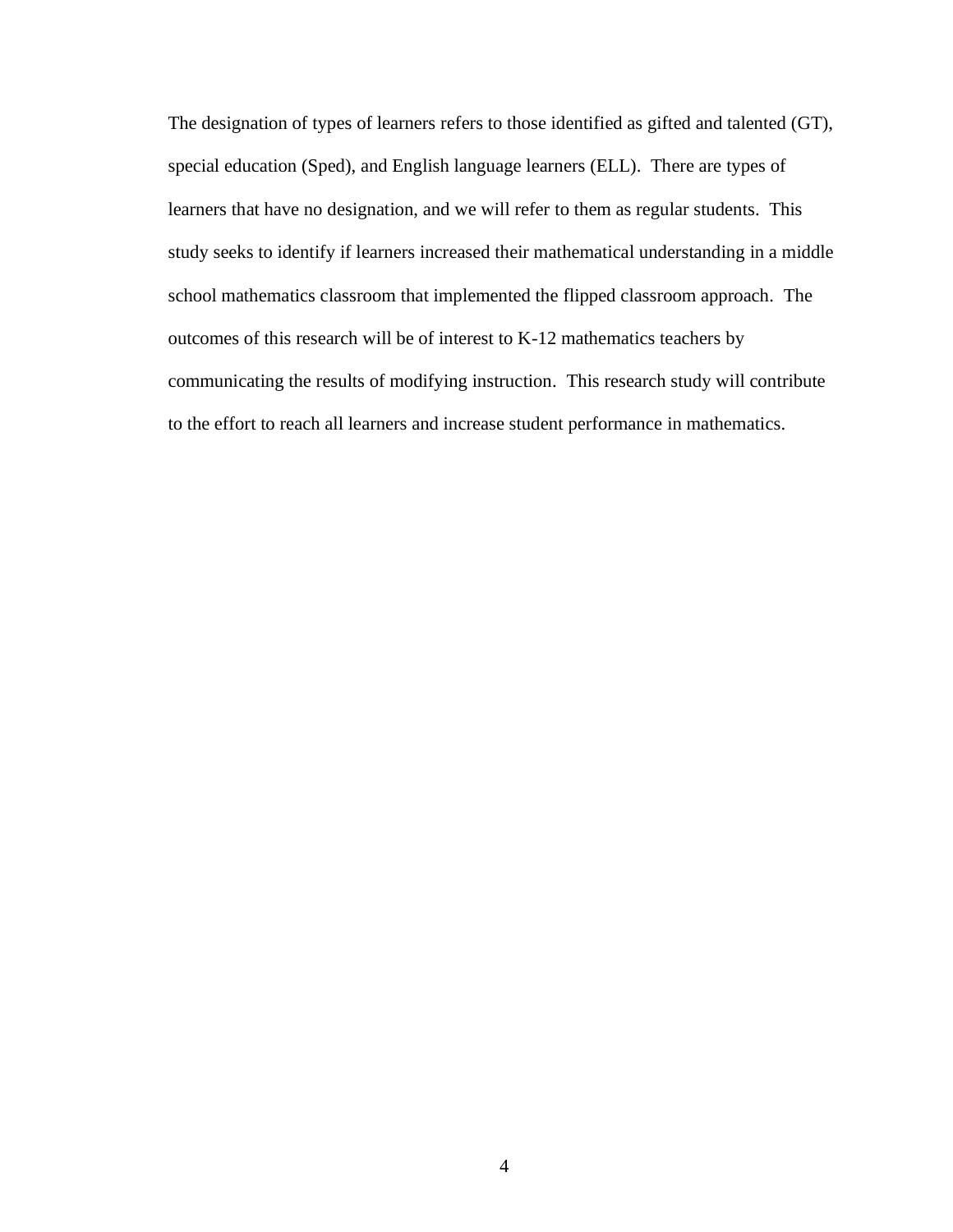The designation of types of learners refers to those identified as gifted and talented (GT), special education (Sped), and English language learners (ELL). There are types of learners that have no designation, and we will refer to them as regular students. This study seeks to identify if learners increased their mathematical understanding in a middle school mathematics classroom that implemented the flipped classroom approach. The outcomes of this research will be of interest to K-12 mathematics teachers by communicating the results of modifying instruction. This research study will contribute to the effort to reach all learners and increase student performance in mathematics.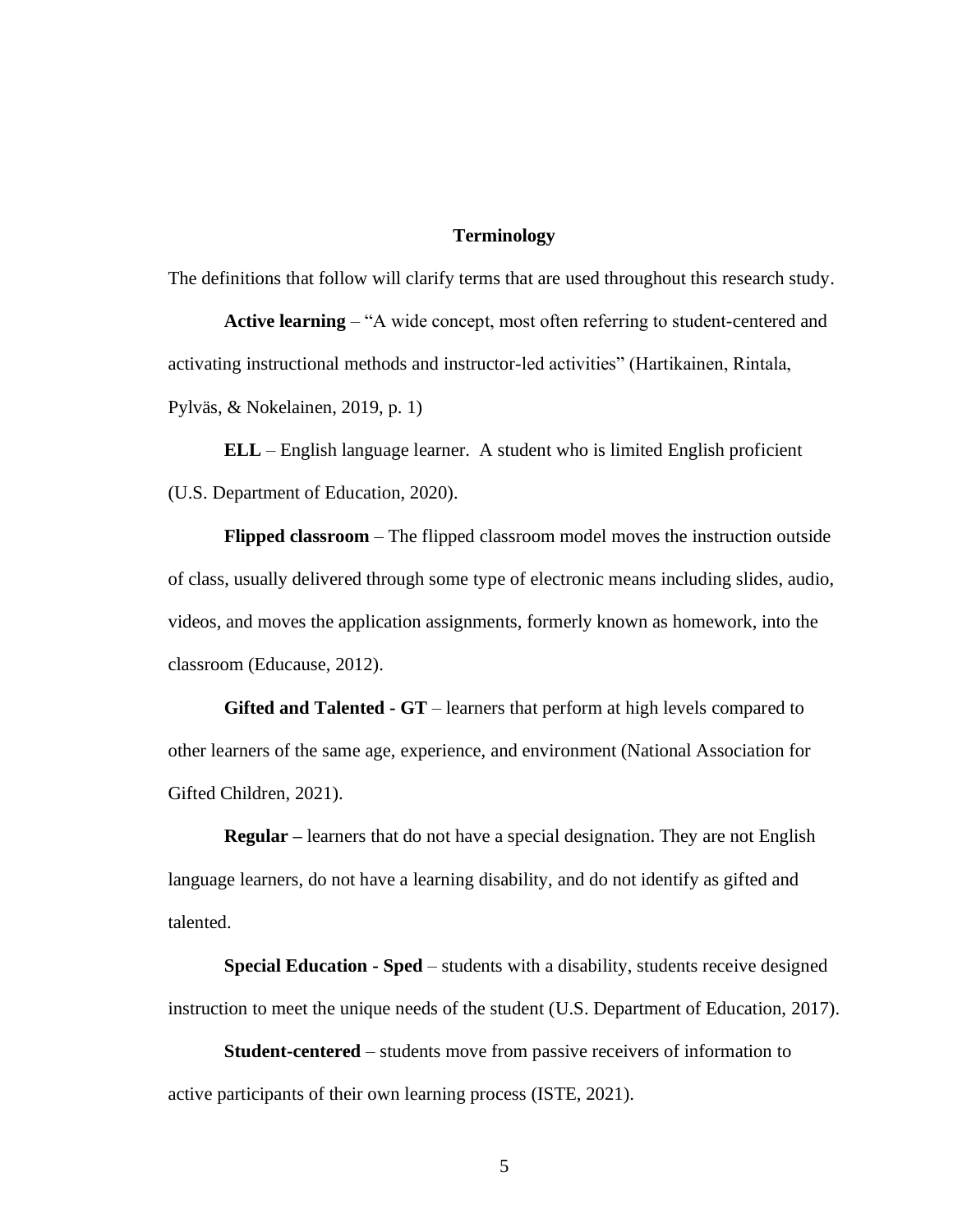## Terminology

The definitions that follow will clarify terms that are used throughout this research study.

**Active learning** – "A wide concept, most often referring to student-centered and activating instructional methods and instructor-led activities" (Hartikainen, Rintala, Pylväs, & Nokelainen, 2019, p. 1)

**ELL** – English language learner. A student who is limited English proficient (U.S. Department of Education, 2020).

**Flipped classroom** – The flipped classroom model moves the instruction outside of class, usually delivered through some type of electronic means including slides, audio, videos, and moves the application assignments, formerly known as homework, into the classroom (Educause, 2012).

**Gifted and Talented - GT** – learners that perform at high levels compared to other learners of the same age, experience, and environment (National Association for Gifted Children, 2021).

**Regular –** learners that do not have a special designation. They are not English language learners, do not have a learning disability, and do not identify as gifted and talented.

**Special Education - Sped** – students with a disability, students receive designed instruction to meet the unique needs of the student (U.S. Department of Education, 2017).

**Student-centered** – students move from passive receivers of information to active participants of their own learning process (ISTE, 2021).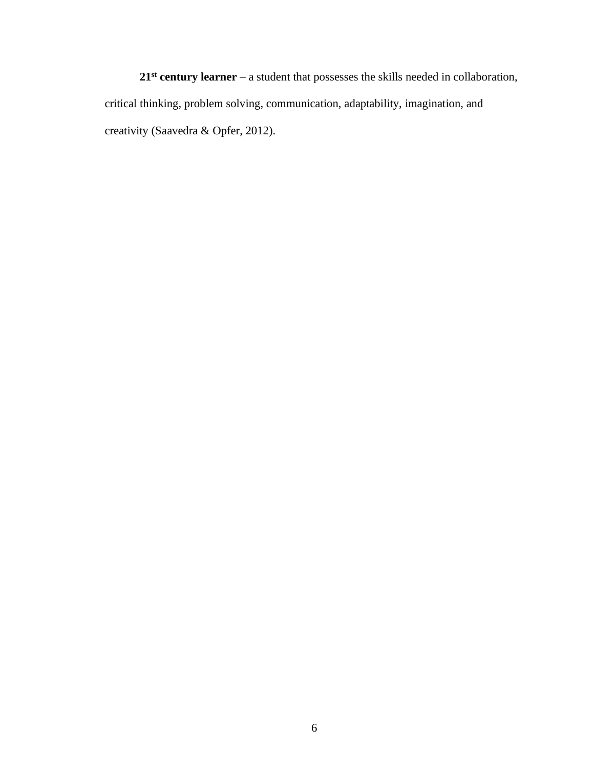**21st century learner** – a student that possesses the skills needed in collaboration, critical thinking, problem solving, communication, adaptability, imagination, and creativity (Saavedra & Opfer, 2012).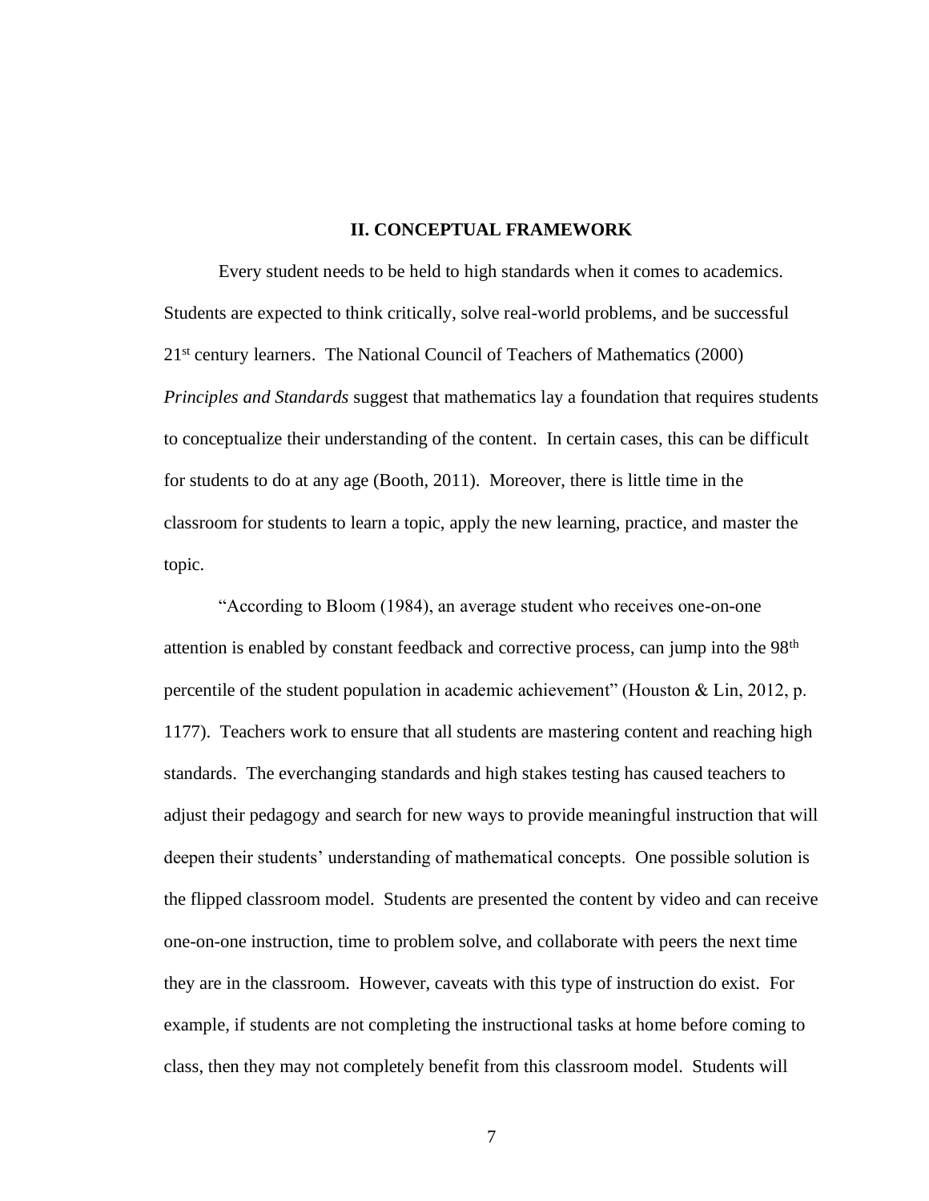## II. CONCEPTUAL FRAMEWORK

Every student needs to be held to high standards when it comes to academics. Students are expected to think critically, solve real-world problems, and be successful 21st century learners. The National Council of Teachers of Mathematics (2000) *Principles and Standards* suggest that mathematics lay a foundation that requires students to conceptualize their understanding of the content. In certain cases, this can be difficult for students to do at any age (Booth, 2011). Moreover, there is little time in the classroom for students to learn a topic, apply the new learning, practice, and master the topic.

"According to Bloom (1984), an average student who receives one-on-one attention is enabled by constant feedback and corrective process, can jump into the 98th percentile of the student population in academic achievement" (Houston & Lin, 2012, p. 1177). Teachers work to ensure that all students are mastering content and reaching high standards. The everchanging standards and high stakes testing has caused teachers to adjust their pedagogy and search for new ways to provide meaningful instruction that will deepen their students' understanding of mathematical concepts. One possible solution is the flipped classroom model. Students are presented the content by video and can receive one-on-one instruction, time to problem solve, and collaborate with peers the next time they are in the classroom. However, caveats with this type of instruction do exist. For example, if students are not completing the instructional tasks at home before coming to class, then they may not completely benefit from this classroom model. Students will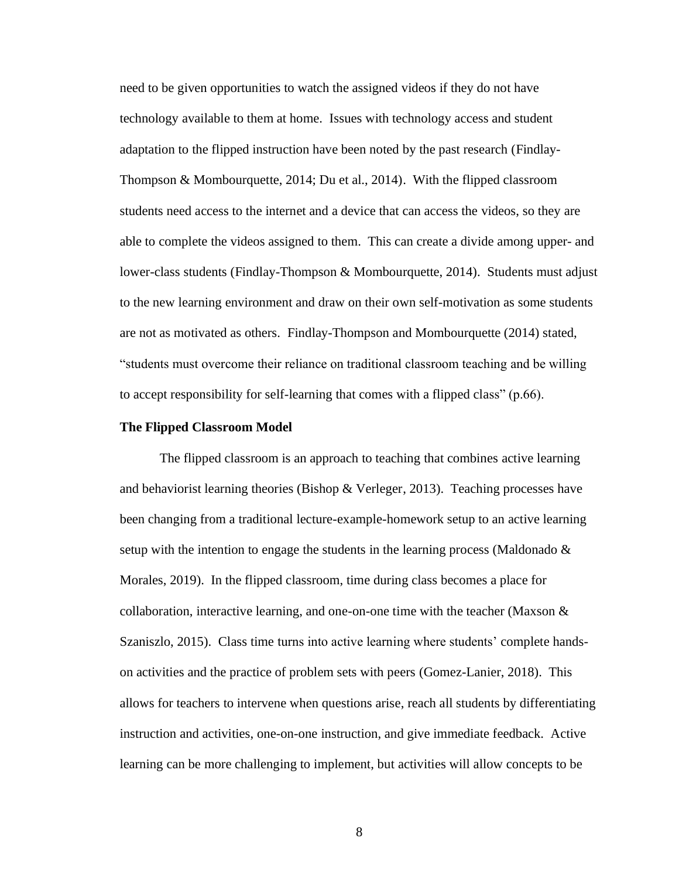need to be given opportunities to watch the assigned videos if they do not have technology available to them at home. Issues with technology access and student adaptation to the flipped instruction have been noted by the past research (Findlay-Thompson & Mombourquette, 2014; Du et al., 2014). With the flipped classroom students need access to the internet and a device that can access the videos, so they are able to complete the videos assigned to them. This can create a divide among upper- and lower-class students (Findlay-Thompson & Mombourquette, 2014). Students must adjust to the new learning environment and draw on their own self-motivation as some students are not as motivated as others. Findlay-Thompson and Mombourquette (2014) stated, "students must overcome their reliance on traditional classroom teaching and be willing to accept responsibility for self-learning that comes with a flipped class" (p.66).

**The Flipped Classroom Model**

The flipped classroom is an approach to teaching that combines active learning and behaviorist learning theories (Bishop & Verleger, 2013). Teaching processes have been changing from a traditional lecture-example-homework setup to an active learning setup with the intention to engage the students in the learning process (Maldonado & Morales, 2019). In the flipped classroom, time during class becomes a place for collaboration, interactive learning, and one-on-one time with the teacher (Maxson & Szaniszlo, 2015). Class time turns into active learning where students' complete hands-on activities and the practice of problem sets with peers (Gomez-Lanier, 2018). This allows for teachers to intervene when questions arise, reach all students by differentiating instruction and activities, one-on-one instruction, and give immediate feedback. Active learning can be more challenging to implement, but activities will allow concepts to be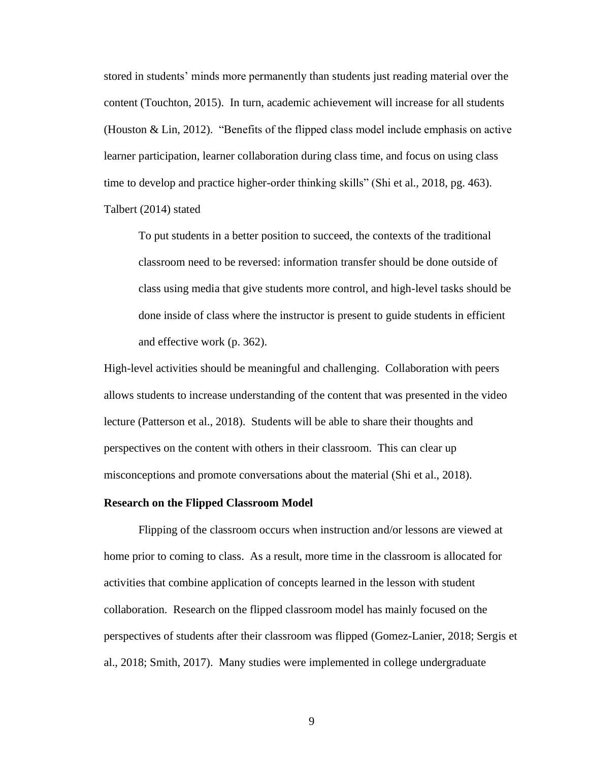stored in students' minds more permanently than students just reading material over the content (Touchton, 2015). In turn, academic achievement will increase for all students (Houston & Lin, 2012). "Benefits of the flipped class model include emphasis on active learner participation, learner collaboration during class time, and focus on using class time to develop and practice higher-order thinking skills" (Shi et al., 2018, pg. 463). Talbert (2014) stated

> To put students in a better position to succeed, the contexts of the traditional classroom need to be reversed: information transfer should be done outside of class using media that give students more control, and high-level tasks should be done inside of class where the instructor is present to guide students in efficient and effective work (p. 362).

High-level activities should be meaningful and challenging. Collaboration with peers allows students to increase understanding of the content that was presented in the video lecture (Patterson et al., 2018). Students will be able to share their thoughts and perspectives on the content with others in their classroom. This can clear up misconceptions and promote conversations about the material (Shi et al., 2018).

**Research on the Flipped Classroom Model**

Flipping of the classroom occurs when instruction and/or lessons are viewed at home prior to coming to class. As a result, more time in the classroom is allocated for activities that combine application of concepts learned in the lesson with student collaboration. Research on the flipped classroom model has mainly focused on the perspectives of students after their classroom was flipped (Gomez-Lanier, 2018; Sergis et al., 2018; Smith, 2017). Many studies were implemented in college undergraduate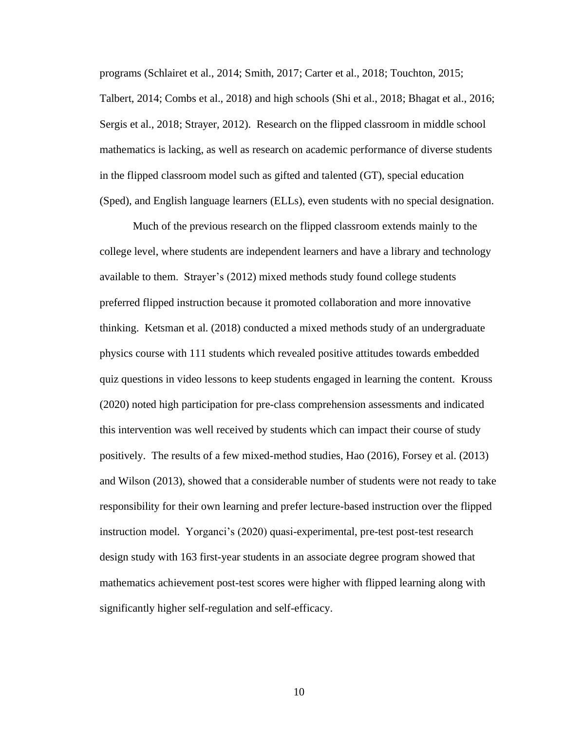programs (Schlairet et al., 2014; Smith, 2017; Carter et al., 2018; Touchton, 2015; Talbert, 2014; Combs et al., 2018) and high schools (Shi et al., 2018; Bhagat et al., 2016; Sergis et al., 2018; Strayer, 2012). Research on the flipped classroom in middle school mathematics is lacking, as well as research on academic performance of diverse students in the flipped classroom model such as gifted and talented (GT), special education (Sped), and English language learners (ELLs), even students with no special designation.

Much of the previous research on the flipped classroom extends mainly to the college level, where students are independent learners and have a library and technology available to them. Strayer's (2012) mixed methods study found college students preferred flipped instruction because it promoted collaboration and more innovative thinking. Ketsman et al. (2018) conducted a mixed methods study of an undergraduate physics course with 111 students which revealed positive attitudes towards embedded quiz questions in video lessons to keep students engaged in learning the content. Krouss (2020) noted high participation for pre-class comprehension assessments and indicated this intervention was well received by students which can impact their course of study positively. The results of a few mixed-method studies, Hao (2016), Forsey et al. (2013) and Wilson (2013), showed that a considerable number of students were not ready to take responsibility for their own learning and prefer lecture-based instruction over the flipped instruction model. Yorganci's (2020) quasi-experimental, pre-test post-test research design study with 163 first-year students in an associate degree program showed that mathematics achievement post-test scores were higher with flipped learning along with significantly higher self-regulation and self-efficacy.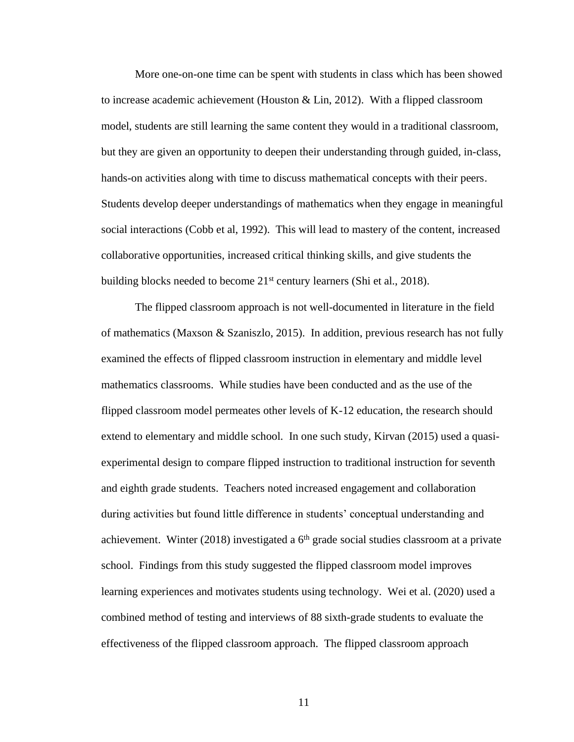More one-on-one time can be spent with students in class which has been showed to increase academic achievement (Houston & Lin, 2012). With a flipped classroom model, students are still learning the same content they would in a traditional classroom, but they are given an opportunity to deepen their understanding through guided, in-class, hands-on activities along with time to discuss mathematical concepts with their peers. Students develop deeper understandings of mathematics when they engage in meaningful social interactions (Cobb et al, 1992). This will lead to mastery of the content, increased collaborative opportunities, increased critical thinking skills, and give students the building blocks needed to become 21st century learners (Shi et al., 2018).

The flipped classroom approach is not well-documented in literature in the field of mathematics (Maxson & Szaniszlo, 2015). In addition, previous research has not fully examined the effects of flipped classroom instruction in elementary and middle level mathematics classrooms. While studies have been conducted and as the use of the flipped classroom model permeates other levels of K-12 education, the research should extend to elementary and middle school. In one such study, Kirvan (2015) used a quasi-experimental design to compare flipped instruction to traditional instruction for seventh and eighth grade students. Teachers noted increased engagement and collaboration during activities but found little difference in students' conceptual understanding and achievement. Winter (2018) investigated a 6th grade social studies classroom at a private school. Findings from this study suggested the flipped classroom model improves learning experiences and motivates students using technology. Wei et al. (2020) used a combined method of testing and interviews of 88 sixth-grade students to evaluate the effectiveness of the flipped classroom approach. The flipped classroom approach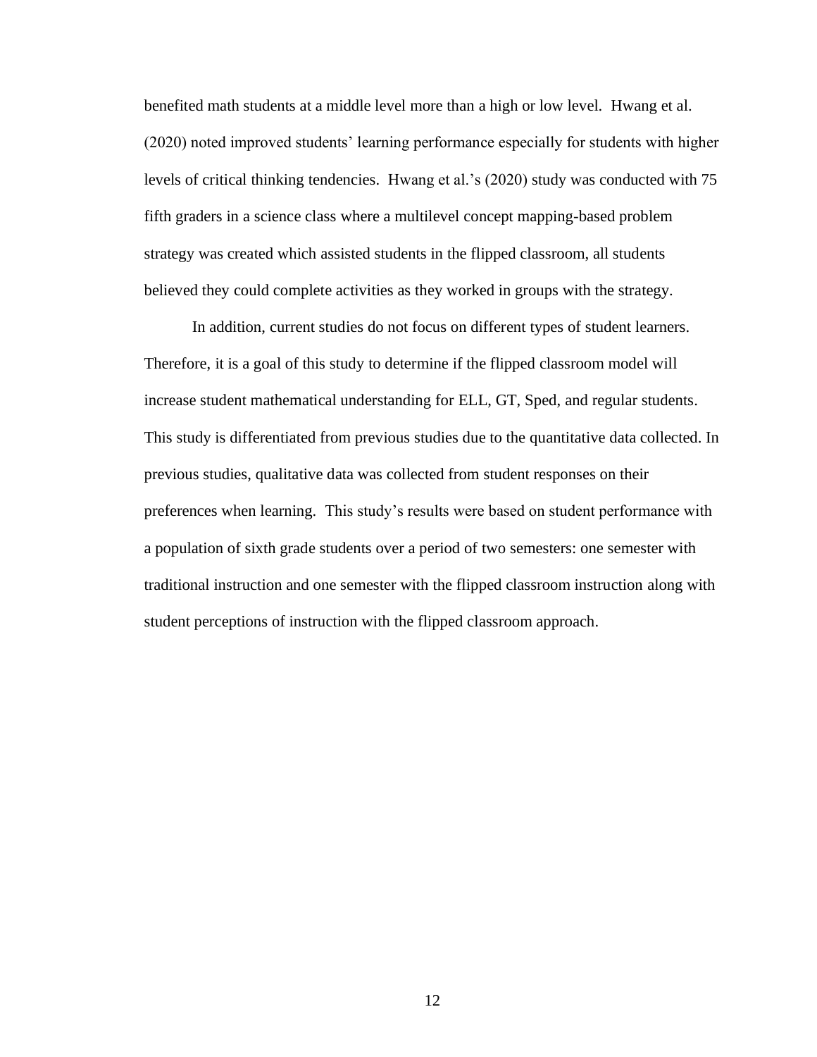benefited math students at a middle level more than a high or low level. Hwang et al. (2020) noted improved students' learning performance especially for students with higher levels of critical thinking tendencies. Hwang et al.'s (2020) study was conducted with 75 fifth graders in a science class where a multilevel concept mapping-based problem strategy was created which assisted students in the flipped classroom, all students believed they could complete activities as they worked in groups with the strategy.

In addition, current studies do not focus on different types of student learners. Therefore, it is a goal of this study to determine if the flipped classroom model will increase student mathematical understanding for ELL, GT, Sped, and regular students. This study is differentiated from previous studies due to the quantitative data collected. In previous studies, qualitative data was collected from student responses on their preferences when learning. This study's results were based on student performance with a population of sixth grade students over a period of two semesters: one semester with traditional instruction and one semester with the flipped classroom instruction along with student perceptions of instruction with the flipped classroom approach.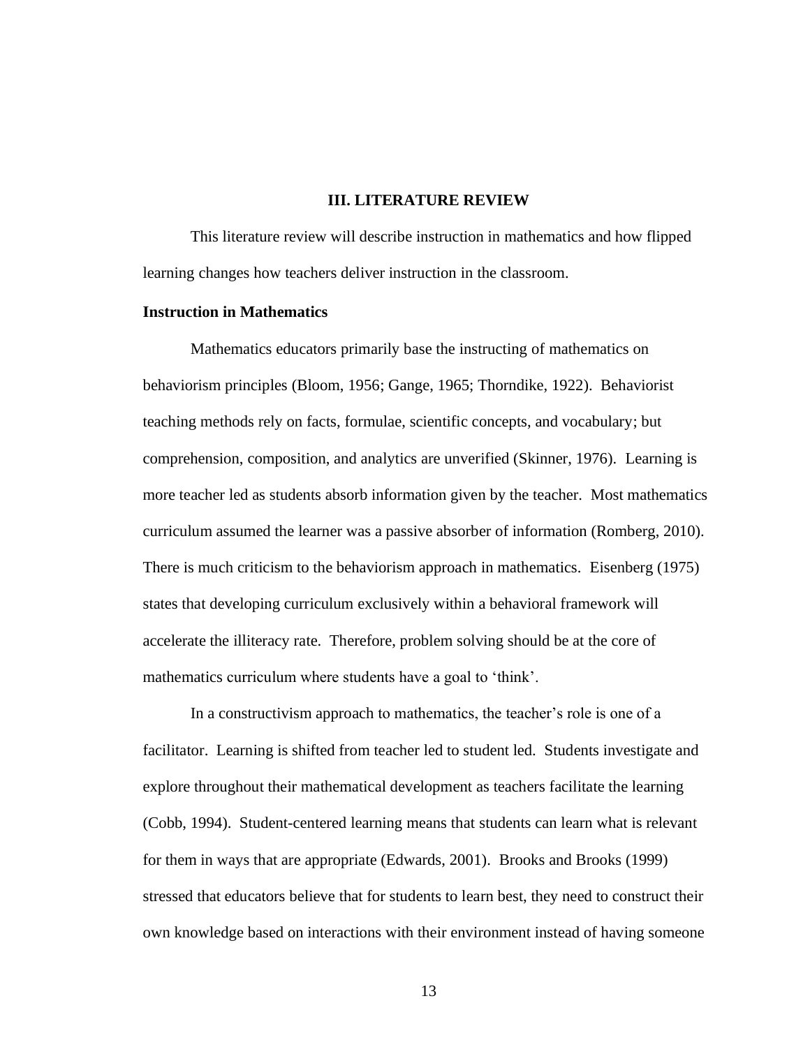# III. LITERATURE REVIEW

This literature review will describe instruction in mathematics and how flipped learning changes how teachers deliver instruction in the classroom.

## Instruction in Mathematics

Mathematics educators primarily base the instructing of mathematics on behaviorism principles (Bloom, 1956; Gange, 1965; Thorndike, 1922). Behaviorist teaching methods rely on facts, formulae, scientific concepts, and vocabulary; but comprehension, composition, and analytics are unverified (Skinner, 1976). Learning is more teacher led as students absorb information given by the teacher. Most mathematics curriculum assumed the learner was a passive absorber of information (Romberg, 2010). There is much criticism to the behaviorism approach in mathematics. Eisenberg (1975) states that developing curriculum exclusively within a behavioral framework will accelerate the illiteracy rate. Therefore, problem solving should be at the core of mathematics curriculum where students have a goal to 'think'.

In a constructivism approach to mathematics, the teacher's role is one of a facilitator. Learning is shifted from teacher led to student led. Students investigate and explore throughout their mathematical development as teachers facilitate the learning (Cobb, 1994). Student-centered learning means that students can learn what is relevant for them in ways that are appropriate (Edwards, 2001). Brooks and Brooks (1999) stressed that educators believe that for students to learn best, they need to construct their own knowledge based on interactions with their environment instead of having someone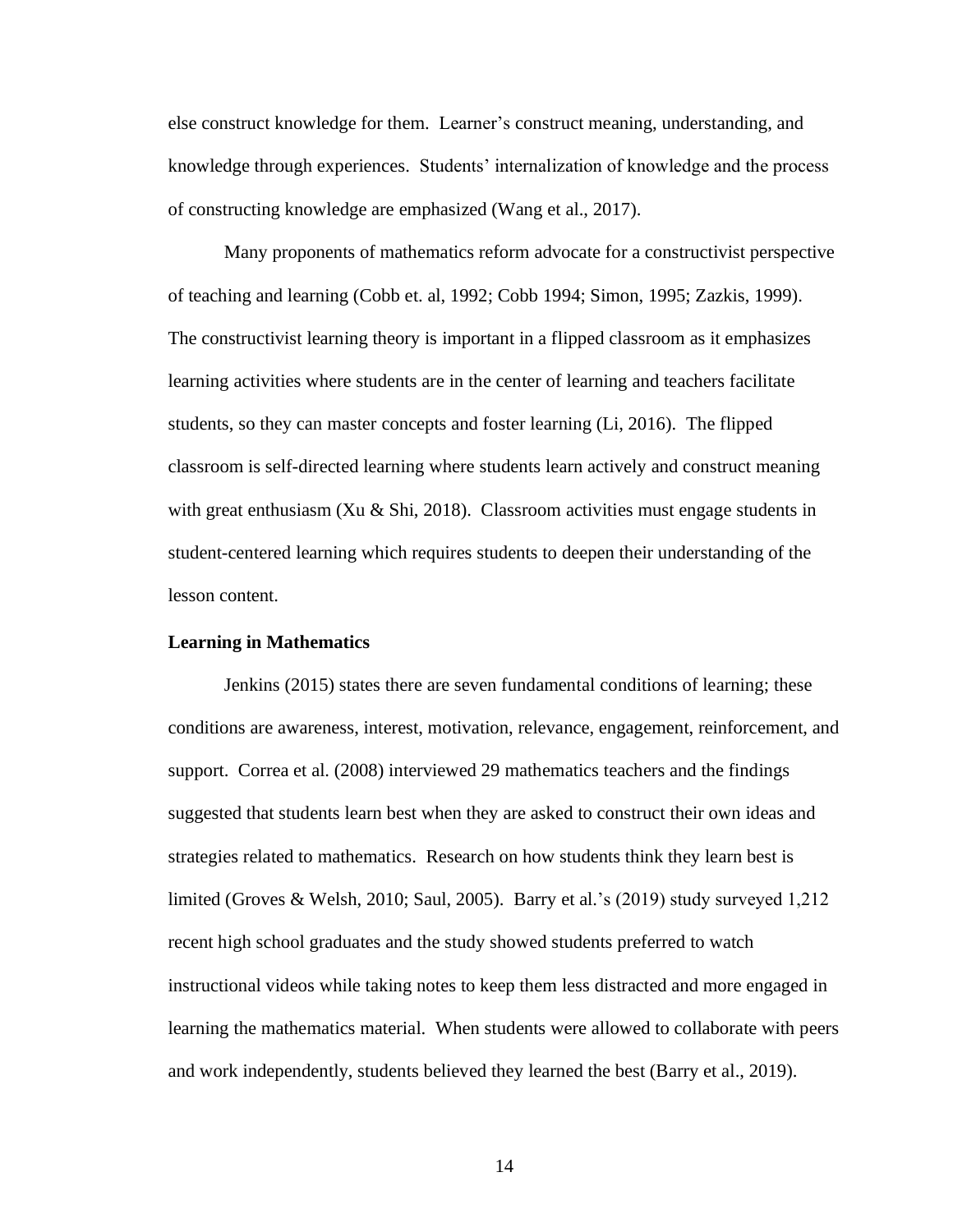else construct knowledge for them. Learner's construct meaning, understanding, and knowledge through experiences. Students' internalization of knowledge and the process of constructing knowledge are emphasized (Wang et al., 2017).

Many proponents of mathematics reform advocate for a constructivist perspective of teaching and learning (Cobb et. al, 1992; Cobb 1994; Simon, 1995; Zazkis, 1999). The constructivist learning theory is important in a flipped classroom as it emphasizes learning activities where students are in the center of learning and teachers facilitate students, so they can master concepts and foster learning (Li, 2016). The flipped classroom is self-directed learning where students learn actively and construct meaning with great enthusiasm (Xu & Shi, 2018). Classroom activities must engage students in student-centered learning which requires students to deepen their understanding of the lesson content.

**Learning in Mathematics**

Jenkins (2015) states there are seven fundamental conditions of learning; these conditions are awareness, interest, motivation, relevance, engagement, reinforcement, and support. Correa et al. (2008) interviewed 29 mathematics teachers and the findings suggested that students learn best when they are asked to construct their own ideas and strategies related to mathematics. Research on how students think they learn best is limited (Groves & Welsh, 2010; Saul, 2005). Barry et al.'s (2019) study surveyed 1,212 recent high school graduates and the study showed students preferred to watch instructional videos while taking notes to keep them less distracted and more engaged in learning the mathematics material. When students were allowed to collaborate with peers and work independently, students believed they learned the best (Barry et al., 2019).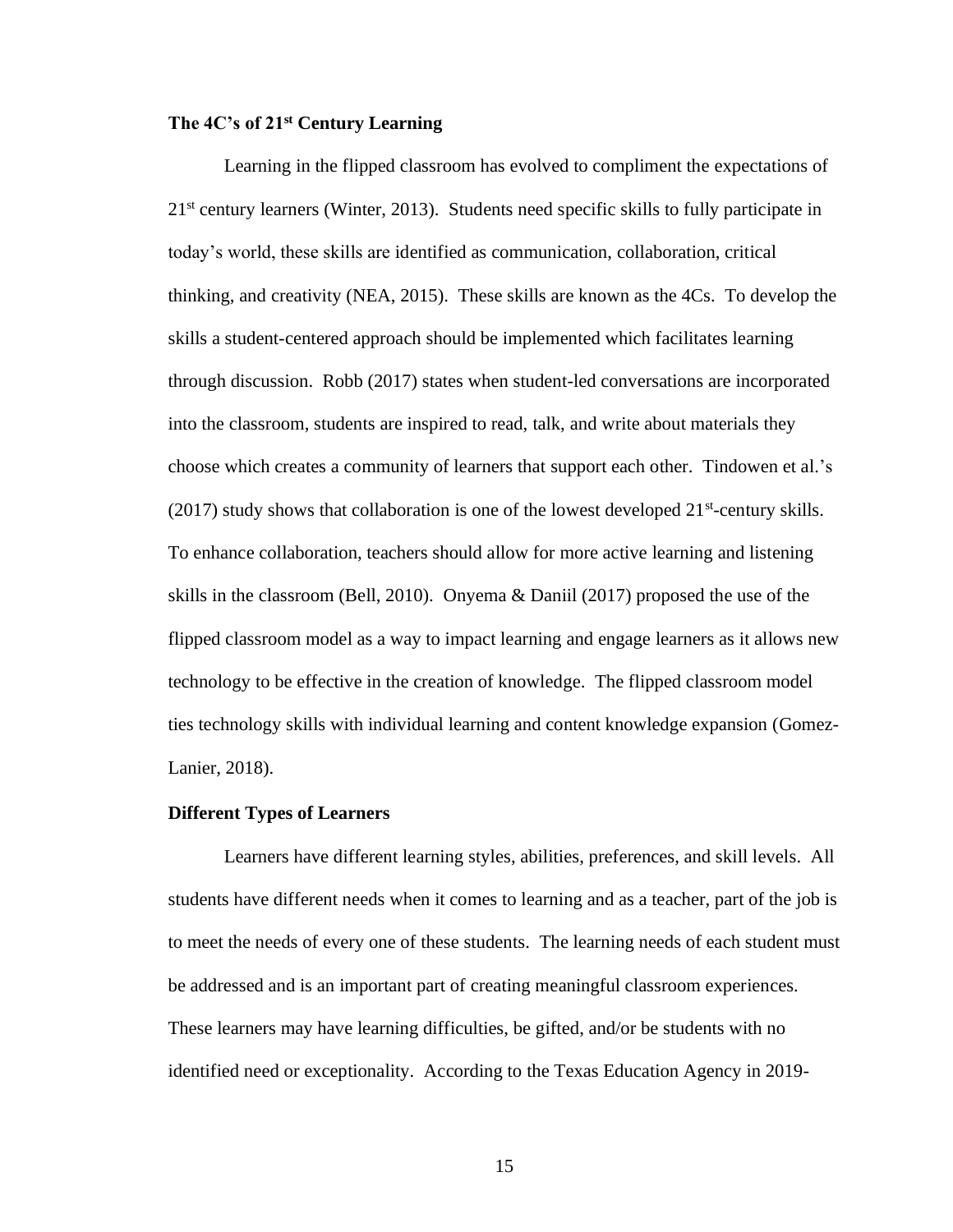**The 4C's of 21st Century Learning**

Learning in the flipped classroom has evolved to compliment the expectations of 21st century learners (Winter, 2013). Students need specific skills to fully participate in today's world, these skills are identified as communication, collaboration, critical thinking, and creativity (NEA, 2015). These skills are known as the 4Cs. To develop the skills a student-centered approach should be implemented which facilitates learning through discussion. Robb (2017) states when student-led conversations are incorporated into the classroom, students are inspired to read, talk, and write about materials they choose which creates a community of learners that support each other. Tindowen et al.'s (2017) study shows that collaboration is one of the lowest developed 21st-century skills. To enhance collaboration, teachers should allow for more active learning and listening skills in the classroom (Bell, 2010). Onyema & Daniil (2017) proposed the use of the flipped classroom model as a way to impact learning and engage learners as it allows new technology to be effective in the creation of knowledge. The flipped classroom model ties technology skills with individual learning and content knowledge expansion (Gomez-Lanier, 2018).

**Different Types of Learners**

Learners have different learning styles, abilities, preferences, and skill levels. All students have different needs when it comes to learning and as a teacher, part of the job is to meet the needs of every one of these students. The learning needs of each student must be addressed and is an important part of creating meaningful classroom experiences. These learners may have learning difficulties, be gifted, and/or be students with no identified need or exceptionality. According to the Texas Education Agency in 2019-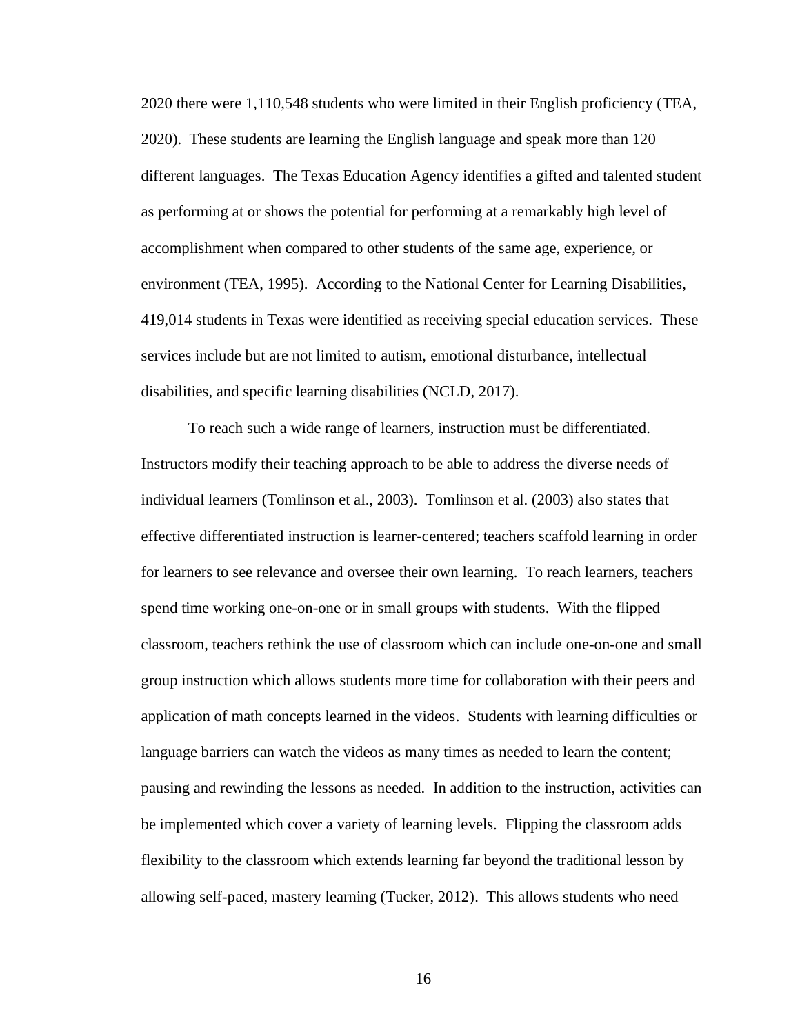2020 there were 1,110,548 students who were limited in their English proficiency (TEA, 2020). These students are learning the English language and speak more than 120 different languages. The Texas Education Agency identifies a gifted and talented student as performing at or shows the potential for performing at a remarkably high level of accomplishment when compared to other students of the same age, experience, or environment (TEA, 1995). According to the National Center for Learning Disabilities, 419,014 students in Texas were identified as receiving special education services. These services include but are not limited to autism, emotional disturbance, intellectual disabilities, and specific learning disabilities (NCLD, 2017).

To reach such a wide range of learners, instruction must be differentiated. Instructors modify their teaching approach to be able to address the diverse needs of individual learners (Tomlinson et al., 2003). Tomlinson et al. (2003) also states that effective differentiated instruction is learner-centered; teachers scaffold learning in order for learners to see relevance and oversee their own learning. To reach learners, teachers spend time working one-on-one or in small groups with students. With the flipped classroom, teachers rethink the use of classroom which can include one-on-one and small group instruction which allows students more time for collaboration with their peers and application of math concepts learned in the videos. Students with learning difficulties or language barriers can watch the videos as many times as needed to learn the content; pausing and rewinding the lessons as needed. In addition to the instruction, activities can be implemented which cover a variety of learning levels. Flipping the classroom adds flexibility to the classroom which extends learning far beyond the traditional lesson by allowing self-paced, mastery learning (Tucker, 2012). This allows students who need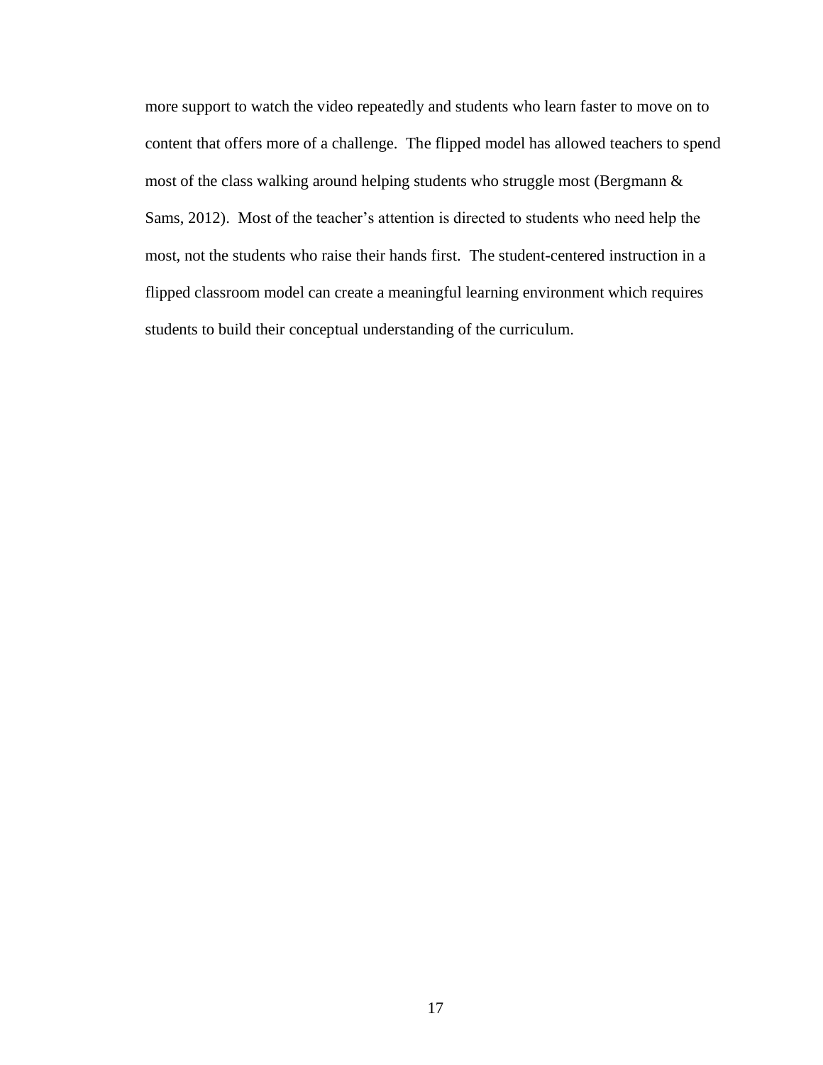more support to watch the video repeatedly and students who learn faster to move on to content that offers more of a challenge. The flipped model has allowed teachers to spend most of the class walking around helping students who struggle most (Bergmann & Sams, 2012). Most of the teacher's attention is directed to students who need help the most, not the students who raise their hands first. The student-centered instruction in a flipped classroom model can create a meaningful learning environment which requires students to build their conceptual understanding of the curriculum.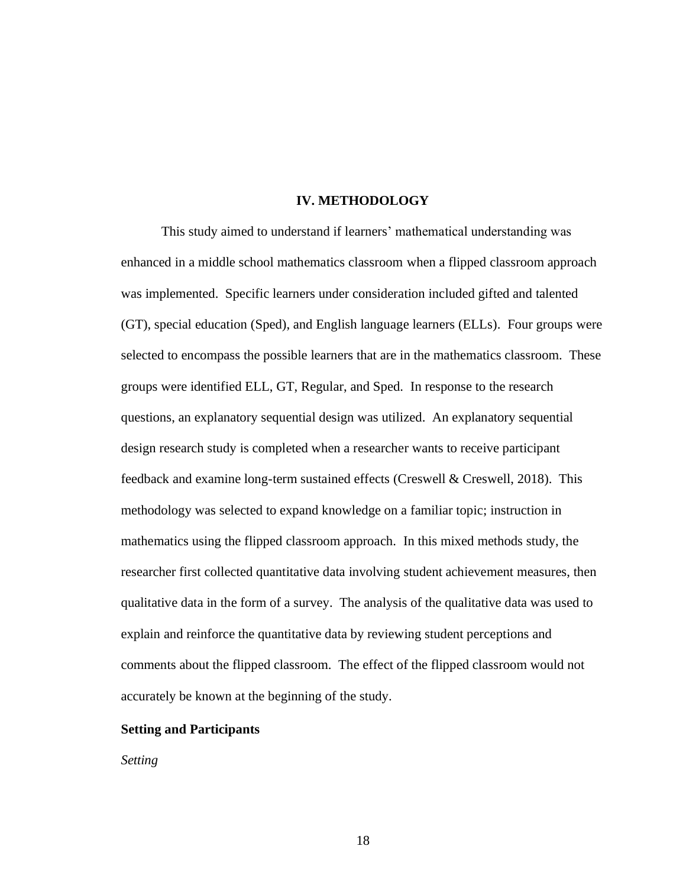# IV. METHODOLOGY

This study aimed to understand if learners' mathematical understanding was enhanced in a middle school mathematics classroom when a flipped classroom approach was implemented. Specific learners under consideration included gifted and talented (GT), special education (Sped), and English language learners (ELLs). Four groups were selected to encompass the possible learners that are in the mathematics classroom. These groups were identified ELL, GT, Regular, and Sped. In response to the research questions, an explanatory sequential design was utilized. An explanatory sequential design research study is completed when a researcher wants to receive participant feedback and examine long-term sustained effects (Creswell & Creswell, 2018). This methodology was selected to expand knowledge on a familiar topic; instruction in mathematics using the flipped classroom approach. In this mixed methods study, the researcher first collected quantitative data involving student achievement measures, then qualitative data in the form of a survey. The analysis of the qualitative data was used to explain and reinforce the quantitative data by reviewing student perceptions and comments about the flipped classroom. The effect of the flipped classroom would not accurately be known at the beginning of the study.

## Setting and Participants

### *Setting*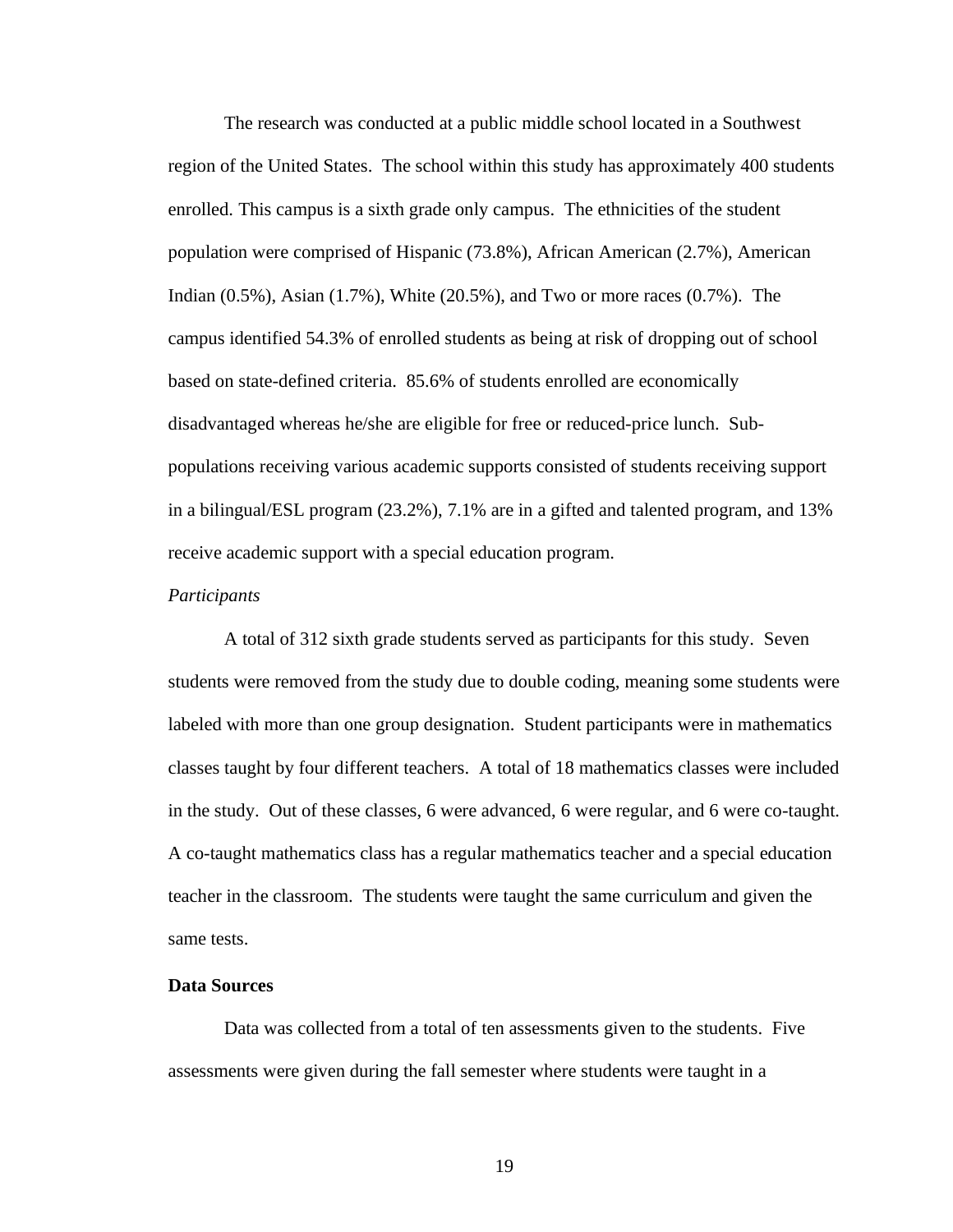The research was conducted at a public middle school located in a Southwest region of the United States. The school within this study has approximately 400 students enrolled. This campus is a sixth grade only campus. The ethnicities of the student population were comprised of Hispanic (73.8%), African American (2.7%), American Indian (0.5%), Asian (1.7%), White (20.5%), and Two or more races (0.7%). The campus identified 54.3% of enrolled students as being at risk of dropping out of school based on state-defined criteria. 85.6% of students enrolled are economically disadvantaged whereas he/she are eligible for free or reduced-price lunch. Sub-populations receiving various academic supports consisted of students receiving support in a bilingual/ESL program (23.2%), 7.1% are in a gifted and talented program, and 13% receive academic support with a special education program.

*Participants*

A total of 312 sixth grade students served as participants for this study. Seven students were removed from the study due to double coding, meaning some students were labeled with more than one group designation. Student participants were in mathematics classes taught by four different teachers. A total of 18 mathematics classes were included in the study. Out of these classes, 6 were advanced, 6 were regular, and 6 were co-taught. A co-taught mathematics class has a regular mathematics teacher and a special education teacher in the classroom. The students were taught the same curriculum and given the same tests.

**Data Sources**

Data was collected from a total of ten assessments given to the students. Five assessments were given during the fall semester where students were taught in a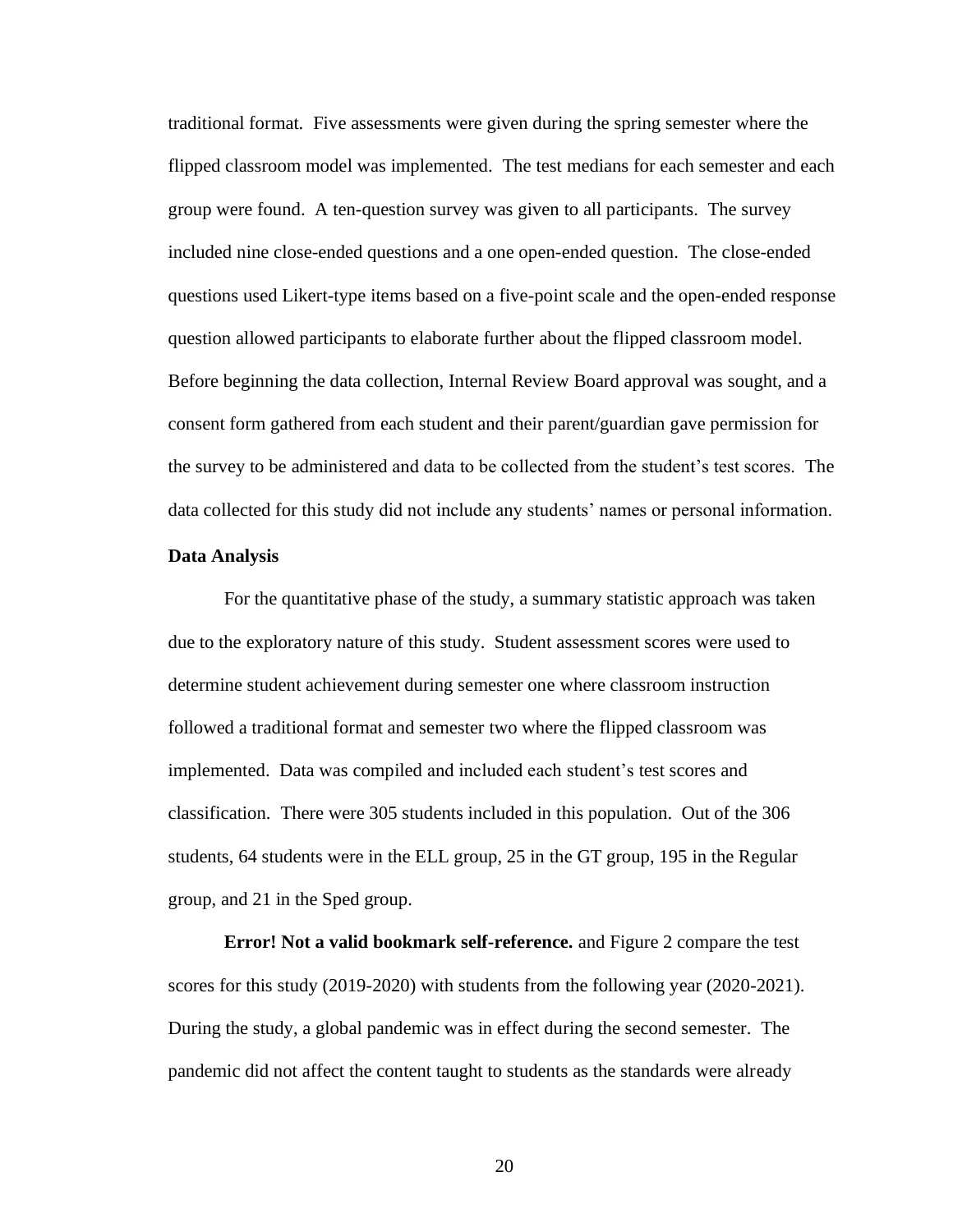traditional format. Five assessments were given during the spring semester where the flipped classroom model was implemented. The test medians for each semester and each group were found. A ten-question survey was given to all participants. The survey included nine close-ended questions and a one open-ended question. The close-ended questions used Likert-type items based on a five-point scale and the open-ended response question allowed participants to elaborate further about the flipped classroom model. Before beginning the data collection, Internal Review Board approval was sought, and a consent form gathered from each student and their parent/guardian gave permission for the survey to be administered and data to be collected from the student's test scores. The data collected for this study did not include any students' names or personal information.

**Data Analysis**

For the quantitative phase of the study, a summary statistic approach was taken due to the exploratory nature of this study. Student assessment scores were used to determine student achievement during semester one where classroom instruction followed a traditional format and semester two where the flipped classroom was implemented. Data was compiled and included each student's test scores and classification. There were 305 students included in this population. Out of the 306 students, 64 students were in the ELL group, 25 in the GT group, 195 in the Regular group, and 21 in the Sped group.

**Error! Not a valid bookmark self-reference.** and Figure 2 compare the test scores for this study (2019-2020) with students from the following year (2020-2021). During the study, a global pandemic was in effect during the second semester. The pandemic did not affect the content taught to students as the standards were already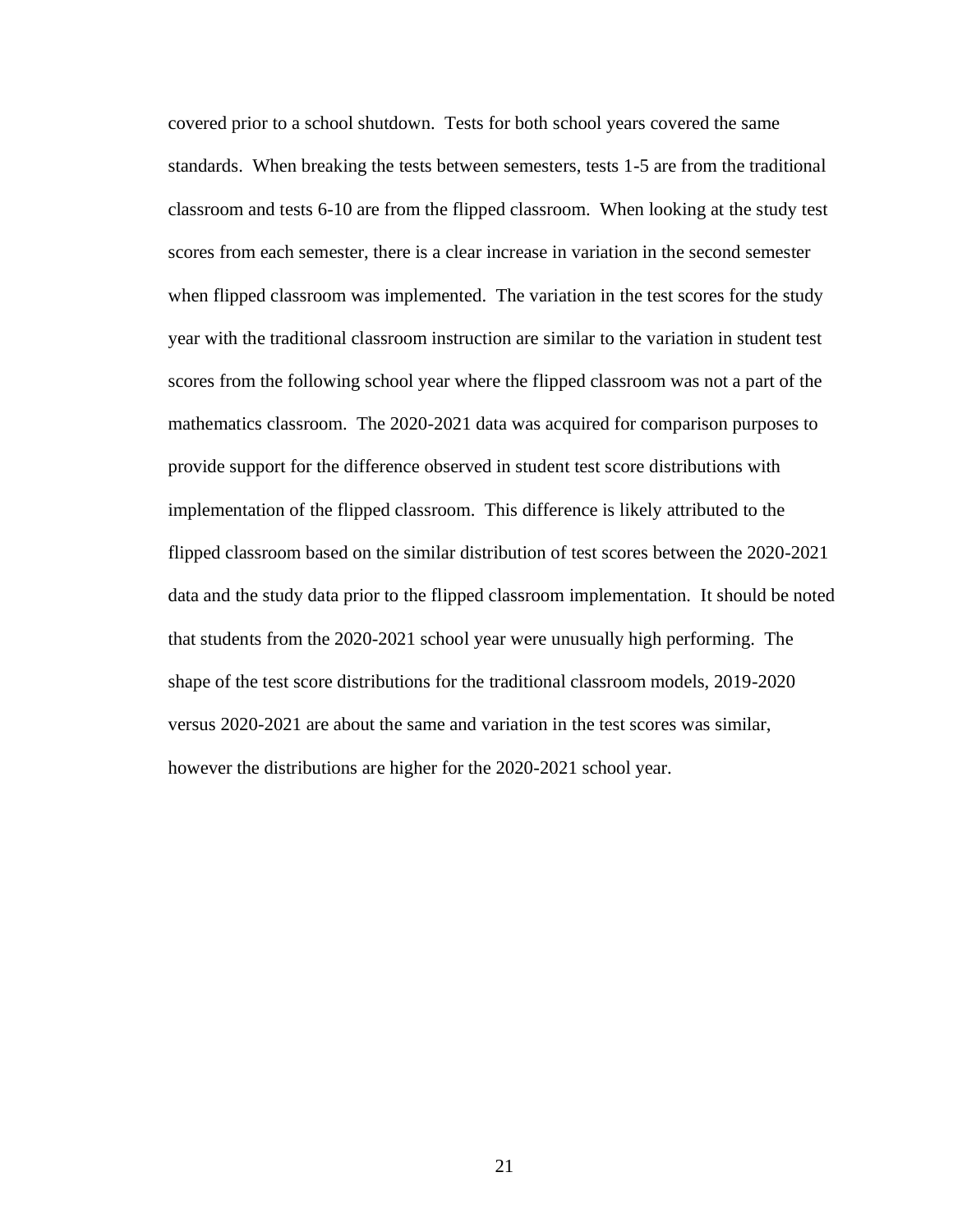covered prior to a school shutdown. Tests for both school years covered the same standards. When breaking the tests between semesters, tests 1-5 are from the traditional classroom and tests 6-10 are from the flipped classroom. When looking at the study test scores from each semester, there is a clear increase in variation in the second semester when flipped classroom was implemented. The variation in the test scores for the study year with the traditional classroom instruction are similar to the variation in student test scores from the following school year where the flipped classroom was not a part of the mathematics classroom. The 2020-2021 data was acquired for comparison purposes to provide support for the difference observed in student test score distributions with implementation of the flipped classroom. This difference is likely attributed to the flipped classroom based on the similar distribution of test scores between the 2020-2021 data and the study data prior to the flipped classroom implementation. It should be noted that students from the 2020-2021 school year were unusually high performing. The shape of the test score distributions for the traditional classroom models, 2019-2020 versus 2020-2021 are about the same and variation in the test scores was similar, however the distributions are higher for the 2020-2021 school year.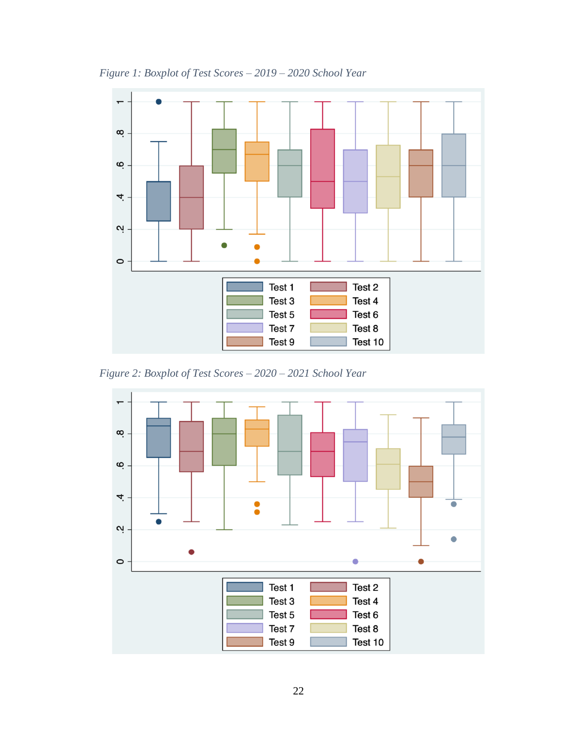*Figure 1: Boxplot of Test Scores – 2019 – 2020 School Year*

*Figure 2: Boxplot of Test Scores – 2020 – 2021 School Year*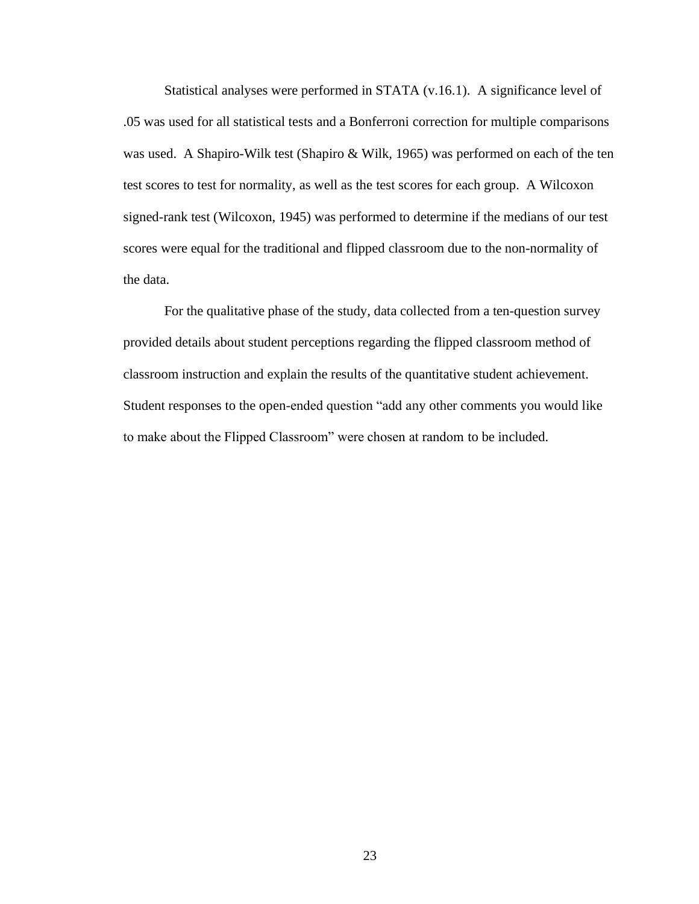Statistical analyses were performed in STATA (v.16.1). A significance level of .05 was used for all statistical tests and a Bonferroni correction for multiple comparisons was used. A Shapiro-Wilk test (Shapiro & Wilk, 1965) was performed on each of the ten test scores to test for normality, as well as the test scores for each group. A Wilcoxon signed-rank test (Wilcoxon, 1945) was performed to determine if the medians of our test scores were equal for the traditional and flipped classroom due to the non-normality of the data.

For the qualitative phase of the study, data collected from a ten-question survey provided details about student perceptions regarding the flipped classroom method of classroom instruction and explain the results of the quantitative student achievement. Student responses to the open-ended question "add any other comments you would like to make about the Flipped Classroom" were chosen at random to be included.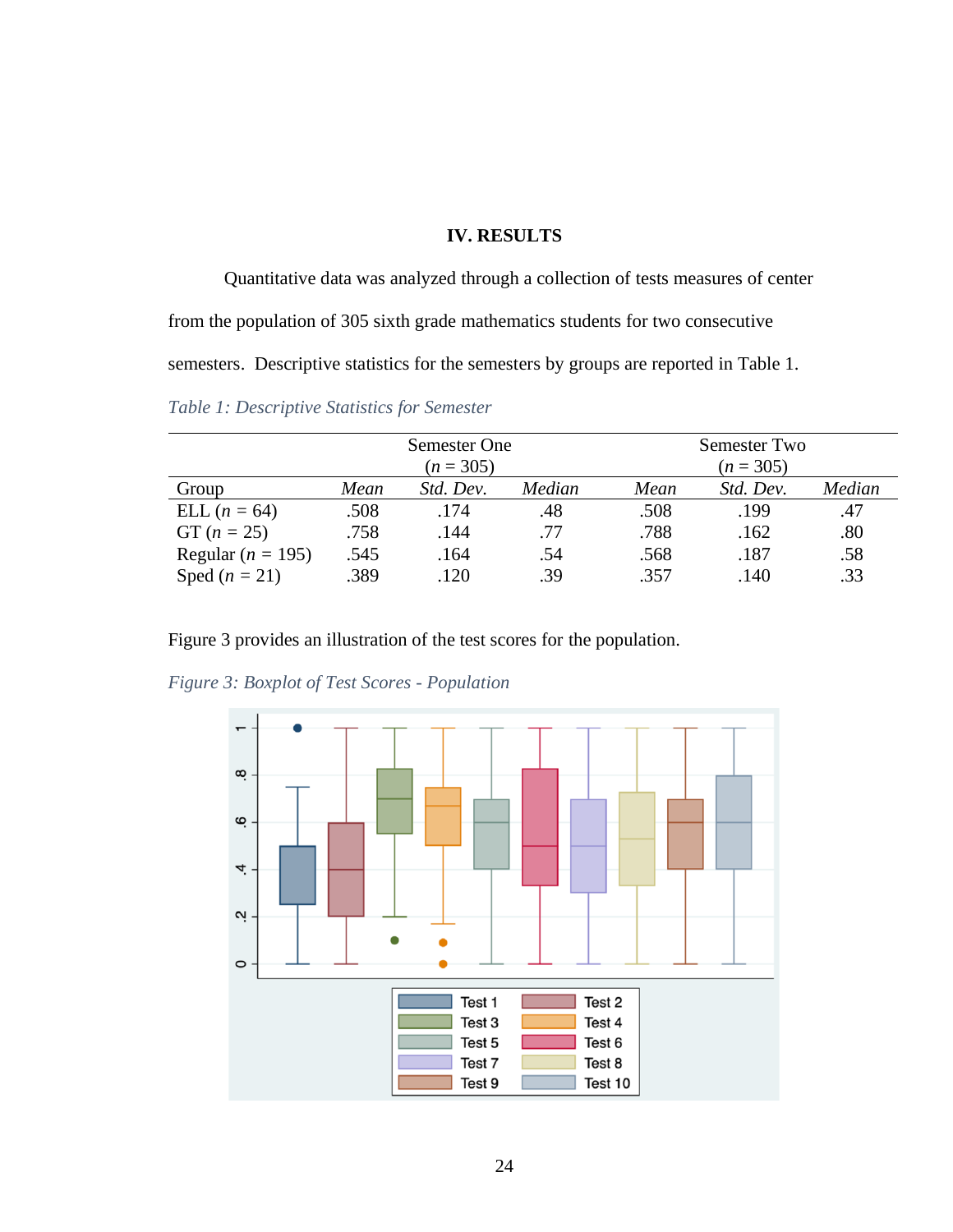# IV. RESULTS

Quantitative data was analyzed through a collection of tests measures of center from the population of 305 sixth grade mathematics students for two consecutive semesters. Descriptive statistics for the semesters by groups are reported in Table 1.

*Table 1: Descriptive Statistics for Semester*

| | Semester One ($n$ = 305) | | | Semester Two ($n$ = 305) | | |
|---|---|---|---|---|---|---|
| Group | *Mean* | *Std. Dev.* | *Median* | *Mean* | *Std. Dev.* | *Median* |
| ELL ($n$ = 64) | .508 | .174 | .48 | .508 | .199 | .47 |
| GT ($n$ = 25) | .758 | .144 | .77 | .788 | .162 | .80 |
| Regular ($n$ = 195) | .545 | .164 | .54 | .568 | .187 | .58 |
| Sped ($n$ = 21) | .389 | .120 | .39 | .357 | .140 | .33 |

Figure 3 provides an illustration of the test scores for the population.

*Figure 3: Boxplot of Test Scores - Population*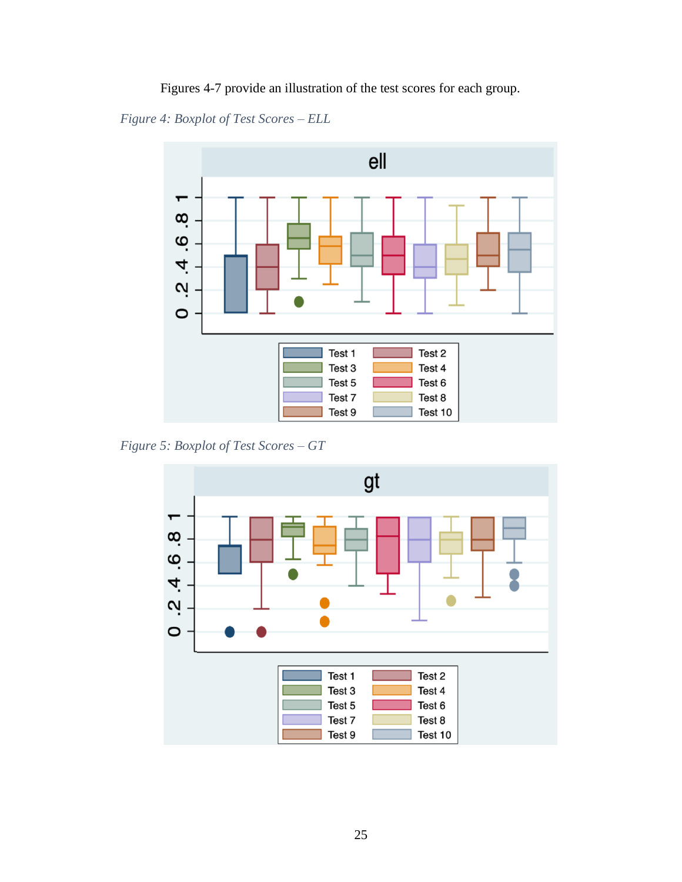Figures 4-7 provide an illustration of the test scores for each group.

*Figure 4: Boxplot of Test Scores – ELL*

*Figure 5: Boxplot of Test Scores – GT*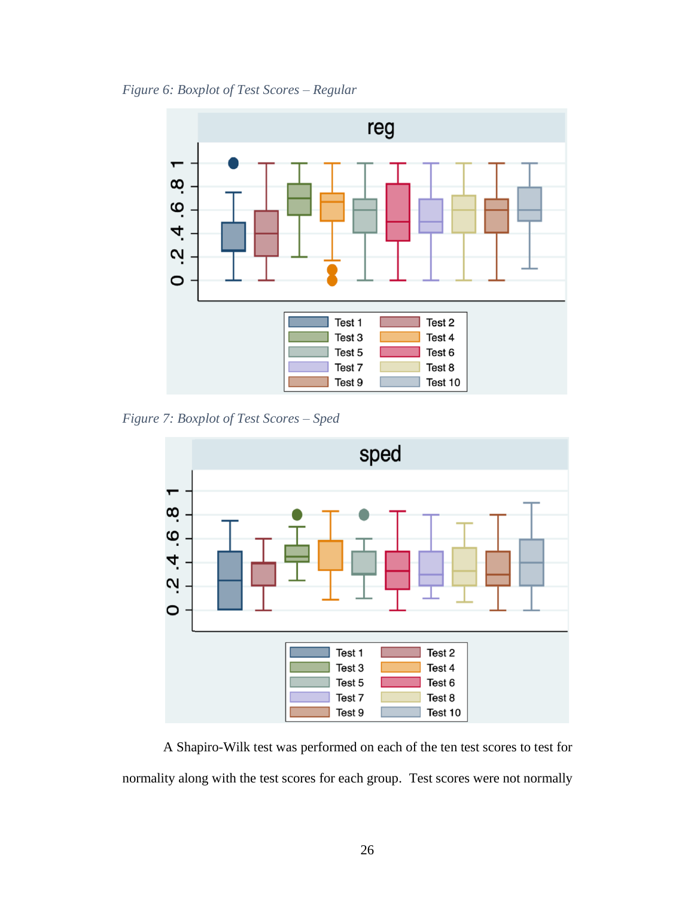*Figure 6: Boxplot of Test Scores – Regular*

*Figure 7: Boxplot of Test Scores – Sped*

A Shapiro-Wilk test was performed on each of the ten test scores to test for normality along with the test scores for each group. Test scores were not normally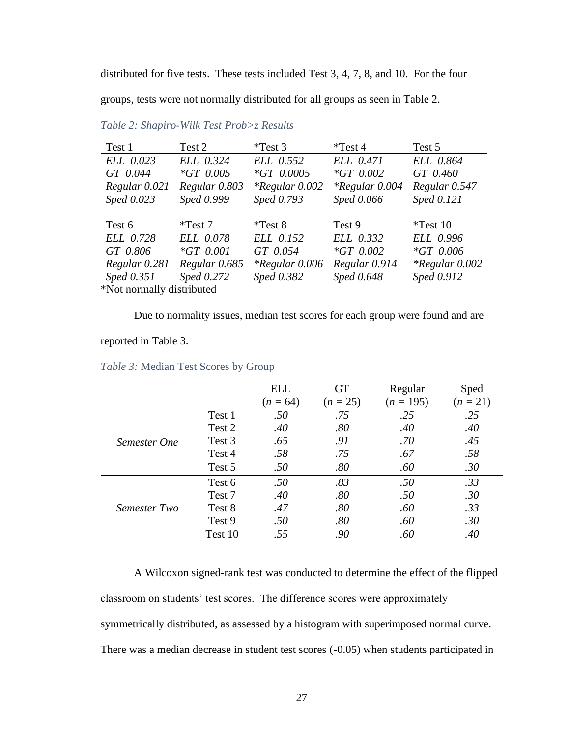distributed for five tests. These tests included Test 3, 4, 7, 8, and 10. For the four groups, tests were not normally distributed for all groups as seen in Table 2.

*Table 2: Shapiro-Wilk Test Prob>z Results*

| Test 1 | Test 2 | *Test 3 | *Test 4 | Test 5 |
|---|---|---|---|---|
| *ELL 0.023* | *ELL 0.324* | *ELL 0.552* | *ELL 0.471* | *ELL 0.864* |
| *GT 0.044* | **GT 0.005* | **GT 0.0005* | **GT 0.002* | *GT 0.460* |
| *Regular 0.021* | *Regular 0.803* | **Regular 0.002* | **Regular 0.004* | *Regular 0.547* |
| *Sped 0.023* | *Sped 0.999* | *Sped 0.793* | *Sped 0.066* | *Sped 0.121* |

| Test 6 | *Test 7 | *Test 8 | Test 9 | *Test 10 |
|---|---|---|---|---|
| *ELL 0.728* | *ELL 0.078* | *ELL 0.152* | *ELL 0.332* | *ELL 0.996* |
| *GT 0.806* | **GT 0.001* | *GT 0.054* | **GT 0.002* | **GT 0.006* |
| *Regular 0.281* | *Regular 0.685* | **Regular 0.006* | *Regular 0.914* | **Regular 0.002* |
| *Sped 0.351* | *Sped 0.272* | *Sped 0.382* | *Sped 0.648* | *Sped 0.912* |

*Not normally distributed

Due to normality issues, median test scores for each group were found and are reported in Table 3.

*Table 3:* Median Test Scores by Group

| | | ELL ($n$ = 64) | GT ($n$ = 25) | Regular ($n$ = 195) | Sped ($n$ = 21) |
|---|---|---|---|---|---|
| *Semester One* | Test 1 | *.50* | *.75* | *.25* | *.25* |
| | Test 2 | *.40* | *.80* | *.40* | *.40* |
| | Test 3 | *.65* | *.91* | *.70* | *.45* |
| | Test 4 | *.58* | *.75* | *.67* | *.58* |
| | Test 5 | *.50* | *.80* | *.60* | *.30* |
| *Semester Two* | Test 6 | *.50* | *.83* | *.50* | *.33* |
| | Test 7 | *.40* | *.80* | *.50* | *.30* |
| | Test 8 | *.47* | *.80* | *.60* | *.33* |
| | Test 9 | *.50* | *.80* | *.60* | *.30* |
| | Test 10 | *.55* | *.90* | *.60* | *.40* |

A Wilcoxon signed-rank test was conducted to determine the effect of the flipped classroom on students' test scores. The difference scores were approximately symmetrically distributed, as assessed by a histogram with superimposed normal curve. There was a median decrease in student test scores (-0.05) when students participated in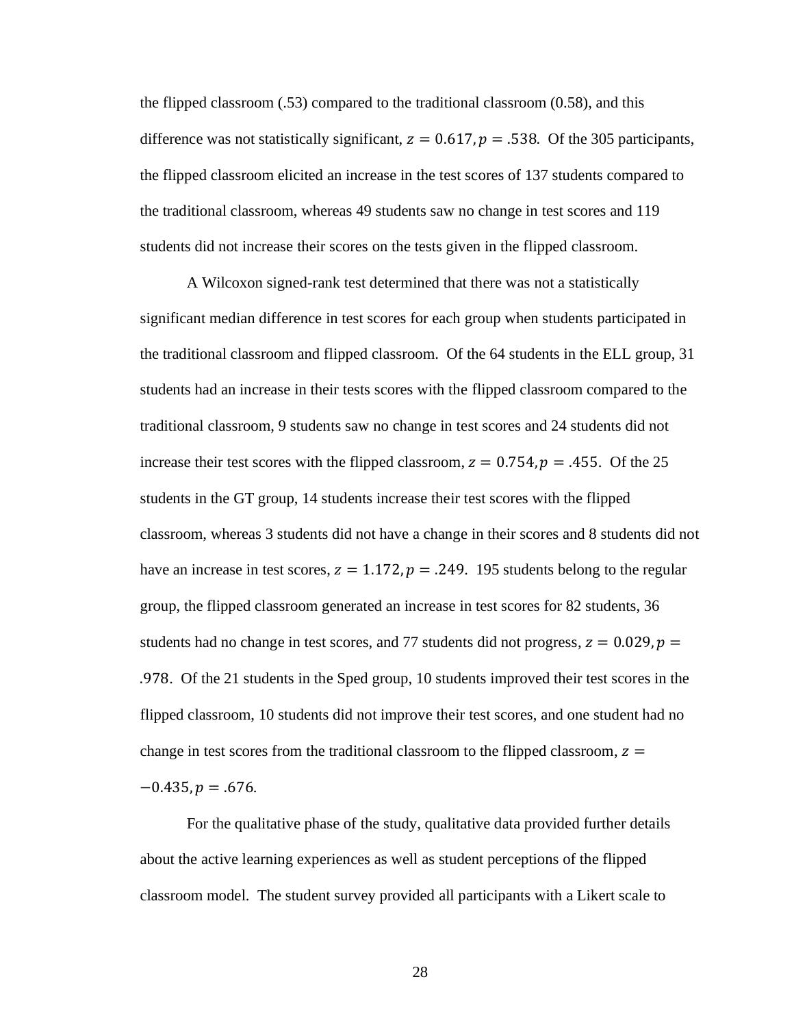the flipped classroom (.53) compared to the traditional classroom (0.58), and this difference was not statistically significant, $z = 0.617, p = .538$. Of the 305 participants, the flipped classroom elicited an increase in the test scores of 137 students compared to the traditional classroom, whereas 49 students saw no change in test scores and 119 students did not increase their scores on the tests given in the flipped classroom.

A Wilcoxon signed-rank test determined that there was not a statistically significant median difference in test scores for each group when students participated in the traditional classroom and flipped classroom. Of the 64 students in the ELL group, 31 students had an increase in their tests scores with the flipped classroom compared to the traditional classroom, 9 students saw no change in test scores and 24 students did not increase their test scores with the flipped classroom, $z = 0.754, p = .455$. Of the 25 students in the GT group, 14 students increase their test scores with the flipped classroom, whereas 3 students did not have a change in their scores and 8 students did not have an increase in test scores, $z = 1.172, p = .249$. 195 students belong to the regular group, the flipped classroom generated an increase in test scores for 82 students, 36 students had no change in test scores, and 77 students did not progress, $z = 0.029, p = .978$. Of the 21 students in the Sped group, 10 students improved their test scores in the flipped classroom, 10 students did not improve their test scores, and one student had no change in test scores from the traditional classroom to the flipped classroom, $z = -0.435, p = .676$.

For the qualitative phase of the study, qualitative data provided further details about the active learning experiences as well as student perceptions of the flipped classroom model. The student survey provided all participants with a Likert scale to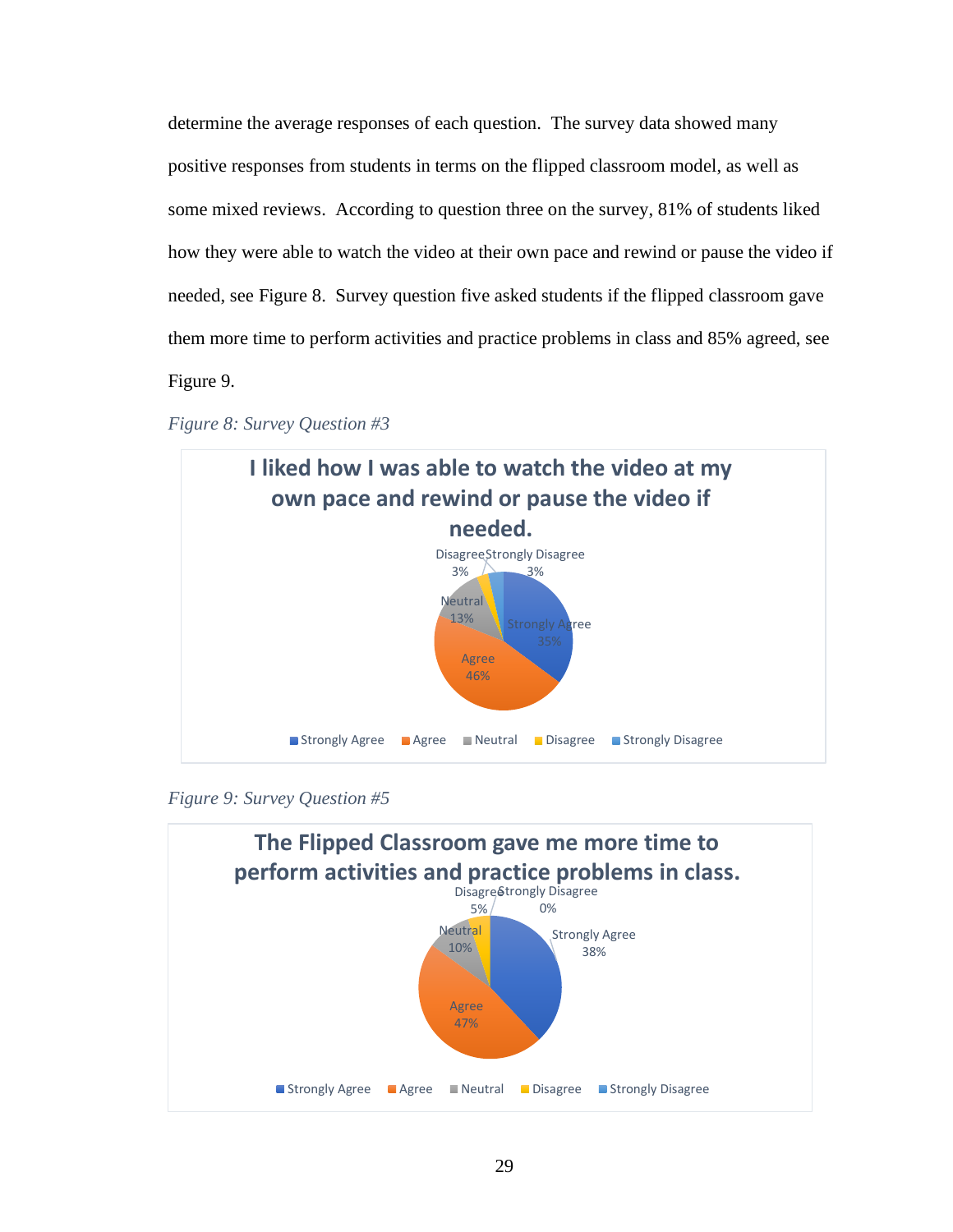determine the average responses of each question. The survey data showed many positive responses from students in terms on the flipped classroom model, as well as some mixed reviews. According to question three on the survey, 81% of students liked how they were able to watch the video at their own pace and rewind or pause the video if needed, see Figure 8. Survey question five asked students if the flipped classroom gave them more time to perform activities and practice problems in class and 85% agreed, see Figure 9.

*Figure 8: Survey Question #3*

*Figure 9: Survey Question #5*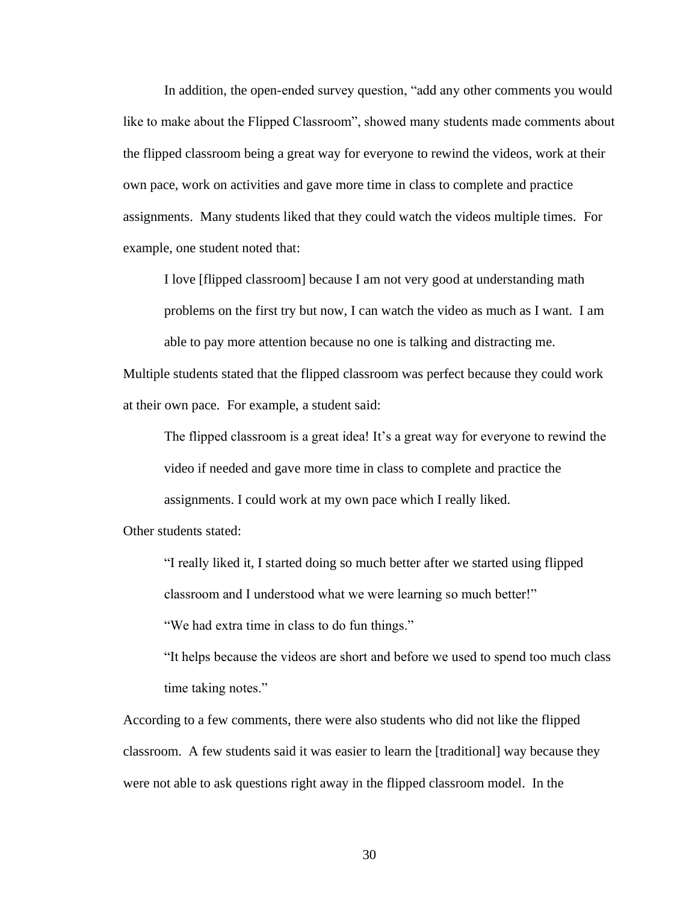In addition, the open-ended survey question, "add any other comments you would like to make about the Flipped Classroom", showed many students made comments about the flipped classroom being a great way for everyone to rewind the videos, work at their own pace, work on activities and gave more time in class to complete and practice assignments. Many students liked that they could watch the videos multiple times. For example, one student noted that:

> I love [flipped classroom] because I am not very good at understanding math problems on the first try but now, I can watch the video as much as I want. I am able to pay more attention because no one is talking and distracting me.

Multiple students stated that the flipped classroom was perfect because they could work at their own pace. For example, a student said:

> The flipped classroom is a great idea! It's a great way for everyone to rewind the video if needed and gave more time in class to complete and practice the assignments. I could work at my own pace which I really liked.

Other students stated:

> "I really liked it, I started doing so much better after we started using flipped classroom and I understood what we were learning so much better!"
>
> "We had extra time in class to do fun things."
>
> "It helps because the videos are short and before we used to spend too much class time taking notes."

According to a few comments, there were also students who did not like the flipped classroom. A few students said it was easier to learn the [traditional] way because they were not able to ask questions right away in the flipped classroom model. In the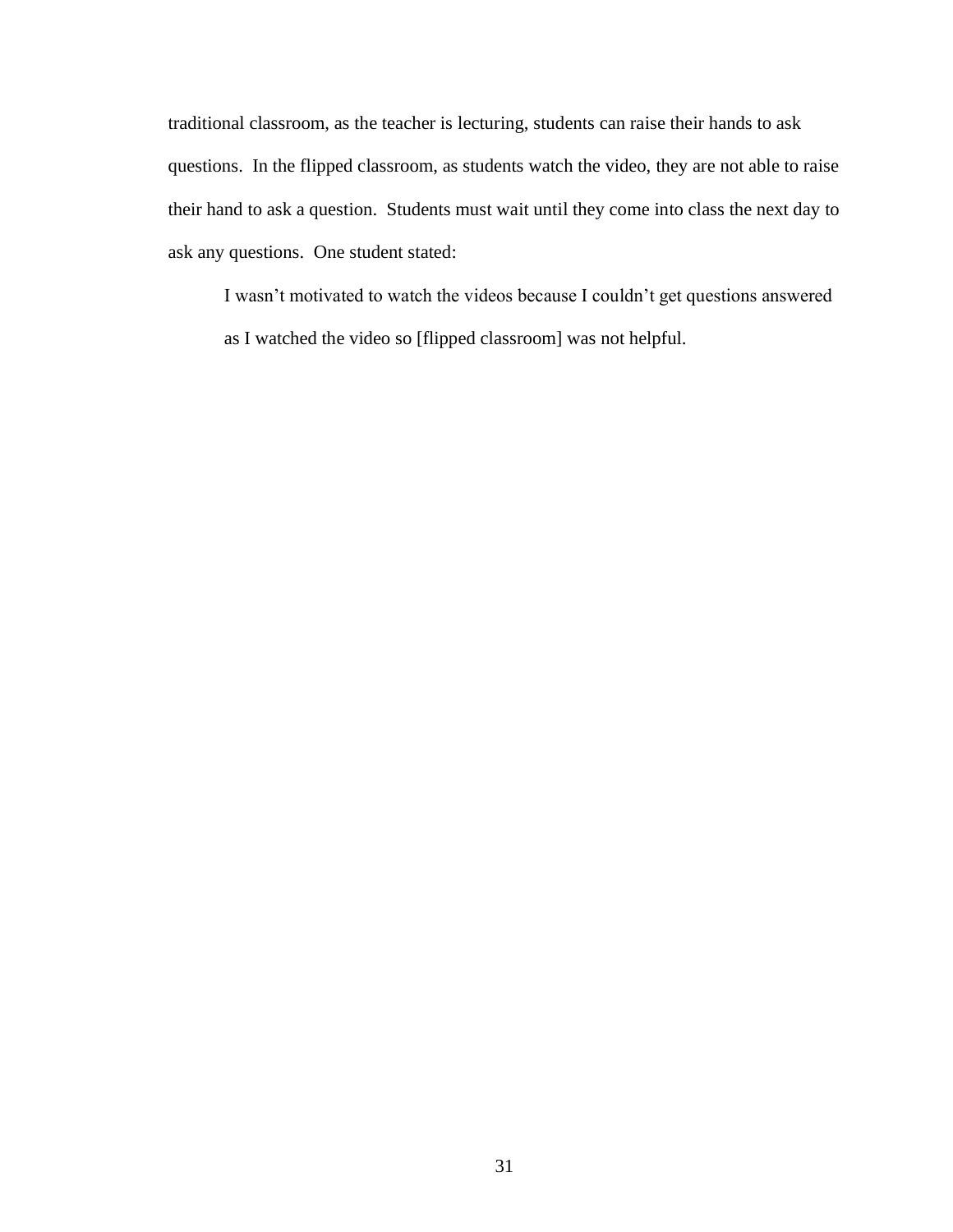traditional classroom, as the teacher is lecturing, students can raise their hands to ask questions. In the flipped classroom, as students watch the video, they are not able to raise their hand to ask a question. Students must wait until they come into class the next day to ask any questions. One student stated:

> I wasn't motivated to watch the videos because I couldn't get questions answered as I watched the video so [flipped classroom] was not helpful.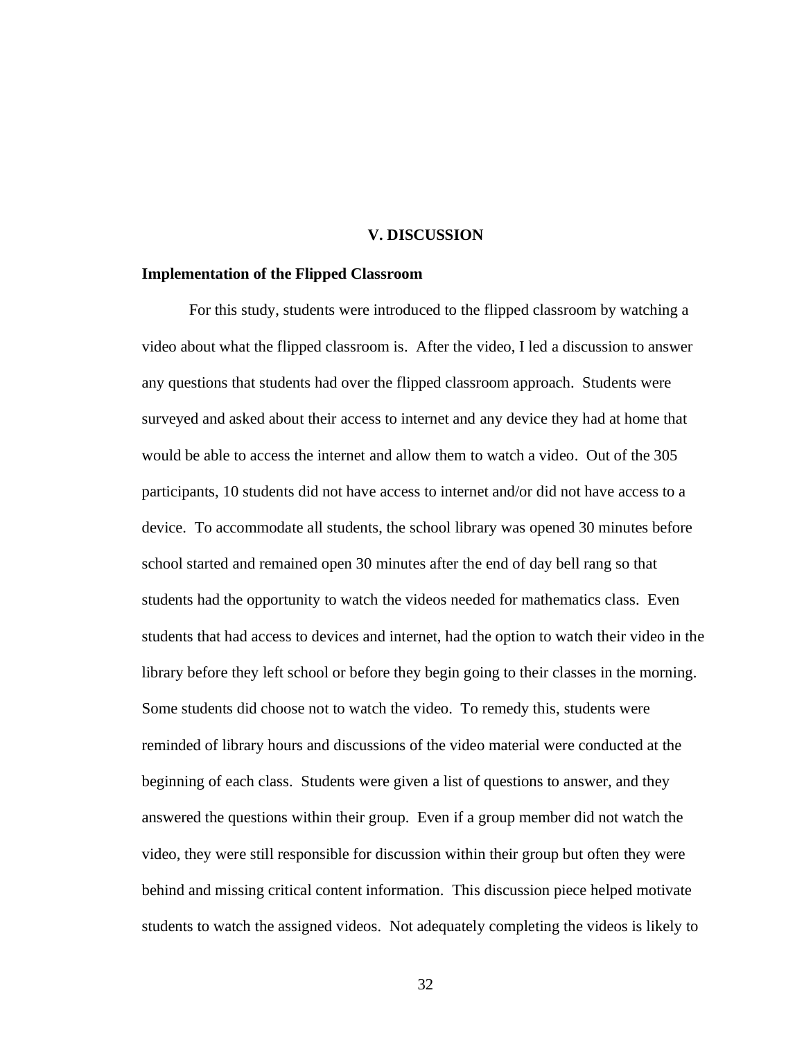# V. DISCUSSION

## Implementation of the Flipped Classroom

For this study, students were introduced to the flipped classroom by watching a video about what the flipped classroom is. After the video, I led a discussion to answer any questions that students had over the flipped classroom approach. Students were surveyed and asked about their access to internet and any device they had at home that would be able to access the internet and allow them to watch a video. Out of the 305 participants, 10 students did not have access to internet and/or did not have access to a device. To accommodate all students, the school library was opened 30 minutes before school started and remained open 30 minutes after the end of day bell rang so that students had the opportunity to watch the videos needed for mathematics class. Even students that had access to devices and internet, had the option to watch their video in the library before they left school or before they begin going to their classes in the morning. Some students did choose not to watch the video. To remedy this, students were reminded of library hours and discussions of the video material were conducted at the beginning of each class. Students were given a list of questions to answer, and they answered the questions within their group. Even if a group member did not watch the video, they were still responsible for discussion within their group but often they were behind and missing critical content information. This discussion piece helped motivate students to watch the assigned videos. Not adequately completing the videos is likely to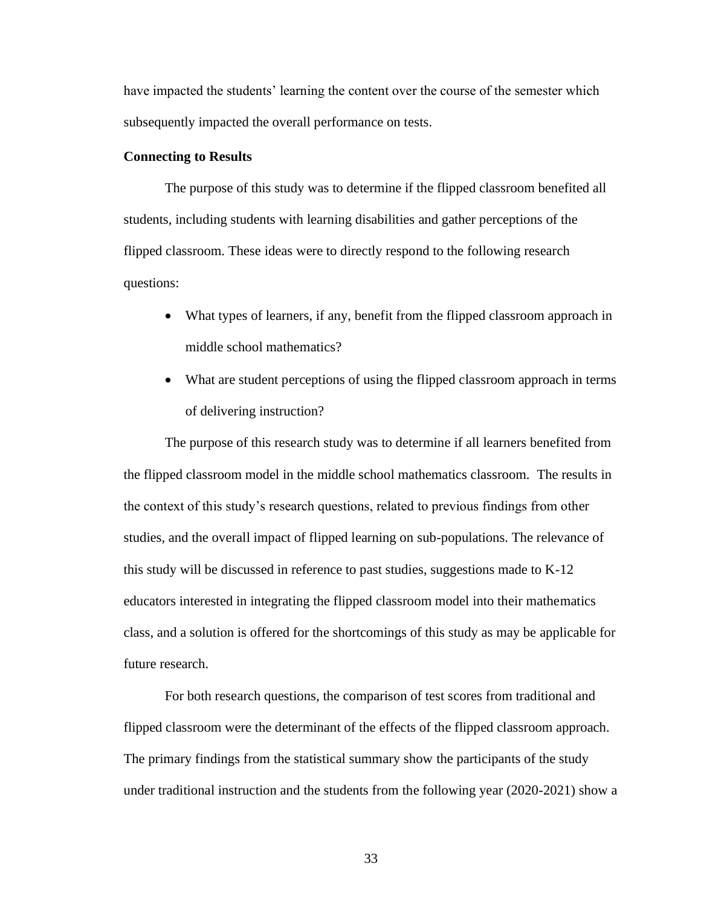have impacted the students' learning the content over the course of the semester which subsequently impacted the overall performance on tests.

### Connecting to Results

The purpose of this study was to determine if the flipped classroom benefited all students, including students with learning disabilities and gather perceptions of the flipped classroom. These ideas were to directly respond to the following research questions:

- What types of learners, if any, benefit from the flipped classroom approach in middle school mathematics?
- What are student perceptions of using the flipped classroom approach in terms of delivering instruction?

The purpose of this research study was to determine if all learners benefited from the flipped classroom model in the middle school mathematics classroom. The results in the context of this study's research questions, related to previous findings from other studies, and the overall impact of flipped learning on sub-populations. The relevance of this study will be discussed in reference to past studies, suggestions made to K-12 educators interested in integrating the flipped classroom model into their mathematics class, and a solution is offered for the shortcomings of this study as may be applicable for future research.

For both research questions, the comparison of test scores from traditional and flipped classroom were the determinant of the effects of the flipped classroom approach. The primary findings from the statistical summary show the participants of the study under traditional instruction and the students from the following year (2020-2021) show a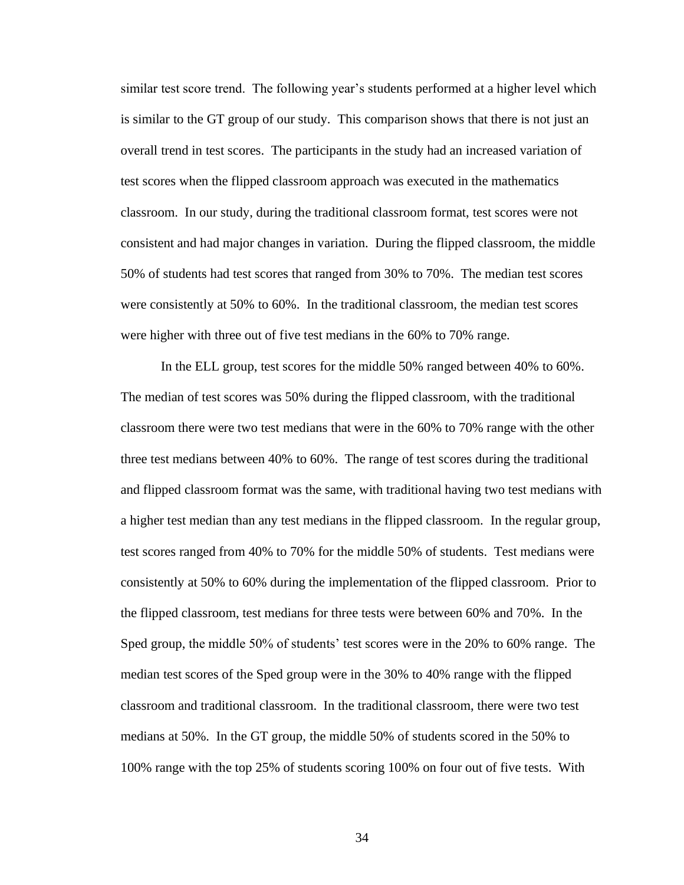similar test score trend. The following year's students performed at a higher level which is similar to the GT group of our study. This comparison shows that there is not just an overall trend in test scores. The participants in the study had an increased variation of test scores when the flipped classroom approach was executed in the mathematics classroom. In our study, during the traditional classroom format, test scores were not consistent and had major changes in variation. During the flipped classroom, the middle 50% of students had test scores that ranged from 30% to 70%. The median test scores were consistently at 50% to 60%. In the traditional classroom, the median test scores were higher with three out of five test medians in the 60% to 70% range.

In the ELL group, test scores for the middle 50% ranged between 40% to 60%. The median of test scores was 50% during the flipped classroom, with the traditional classroom there were two test medians that were in the 60% to 70% range with the other three test medians between 40% to 60%. The range of test scores during the traditional and flipped classroom format was the same, with traditional having two test medians with a higher test median than any test medians in the flipped classroom. In the regular group, test scores ranged from 40% to 70% for the middle 50% of students. Test medians were consistently at 50% to 60% during the implementation of the flipped classroom. Prior to the flipped classroom, test medians for three tests were between 60% and 70%. In the Sped group, the middle 50% of students' test scores were in the 20% to 60% range. The median test scores of the Sped group were in the 30% to 40% range with the flipped classroom and traditional classroom. In the traditional classroom, there were two test medians at 50%. In the GT group, the middle 50% of students scored in the 50% to 100% range with the top 25% of students scoring 100% on four out of five tests. With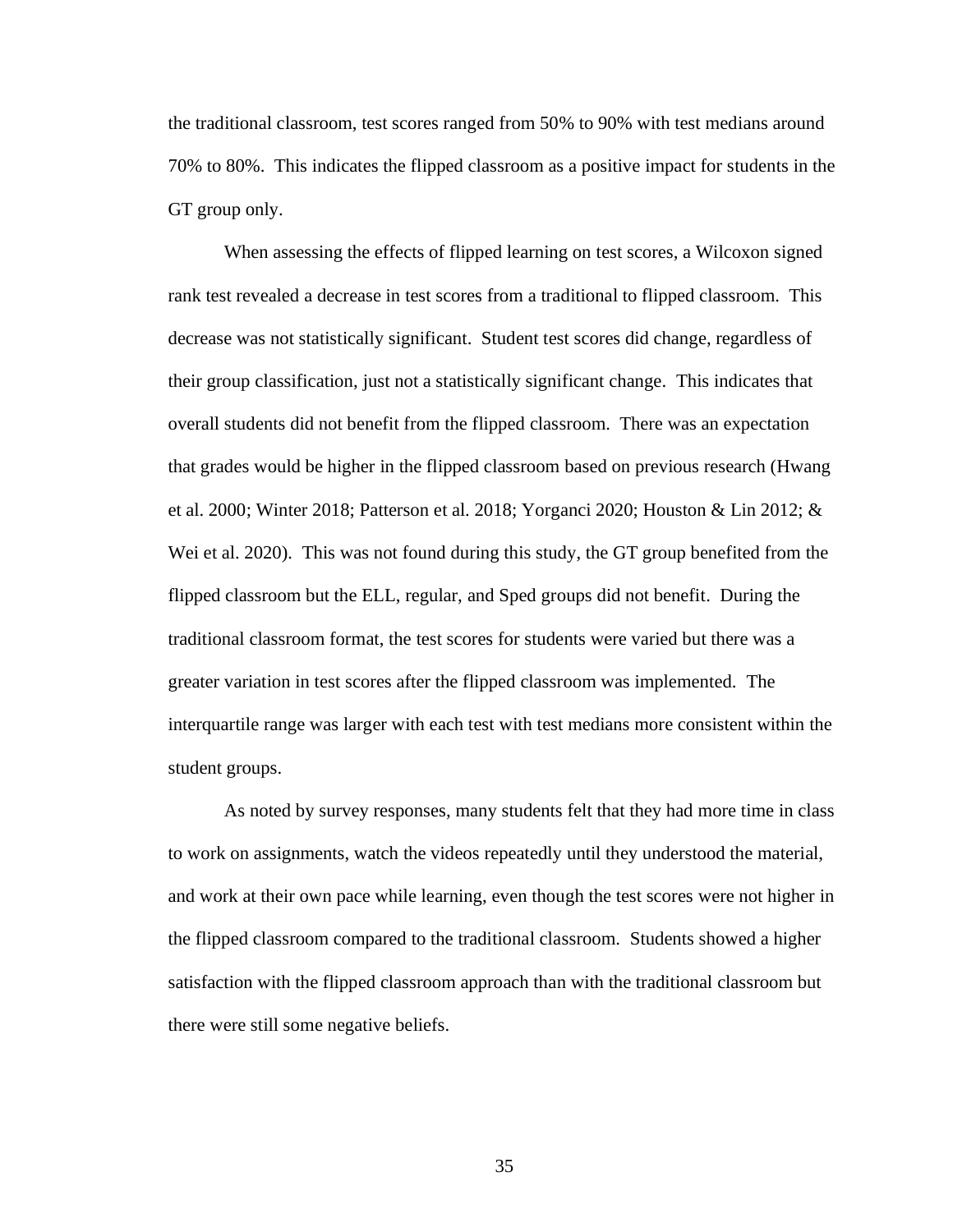the traditional classroom, test scores ranged from 50% to 90% with test medians around 70% to 80%. This indicates the flipped classroom as a positive impact for students in the GT group only.

When assessing the effects of flipped learning on test scores, a Wilcoxon signed rank test revealed a decrease in test scores from a traditional to flipped classroom. This decrease was not statistically significant. Student test scores did change, regardless of their group classification, just not a statistically significant change. This indicates that overall students did not benefit from the flipped classroom. There was an expectation that grades would be higher in the flipped classroom based on previous research (Hwang et al. 2000; Winter 2018; Patterson et al. 2018; Yorganci 2020; Houston & Lin 2012; & Wei et al. 2020). This was not found during this study, the GT group benefited from the flipped classroom but the ELL, regular, and Sped groups did not benefit. During the traditional classroom format, the test scores for students were varied but there was a greater variation in test scores after the flipped classroom was implemented. The interquartile range was larger with each test with test medians more consistent within the student groups.

As noted by survey responses, many students felt that they had more time in class to work on assignments, watch the videos repeatedly until they understood the material, and work at their own pace while learning, even though the test scores were not higher in the flipped classroom compared to the traditional classroom. Students showed a higher satisfaction with the flipped classroom approach than with the traditional classroom but there were still some negative beliefs.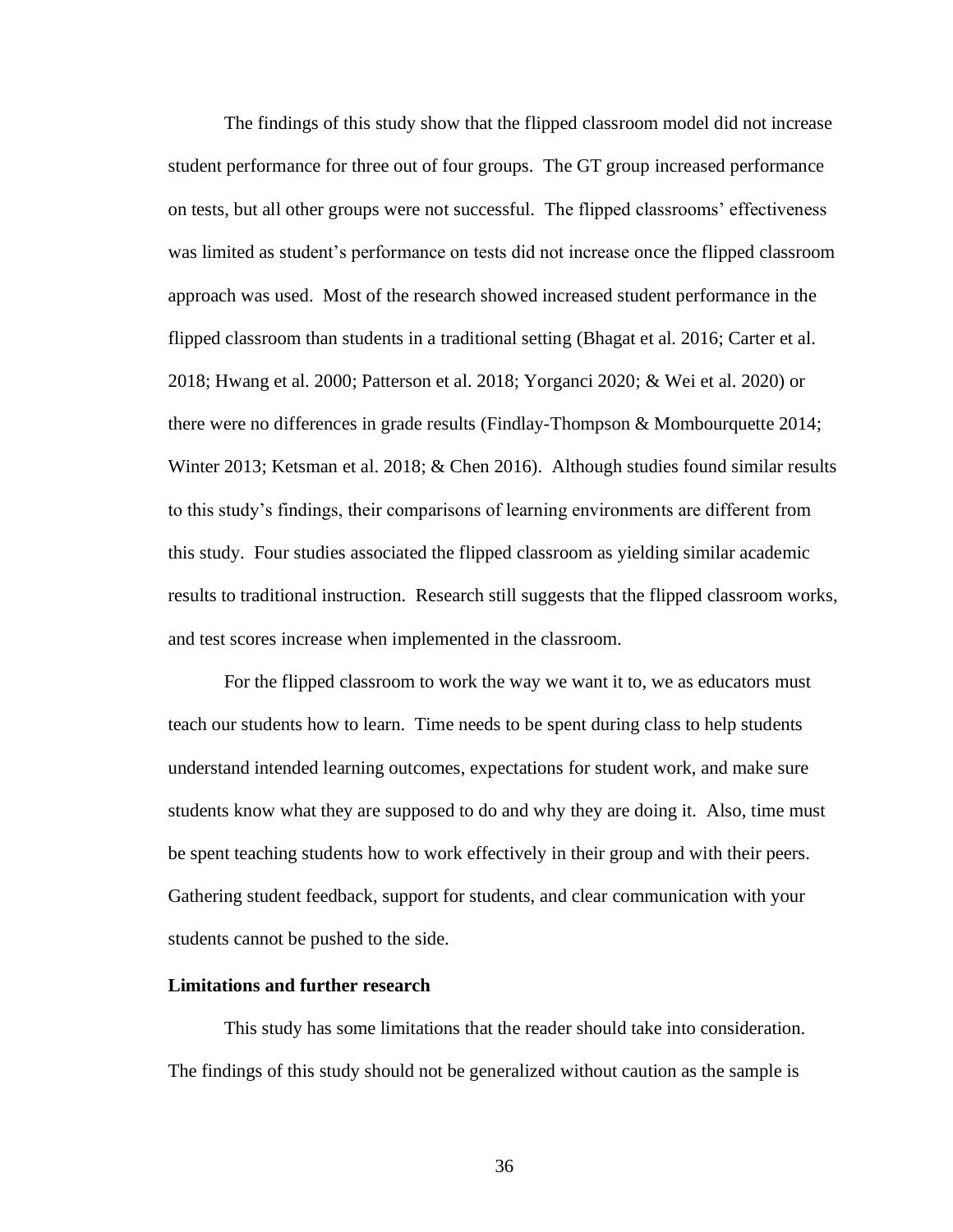The findings of this study show that the flipped classroom model did not increase student performance for three out of four groups. The GT group increased performance on tests, but all other groups were not successful. The flipped classrooms' effectiveness was limited as student's performance on tests did not increase once the flipped classroom approach was used. Most of the research showed increased student performance in the flipped classroom than students in a traditional setting (Bhagat et al. 2016; Carter et al. 2018; Hwang et al. 2000; Patterson et al. 2018; Yorganci 2020; & Wei et al. 2020) or there were no differences in grade results (Findlay-Thompson & Mombourquette 2014; Winter 2013; Ketsman et al. 2018; & Chen 2016). Although studies found similar results to this study's findings, their comparisons of learning environments are different from this study. Four studies associated the flipped classroom as yielding similar academic results to traditional instruction. Research still suggests that the flipped classroom works, and test scores increase when implemented in the classroom.

For the flipped classroom to work the way we want it to, we as educators must teach our students how to learn. Time needs to be spent during class to help students understand intended learning outcomes, expectations for student work, and make sure students know what they are supposed to do and why they are doing it. Also, time must be spent teaching students how to work effectively in their group and with their peers. Gathering student feedback, support for students, and clear communication with your students cannot be pushed to the side.

**Limitations and further research**

This study has some limitations that the reader should take into consideration. The findings of this study should not be generalized without caution as the sample is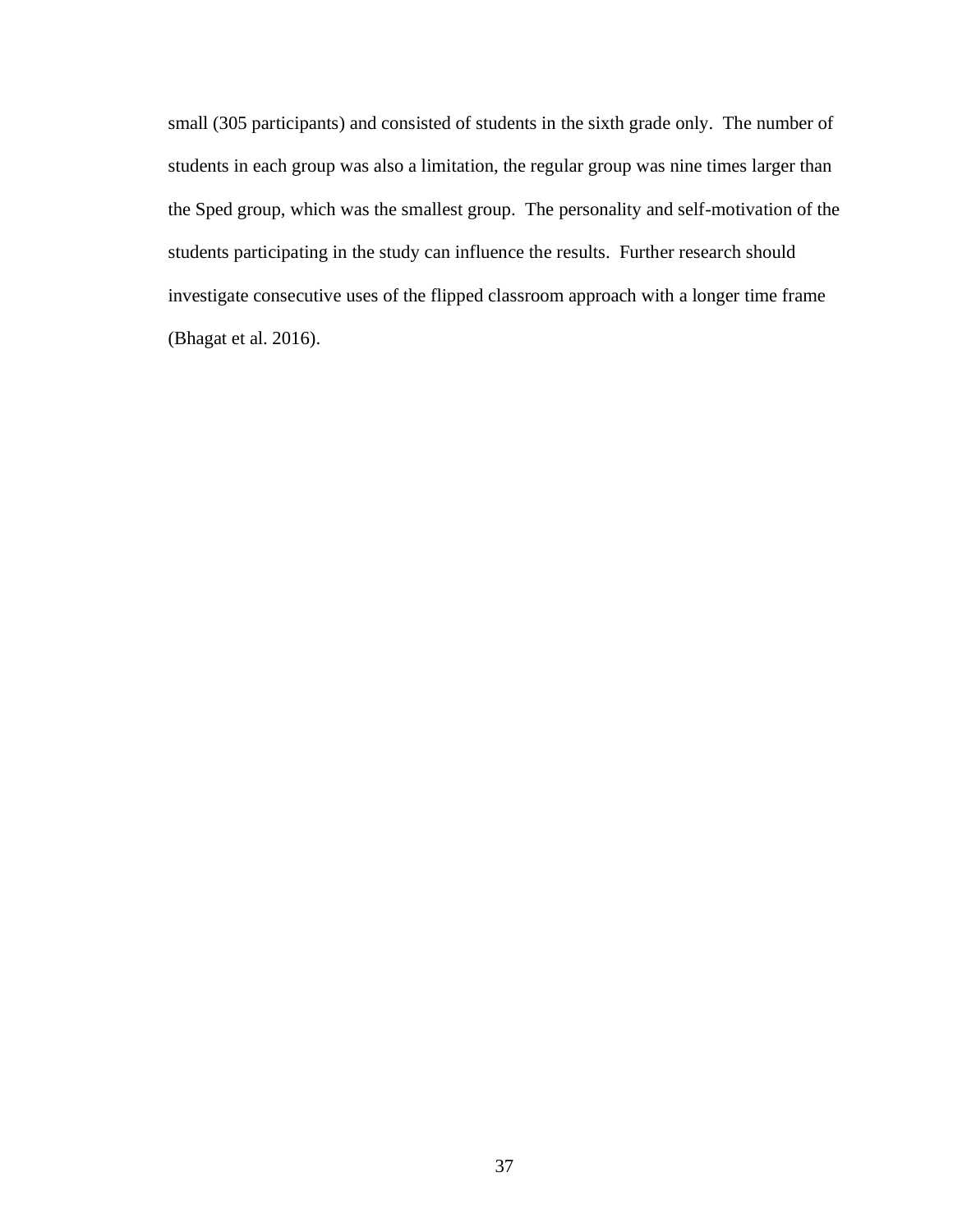small (305 participants) and consisted of students in the sixth grade only. The number of students in each group was also a limitation, the regular group was nine times larger than the Sped group, which was the smallest group. The personality and self-motivation of the students participating in the study can influence the results. Further research should investigate consecutive uses of the flipped classroom approach with a longer time frame (Bhagat et al. 2016).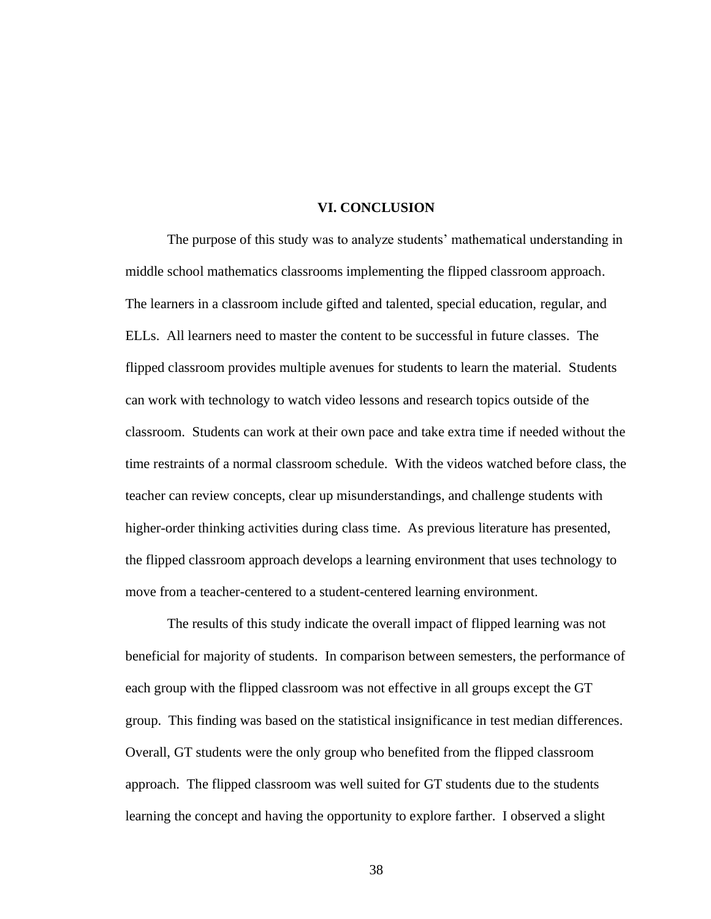# VI. CONCLUSION

The purpose of this study was to analyze students' mathematical understanding in middle school mathematics classrooms implementing the flipped classroom approach. The learners in a classroom include gifted and talented, special education, regular, and ELLs. All learners need to master the content to be successful in future classes. The flipped classroom provides multiple avenues for students to learn the material. Students can work with technology to watch video lessons and research topics outside of the classroom. Students can work at their own pace and take extra time if needed without the time restraints of a normal classroom schedule. With the videos watched before class, the teacher can review concepts, clear up misunderstandings, and challenge students with higher-order thinking activities during class time. As previous literature has presented, the flipped classroom approach develops a learning environment that uses technology to move from a teacher-centered to a student-centered learning environment.

The results of this study indicate the overall impact of flipped learning was not beneficial for majority of students. In comparison between semesters, the performance of each group with the flipped classroom was not effective in all groups except the GT group. This finding was based on the statistical insignificance in test median differences. Overall, GT students were the only group who benefited from the flipped classroom approach. The flipped classroom was well suited for GT students due to the students learning the concept and having the opportunity to explore farther. I observed a slight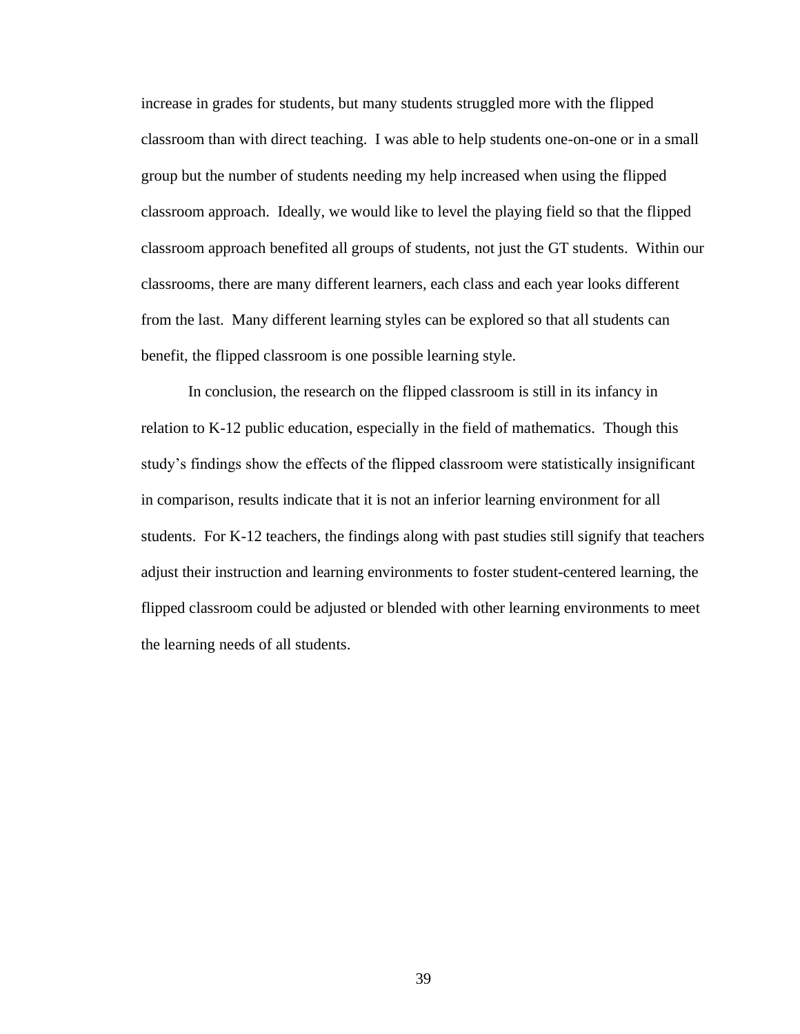increase in grades for students, but many students struggled more with the flipped classroom than with direct teaching. I was able to help students one-on-one or in a small group but the number of students needing my help increased when using the flipped classroom approach. Ideally, we would like to level the playing field so that the flipped classroom approach benefited all groups of students, not just the GT students. Within our classrooms, there are many different learners, each class and each year looks different from the last. Many different learning styles can be explored so that all students can benefit, the flipped classroom is one possible learning style.

In conclusion, the research on the flipped classroom is still in its infancy in relation to K-12 public education, especially in the field of mathematics. Though this study's findings show the effects of the flipped classroom were statistically insignificant in comparison, results indicate that it is not an inferior learning environment for all students. For K-12 teachers, the findings along with past studies still signify that teachers adjust their instruction and learning environments to foster student-centered learning, the flipped classroom could be adjusted or blended with other learning environments to meet the learning needs of all students.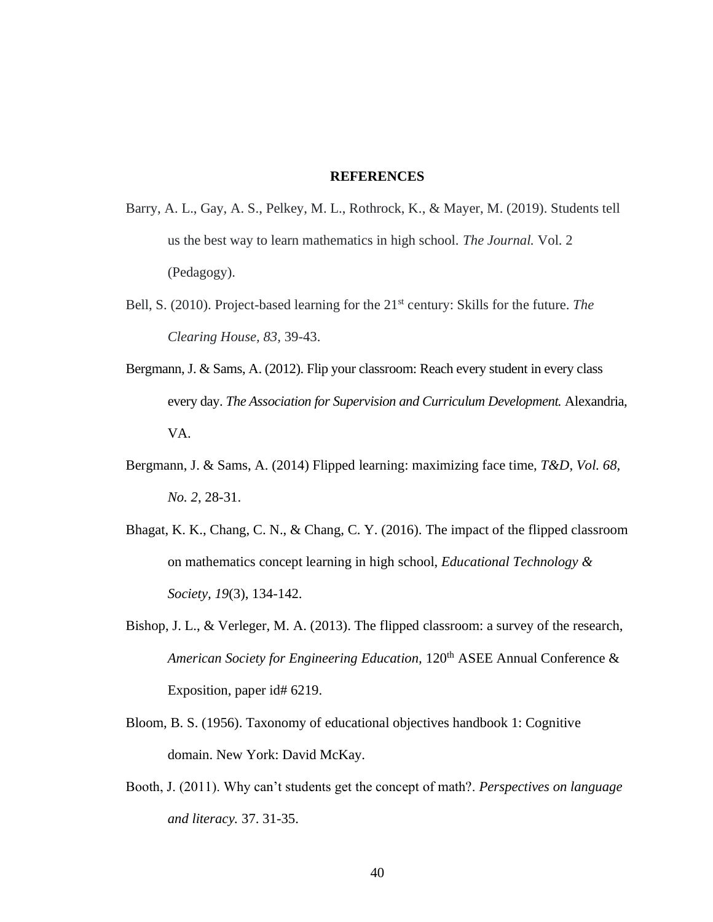# REFERENCES

Barry, A. L., Gay, A. S., Pelkey, M. L., Rothrock, K., & Mayer, M. (2019). Students tell us the best way to learn mathematics in high school. *The Journal.* Vol. 2 (Pedagogy).

Bell, S. (2010). Project-based learning for the 21st century: Skills for the future. *The Clearing House, 83*, 39-43.

Bergmann, J. & Sams, A. (2012). Flip your classroom: Reach every student in every class every day. *The Association for Supervision and Curriculum Development.* Alexandria, VA.

Bergmann, J. & Sams, A. (2014) Flipped learning: maximizing face time, *T&D*, *Vol. 68, No. 2*, 28-31.

Bhagat, K. K., Chang, C. N., & Chang, C. Y. (2016). The impact of the flipped classroom on mathematics concept learning in high school, *Educational Technology & Society*, *19*(3), 134-142.

Bishop, J. L., & Verleger, M. A. (2013). The flipped classroom: a survey of the research, *American Society for Engineering Education*, 120th ASEE Annual Conference & Exposition, paper id# 6219.

Bloom, B. S. (1956). Taxonomy of educational objectives handbook 1: Cognitive domain. New York: David McKay.

Booth, J. (2011). Why can't students get the concept of math?. *Perspectives on language and literacy.* 37. 31-35.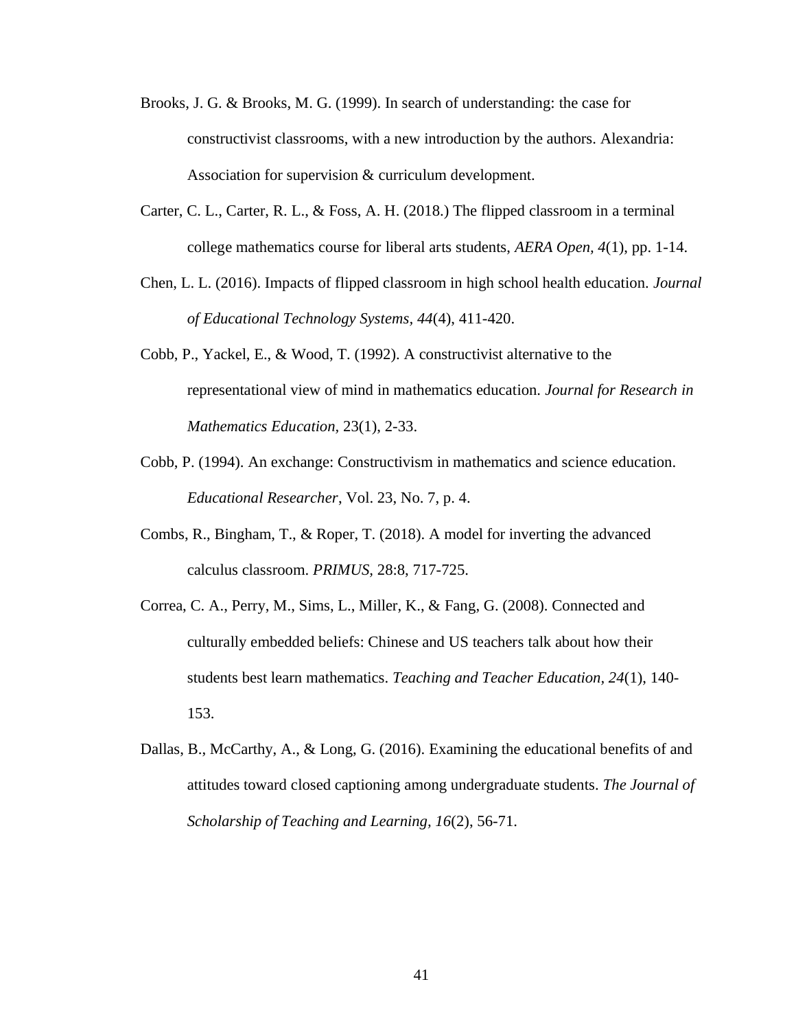Brooks, J. G. & Brooks, M. G. (1999). In search of understanding: the case for constructivist classrooms, with a new introduction by the authors. Alexandria: Association for supervision & curriculum development.

Carter, C. L., Carter, R. L., & Foss, A. H. (2018.) The flipped classroom in a terminal college mathematics course for liberal arts students, *AERA Open, 4*(1), pp. 1-14.

Chen, L. L. (2016). Impacts of flipped classroom in high school health education. *Journal of Educational Technology Systems, 44*(4), 411-420.

Cobb, P., Yackel, E., & Wood, T. (1992). A constructivist alternative to the representational view of mind in mathematics education. *Journal for Research in Mathematics Education*, 23(1), 2-33.

Cobb, P. (1994). An exchange: Constructivism in mathematics and science education. *Educational Researcher*, Vol. 23, No. 7, p. 4.

Combs, R., Bingham, T., & Roper, T. (2018). A model for inverting the advanced calculus classroom. *PRIMUS*, 28:8, 717-725.

Correa, C. A., Perry, M., Sims, L., Miller, K., & Fang, G. (2008). Connected and culturally embedded beliefs: Chinese and US teachers talk about how their students best learn mathematics. *Teaching and Teacher Education, 24*(1), 140-153.

Dallas, B., McCarthy, A., & Long, G. (2016). Examining the educational benefits of and attitudes toward closed captioning among undergraduate students. *The Journal of Scholarship of Teaching and Learning, 16*(2), 56-71.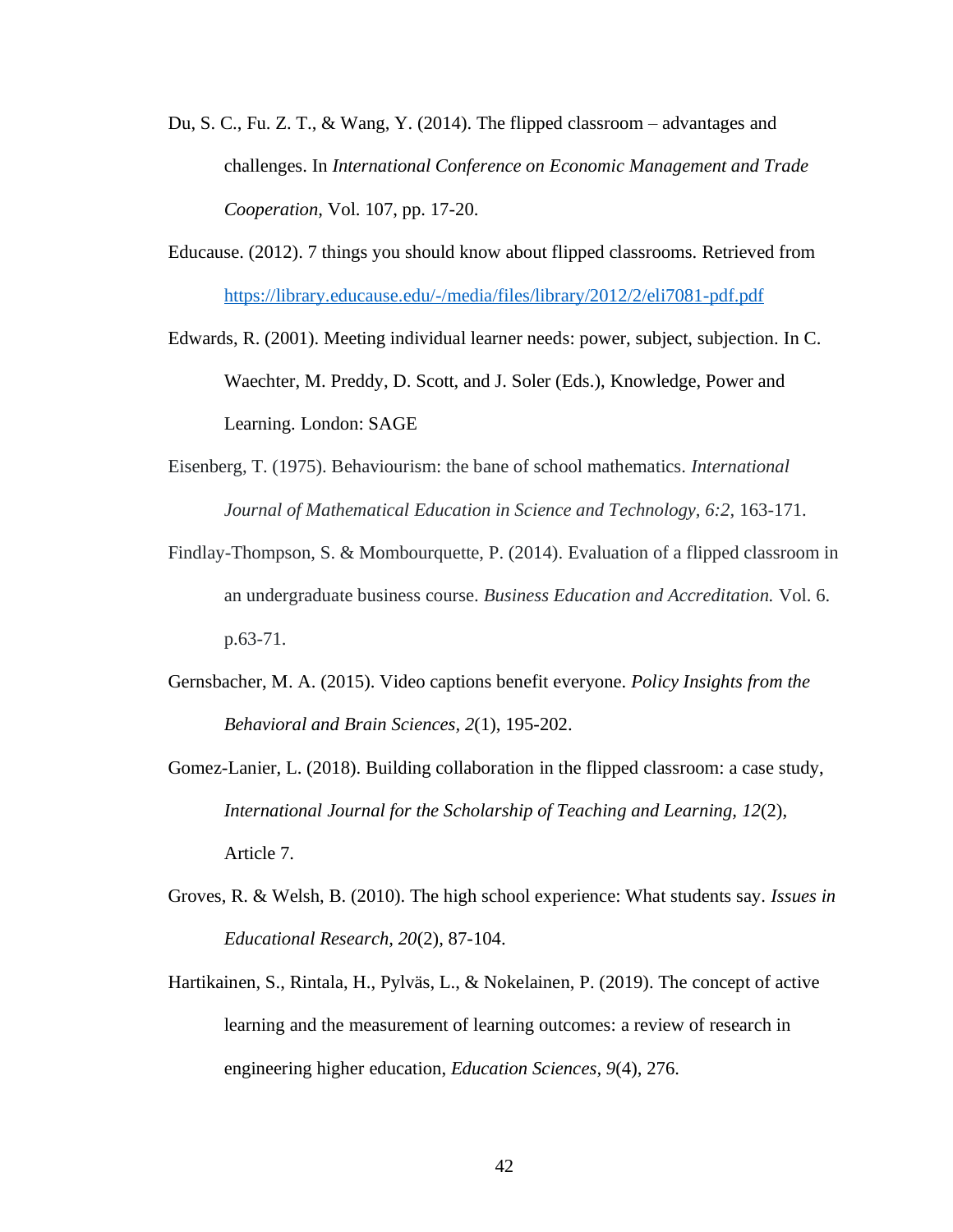Du, S. C., Fu. Z. T., & Wang, Y. (2014). The flipped classroom – advantages and challenges. In *International Conference on Economic Management and Trade Cooperation,* Vol. 107, pp. 17-20.

Educause. (2012). 7 things you should know about flipped classrooms. Retrieved from https://library.educause.edu/-/media/files/library/2012/2/eli7081-pdf.pdf

Edwards, R. (2001). Meeting individual learner needs: power, subject, subjection. In C. Waechter, M. Preddy, D. Scott, and J. Soler (Eds.), Knowledge, Power and Learning. London: SAGE

Eisenberg, T. (1975). Behaviourism: the bane of school mathematics. *International Journal of Mathematical Education in Science and Technology, 6:2*, 163-171.

Findlay-Thompson, S. & Mombourquette, P. (2014). Evaluation of a flipped classroom in an undergraduate business course. *Business Education and Accreditation.* Vol. 6. p.63-71.

Gernsbacher, M. A. (2015). Video captions benefit everyone. *Policy Insights from the Behavioral and Brain Sciences, 2*(1), 195-202.

Gomez-Lanier, L. (2018). Building collaboration in the flipped classroom: a case study, *International Journal for the Scholarship of Teaching and Learning, 12*(2), Article 7.

Groves, R. & Welsh, B. (2010). The high school experience: What students say. *Issues in Educational Research, 20*(2), 87-104.

Hartikainen, S., Rintala, H., Pylväs, L., & Nokelainen, P. (2019). The concept of active learning and the measurement of learning outcomes: a review of research in engineering higher education, *Education Sciences, 9*(4), 276.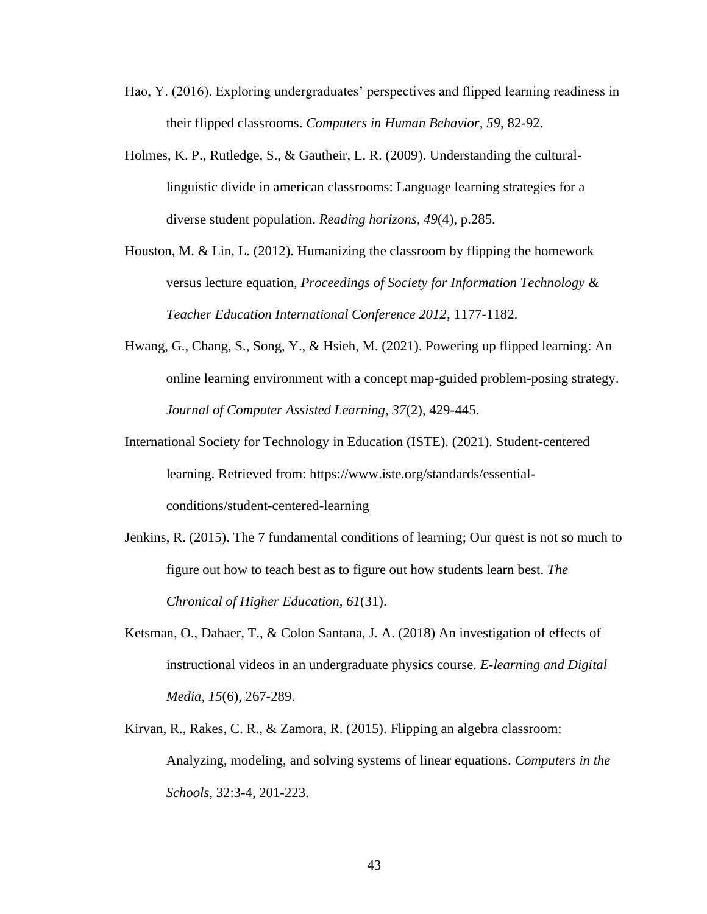Hao, Y. (2016). Exploring undergraduates' perspectives and flipped learning readiness in their flipped classrooms. *Computers in Human Behavior, 59,* 82-92.

Holmes, K. P., Rutledge, S., & Gautheir, L. R. (2009). Understanding the cultural-linguistic divide in american classrooms: Language learning strategies for a diverse student population. *Reading horizons, 49*(4), p.285.

Houston, M. & Lin, L. (2012). Humanizing the classroom by flipping the homework versus lecture equation, *Proceedings of Society for Information Technology & Teacher Education International Conference 2012,* 1177-1182.

Hwang, G., Chang, S., Song, Y., & Hsieh, M. (2021). Powering up flipped learning: An online learning environment with a concept map-guided problem-posing strategy. *Journal of Computer Assisted Learning, 37*(2), 429-445.

International Society for Technology in Education (ISTE). (2021). Student-centered learning. Retrieved from: https://www.iste.org/standards/essential-conditions/student-centered-learning

Jenkins, R. (2015). The 7 fundamental conditions of learning; Our quest is not so much to figure out how to teach best as to figure out how students learn best. *The Chronical of Higher Education, 61*(31).

Ketsman, O., Dahaer, T., & Colon Santana, J. A. (2018) An investigation of effects of instructional videos in an undergraduate physics course. *E-learning and Digital Media, 15*(6), 267-289.

Kirvan, R., Rakes, C. R., & Zamora, R. (2015). Flipping an algebra classroom: Analyzing, modeling, and solving systems of linear equations. *Computers in the Schools,* 32:3-4, 201-223.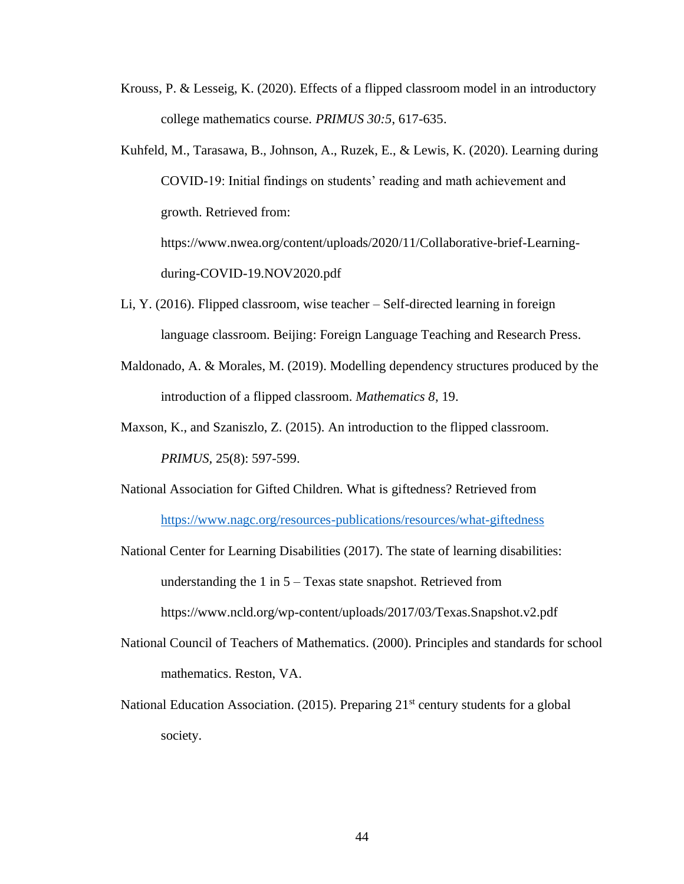Krouss, P. & Lesseig, K. (2020). Effects of a flipped classroom model in an introductory college mathematics course. *PRIMUS 30:5*, 617-635.

Kuhfeld, M., Tarasawa, B., Johnson, A., Ruzek, E., & Lewis, K. (2020). Learning during COVID-19: Initial findings on students' reading and math achievement and growth. Retrieved from: https://www.nwea.org/content/uploads/2020/11/Collaborative-brief-Learning-during-COVID-19.NOV2020.pdf

Li, Y. (2016). Flipped classroom, wise teacher – Self-directed learning in foreign language classroom. Beijing: Foreign Language Teaching and Research Press.

Maldonado, A. & Morales, M. (2019). Modelling dependency structures produced by the introduction of a flipped classroom. *Mathematics 8*, 19.

Maxson, K., and Szaniszlo, Z. (2015). An introduction to the flipped classroom. *PRIMUS,* 25(8): 597-599.

National Association for Gifted Children. What is giftedness? Retrieved from https://www.nagc.org/resources-publications/resources/what-giftedness

National Center for Learning Disabilities (2017). The state of learning disabilities: understanding the 1 in 5 – Texas state snapshot. Retrieved from https://www.ncld.org/wp-content/uploads/2017/03/Texas.Snapshot.v2.pdf

National Council of Teachers of Mathematics. (2000). Principles and standards for school mathematics. Reston, VA.

National Education Association. (2015). Preparing 21st century students for a global society.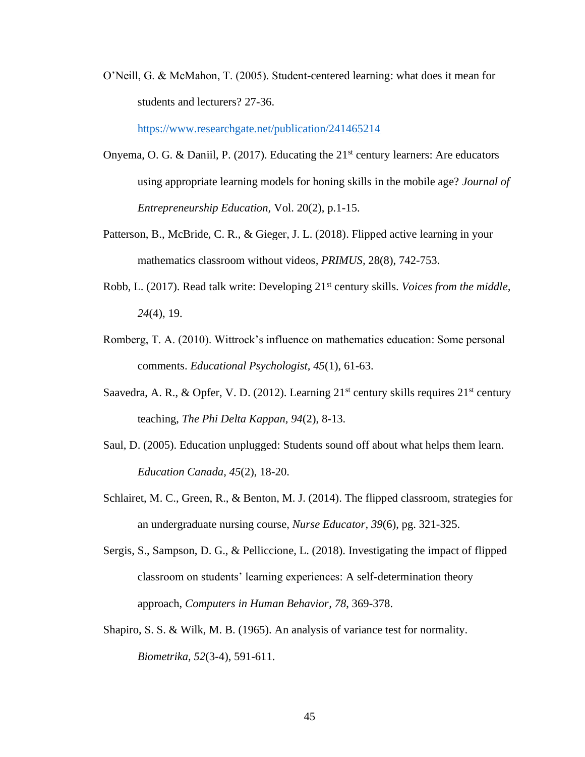O'Neill, G. & McMahon, T. (2005). Student-centered learning: what does it mean for students and lecturers? 27-36. https://www.researchgate.net/publication/241465214

Onyema, O. G. & Daniil, P. (2017). Educating the 21st century learners: Are educators using appropriate learning models for honing skills in the mobile age? *Journal of Entrepreneurship Education*, Vol. 20(2), p.1-15.

Patterson, B., McBride, C. R., & Gieger, J. L. (2018). Flipped active learning in your mathematics classroom without videos, *PRIMUS,* 28(8), 742-753.

Robb, L. (2017). Read talk write: Developing 21st century skills. *Voices from the middle, 24*(4), 19.

Romberg, T. A. (2010). Wittrock's influence on mathematics education: Some personal comments. *Educational Psychologist, 45*(1), 61-63.

Saavedra, A. R., & Opfer, V. D. (2012). Learning 21st century skills requires 21st century teaching, *The Phi Delta Kappan, 94*(2), 8-13.

Saul, D. (2005). Education unplugged: Students sound off about what helps them learn. *Education Canada, 45*(2), 18-20.

Schlairet, M. C., Green, R., & Benton, M. J. (2014). The flipped classroom, strategies for an undergraduate nursing course, *Nurse Educator, 39*(6), pg. 321-325.

Sergis, S., Sampson, D. G., & Pelliccione, L. (2018). Investigating the impact of flipped classroom on students' learning experiences: A self-determination theory approach, *Computers in Human Behavior, 78*, 369-378.

Shapiro, S. S. & Wilk, M. B. (1965). An analysis of variance test for normality. *Biometrika, 52*(3-4), 591-611.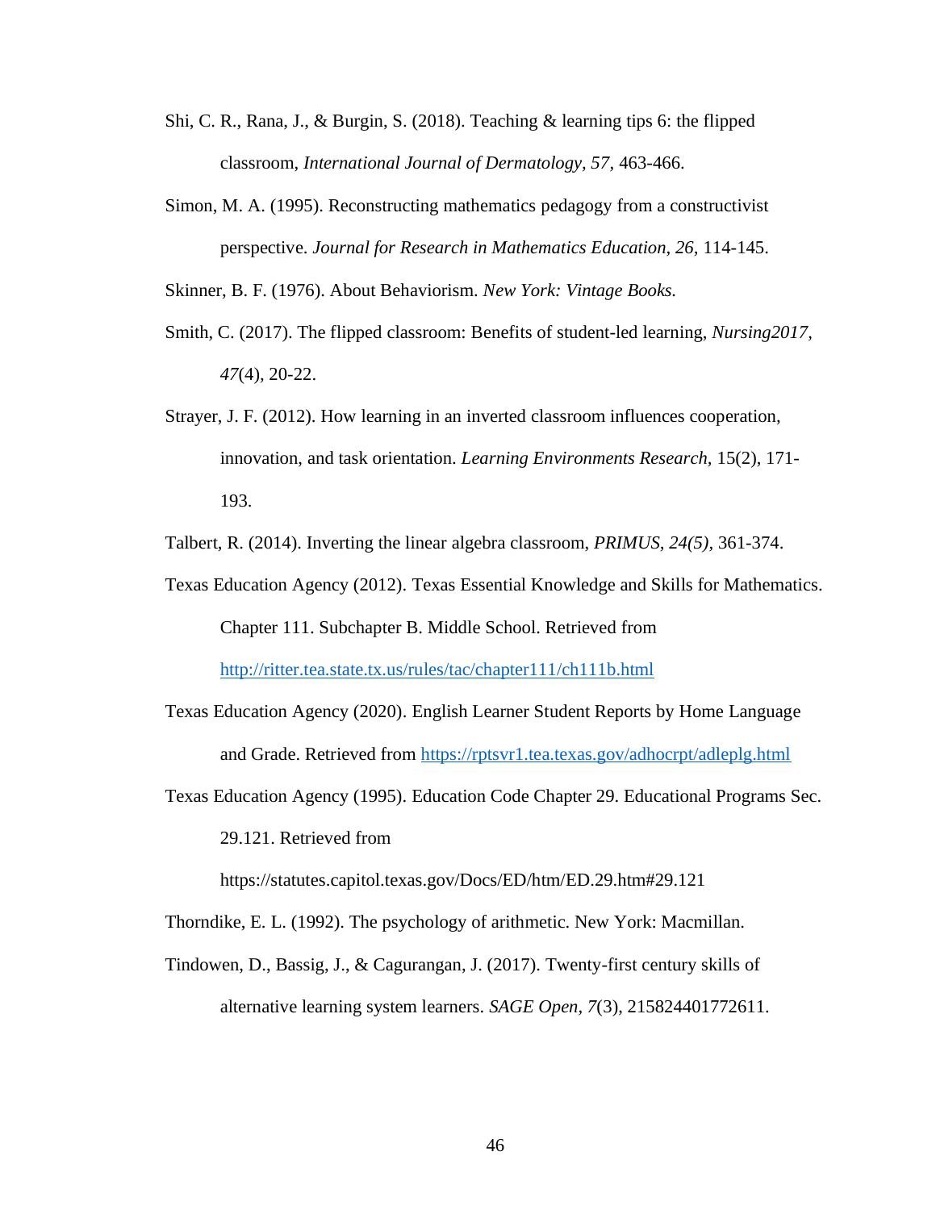Shi, C. R., Rana, J., & Burgin, S. (2018). Teaching & learning tips 6: the flipped classroom, *International Journal of Dermatology, 57*, 463-466.

Simon, M. A. (1995). Reconstructing mathematics pedagogy from a constructivist perspective. *Journal for Research in Mathematics Education, 26,* 114-145.

Skinner, B. F. (1976). About Behaviorism. *New York: Vintage Books.*

Smith, C. (2017). The flipped classroom: Benefits of student-led learning, *Nursing2017, 47*(4), 20-22.

Strayer, J. F. (2012). How learning in an inverted classroom influences cooperation, innovation, and task orientation. *Learning Environments Research*, 15(2), 171-193.

Talbert, R. (2014). Inverting the linear algebra classroom, *PRIMUS, 24(5)*, 361-374.

Texas Education Agency (2012). Texas Essential Knowledge and Skills for Mathematics. Chapter 111. Subchapter B. Middle School. Retrieved from http://ritter.tea.state.tx.us/rules/tac/chapter111/ch111b.html

Texas Education Agency (2020). English Learner Student Reports by Home Language and Grade. Retrieved from https://rptsvr1.tea.texas.gov/adhocrpt/adleplg.html

Texas Education Agency (1995). Education Code Chapter 29. Educational Programs Sec. 29.121. Retrieved from https://statutes.capitol.texas.gov/Docs/ED/htm/ED.29.htm#29.121

Thorndike, E. L. (1992). The psychology of arithmetic. New York: Macmillan.

Tindowen, D., Bassig, J., & Cagurangan, J. (2017). Twenty-first century skills of alternative learning system learners. *SAGE Open*, *7*(3), 215824401772611.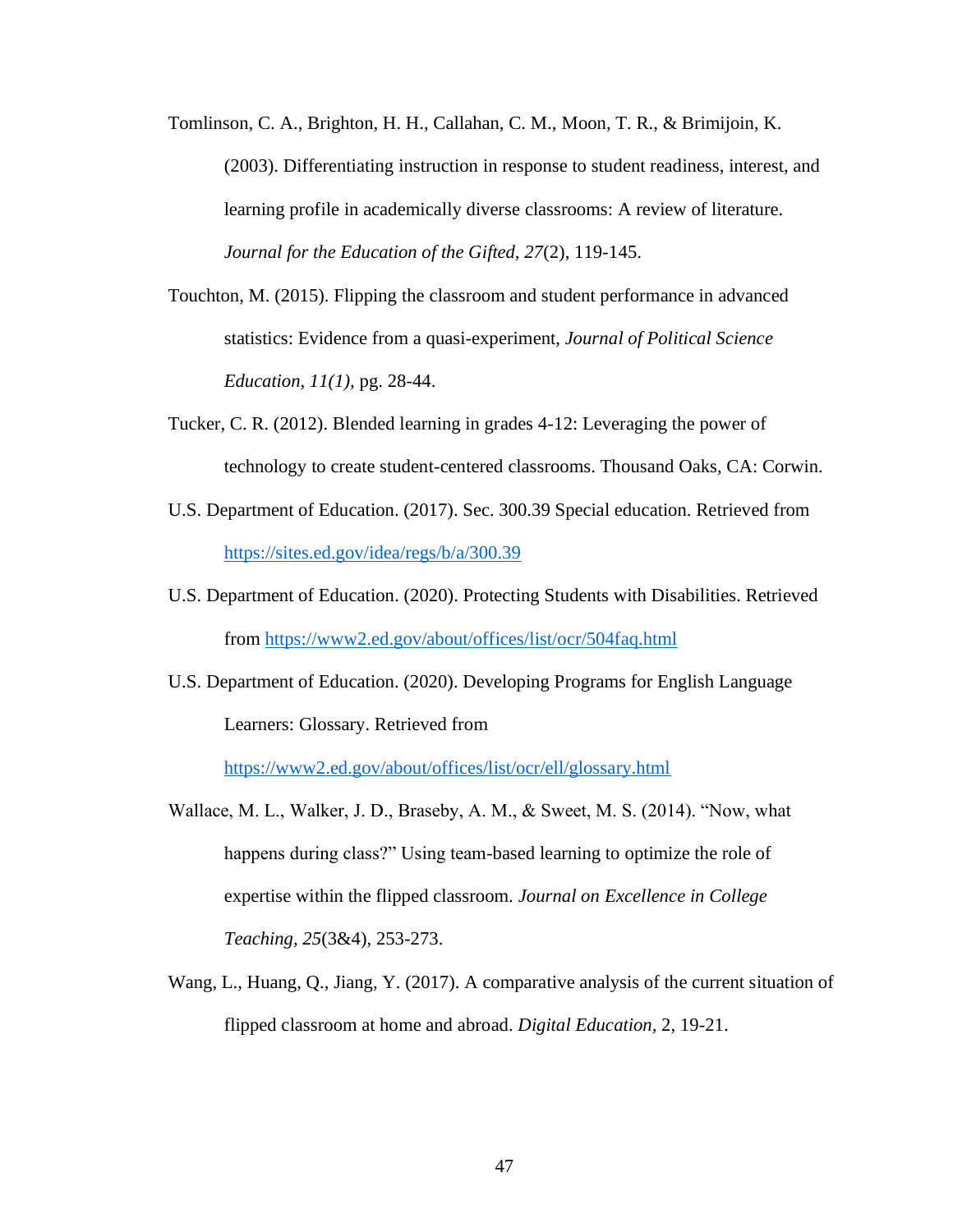Tomlinson, C. A., Brighton, H. H., Callahan, C. M., Moon, T. R., & Brimijoin, K. (2003). Differentiating instruction in response to student readiness, interest, and learning profile in academically diverse classrooms: A review of literature. *Journal for the Education of the Gifted, 27*(2), 119-145.

Touchton, M. (2015). Flipping the classroom and student performance in advanced statistics: Evidence from a quasi-experiment, *Journal of Political Science Education, 11(1),* pg. 28-44.

Tucker, C. R. (2012). Blended learning in grades 4-12: Leveraging the power of technology to create student-centered classrooms. Thousand Oaks, CA: Corwin.

U.S. Department of Education. (2017). Sec. 300.39 Special education. Retrieved from https://sites.ed.gov/idea/regs/b/a/300.39

U.S. Department of Education. (2020). Protecting Students with Disabilities. Retrieved from https://www2.ed.gov/about/offices/list/ocr/504faq.html

U.S. Department of Education. (2020). Developing Programs for English Language Learners: Glossary. Retrieved from https://www2.ed.gov/about/offices/list/ocr/ell/glossary.html

Wallace, M. L., Walker, J. D., Braseby, A. M., & Sweet, M. S. (2014). "Now, what happens during class?" Using team-based learning to optimize the role of expertise within the flipped classroom. *Journal on Excellence in College Teaching, 25*(3&4), 253-273.

Wang, L., Huang, Q., Jiang, Y. (2017). A comparative analysis of the current situation of flipped classroom at home and abroad. *Digital Education,* 2, 19-21.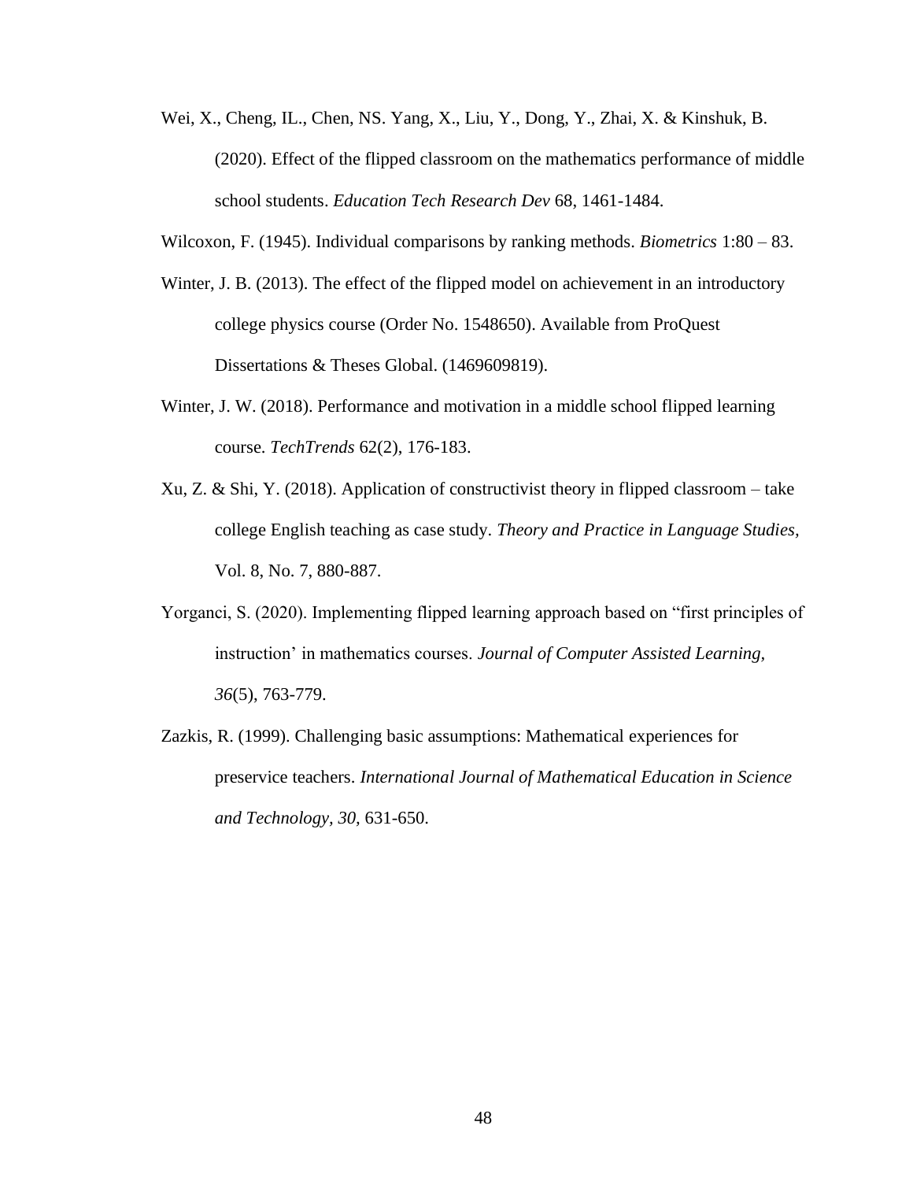Wei, X., Cheng, IL., Chen, NS. Yang, X., Liu, Y., Dong, Y., Zhai, X. & Kinshuk, B. (2020). Effect of the flipped classroom on the mathematics performance of middle school students. *Education Tech Research Dev* 68, 1461-1484.

Wilcoxon, F. (1945). Individual comparisons by ranking methods. *Biometrics* 1:80 – 83.

Winter, J. B. (2013). The effect of the flipped model on achievement in an introductory college physics course (Order No. 1548650). Available from ProQuest Dissertations & Theses Global. (1469609819).

Winter, J. W. (2018). Performance and motivation in a middle school flipped learning course. *TechTrends* 62(2), 176-183.

Xu, Z. & Shi, Y. (2018). Application of constructivist theory in flipped classroom – take college English teaching as case study. *Theory and Practice in Language Studies*, Vol. 8, No. 7, 880-887.

Yorganci, S. (2020). Implementing flipped learning approach based on "first principles of instruction' in mathematics courses. *Journal of Computer Assisted Learning, 36*(5), 763-779.

Zazkis, R. (1999). Challenging basic assumptions: Mathematical experiences for preservice teachers. *International Journal of Mathematical Education in Science and Technology, 30*, 631-650.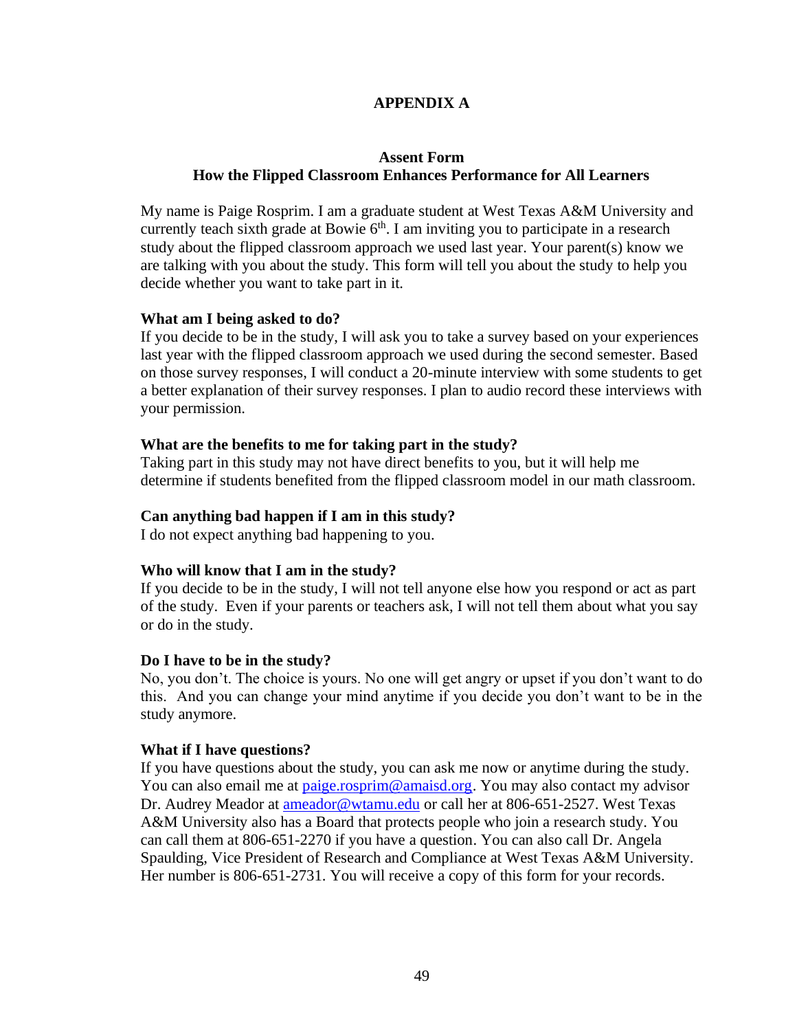# APPENDIX A

## Assent Form
## How the Flipped Classroom Enhances Performance for All Learners

My name is Paige Rosprim. I am a graduate student at West Texas A&M University and currently teach sixth grade at Bowie 6th. I am inviting you to participate in a research study about the flipped classroom approach we used last year. Your parent(s) know we are talking with you about the study. This form will tell you about the study to help you decide whether you want to take part in it.

**What am I being asked to do?**
If you decide to be in the study, I will ask you to take a survey based on your experiences last year with the flipped classroom approach we used during the second semester. Based on those survey responses, I will conduct a 20-minute interview with some students to get a better explanation of their survey responses. I plan to audio record these interviews with your permission.

**What are the benefits to me for taking part in the study?**
Taking part in this study may not have direct benefits to you, but it will help me determine if students benefited from the flipped classroom model in our math classroom.

**Can anything bad happen if I am in this study?**
I do not expect anything bad happening to you.

**Who will know that I am in the study?**
If you decide to be in the study, I will not tell anyone else how you respond or act as part of the study. Even if your parents or teachers ask, I will not tell them about what you say or do in the study.

**Do I have to be in the study?**
No, you don't. The choice is yours. No one will get angry or upset if you don't want to do this. And you can change your mind anytime if you decide you don't want to be in the study anymore.

**What if I have questions?**
If you have questions about the study, you can ask me now or anytime during the study. You can also email me at paige.rosprim@amaisd.org. You may also contact my advisor Dr. Audrey Meador at ameador@wtamu.edu or call her at 806-651-2527. West Texas A&M University also has a Board that protects people who join a research study. You can call them at 806-651-2270 if you have a question. You can also call Dr. Angela Spaulding, Vice President of Research and Compliance at West Texas A&M University. Her number is 806-651-2731. You will receive a copy of this form for your records.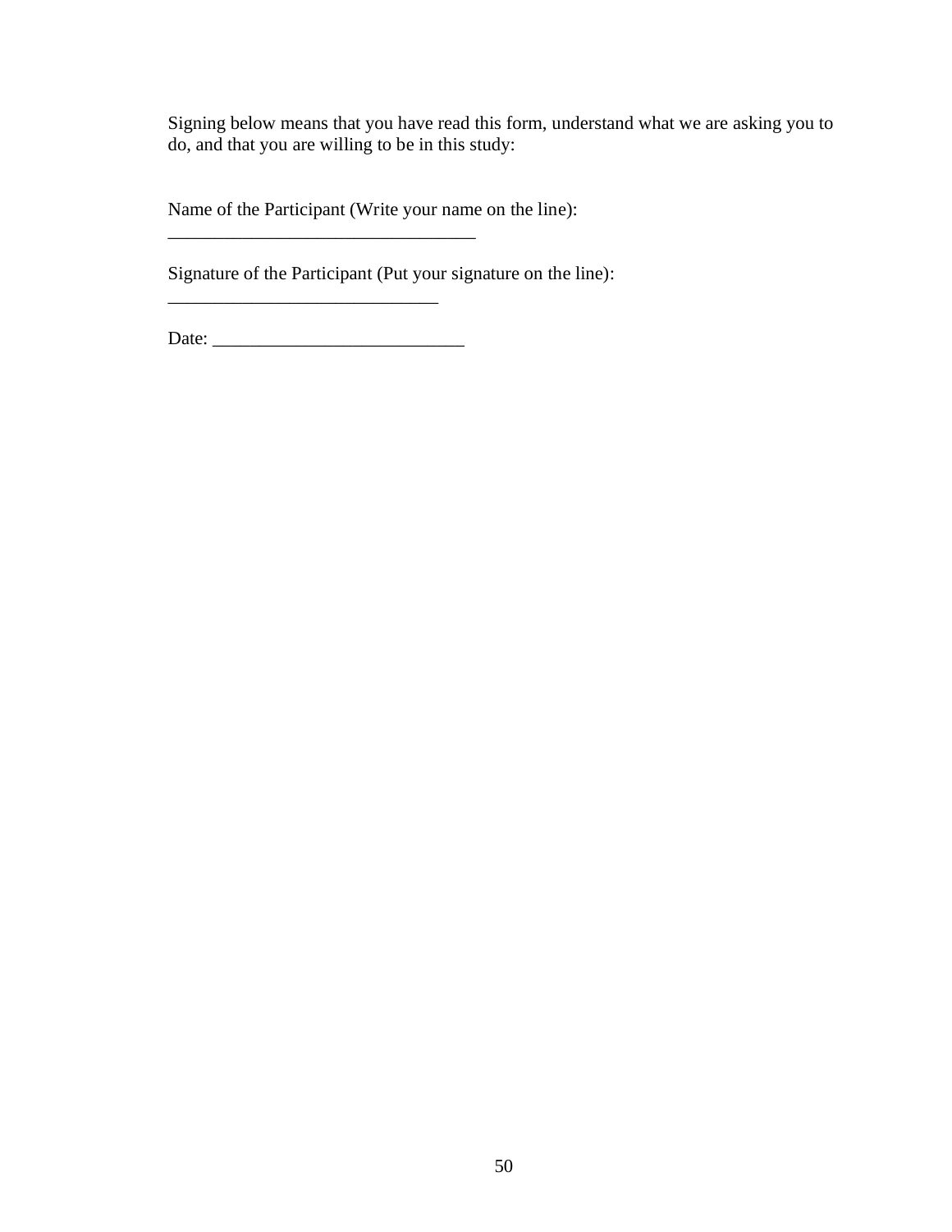Signing below means that you have read this form, understand what we are asking you to do, and that you are willing to be in this study:

Name of the Participant (Write your name on the line):
_________________________________

Signature of the Participant (Put your signature on the line):
_____________________________

Date: ___________________________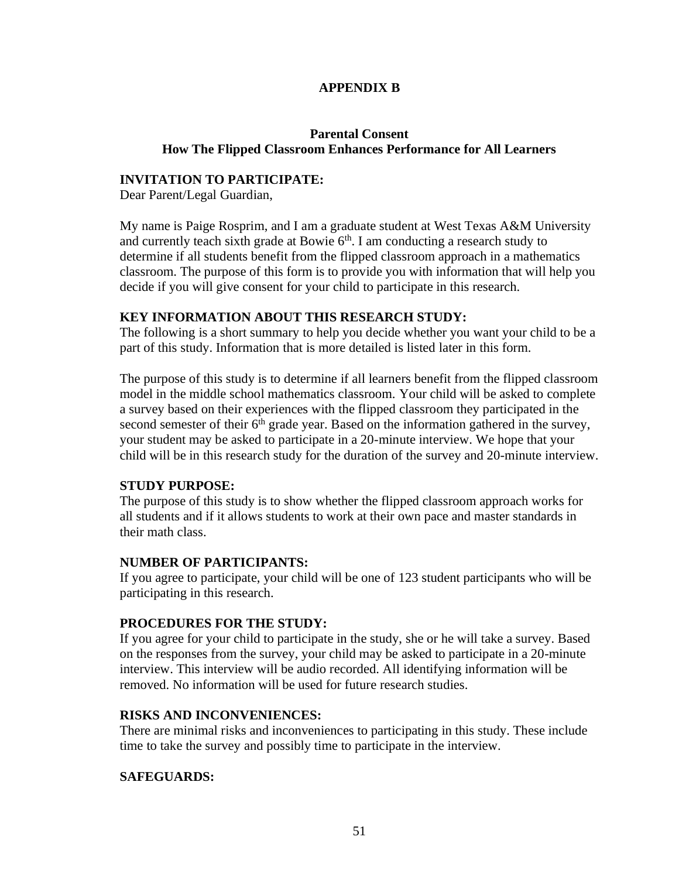# APPENDIX B

## Parental Consent
## How The Flipped Classroom Enhances Performance for All Learners

**INVITATION TO PARTICIPATE:**

Dear Parent/Legal Guardian,

My name is Paige Rosprim, and I am a graduate student at West Texas A&M University and currently teach sixth grade at Bowie 6th. I am conducting a research study to determine if all students benefit from the flipped classroom approach in a mathematics classroom. The purpose of this form is to provide you with information that will help you decide if you will give consent for your child to participate in this research.

**KEY INFORMATION ABOUT THIS RESEARCH STUDY:**

The following is a short summary to help you decide whether you want your child to be a part of this study. Information that is more detailed is listed later in this form.

The purpose of this study is to determine if all learners benefit from the flipped classroom model in the middle school mathematics classroom. Your child will be asked to complete a survey based on their experiences with the flipped classroom they participated in the second semester of their 6th grade year. Based on the information gathered in the survey, your student may be asked to participate in a 20-minute interview. We hope that your child will be in this research study for the duration of the survey and 20-minute interview.

**STUDY PURPOSE:**

The purpose of this study is to show whether the flipped classroom approach works for all students and if it allows students to work at their own pace and master standards in their math class.

**NUMBER OF PARTICIPANTS:**

If you agree to participate, your child will be one of 123 student participants who will be participating in this research.

**PROCEDURES FOR THE STUDY:**

If you agree for your child to participate in the study, she or he will take a survey. Based on the responses from the survey, your child may be asked to participate in a 20-minute interview. This interview will be audio recorded. All identifying information will be removed. No information will be used for future research studies.

**RISKS AND INCONVENIENCES:**

There are minimal risks and inconveniences to participating in this study. These include time to take the survey and possibly time to participate in the interview.

**SAFEGUARDS:**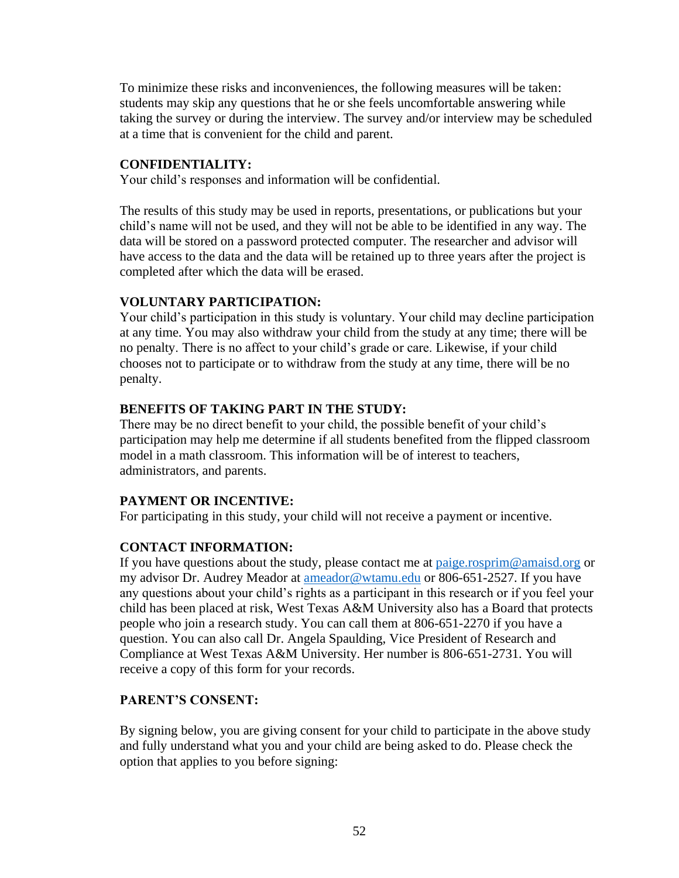To minimize these risks and inconveniences, the following measures will be taken: students may skip any questions that he or she feels uncomfortable answering while taking the survey or during the interview. The survey and/or interview may be scheduled at a time that is convenient for the child and parent.

**CONFIDENTIALITY:**

Your child's responses and information will be confidential.

The results of this study may be used in reports, presentations, or publications but your child's name will not be used, and they will not be able to be identified in any way. The data will be stored on a password protected computer. The researcher and advisor will have access to the data and the data will be retained up to three years after the project is completed after which the data will be erased.

**VOLUNTARY PARTICIPATION:**

Your child's participation in this study is voluntary. Your child may decline participation at any time. You may also withdraw your child from the study at any time; there will be no penalty. There is no affect to your child's grade or care. Likewise, if your child chooses not to participate or to withdraw from the study at any time, there will be no penalty.

**BENEFITS OF TAKING PART IN THE STUDY:**

There may be no direct benefit to your child, the possible benefit of your child's participation may help me determine if all students benefited from the flipped classroom model in a math classroom. This information will be of interest to teachers, administrators, and parents.

**PAYMENT OR INCENTIVE:**

For participating in this study, your child will not receive a payment or incentive.

**CONTACT INFORMATION:**

If you have questions about the study, please contact me at paige.rosprim@amaisd.org or my advisor Dr. Audrey Meador at ameador@wtamu.edu or 806-651-2527. If you have any questions about your child's rights as a participant in this research or if you feel your child has been placed at risk, West Texas A&M University also has a Board that protects people who join a research study. You can call them at 806-651-2270 if you have a question. You can also call Dr. Angela Spaulding, Vice President of Research and Compliance at West Texas A&M University. Her number is 806-651-2731. You will receive a copy of this form for your records.

**PARENT'S CONSENT:**

By signing below, you are giving consent for your child to participate in the above study and fully understand what you and your child are being asked to do. Please check the option that applies to you before signing: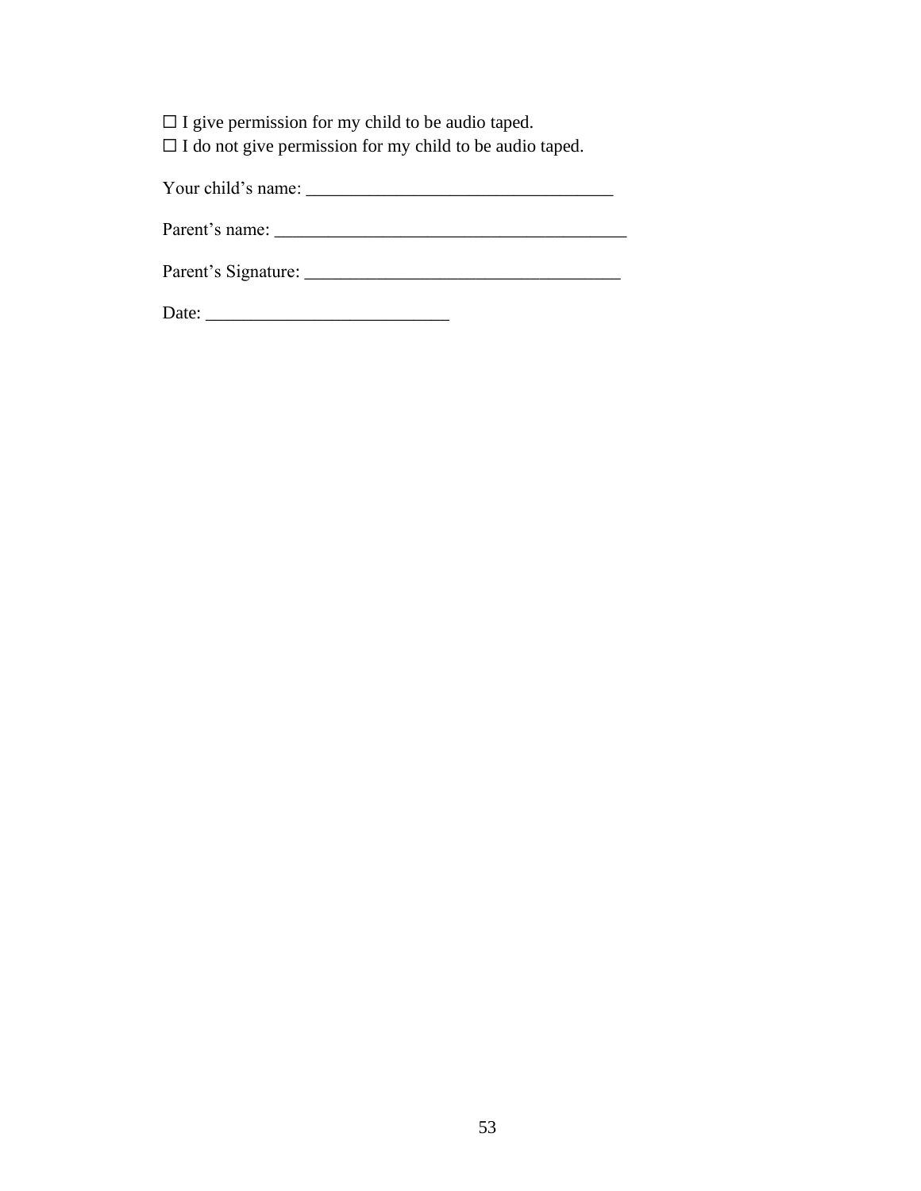☐ I give permission for my child to be audio taped.
☐ I do not give permission for my child to be audio taped.

Your child's name: ___________________________________

Parent's name: _______________________________________

Parent's Signature: ___________________________________

Date: ___________________________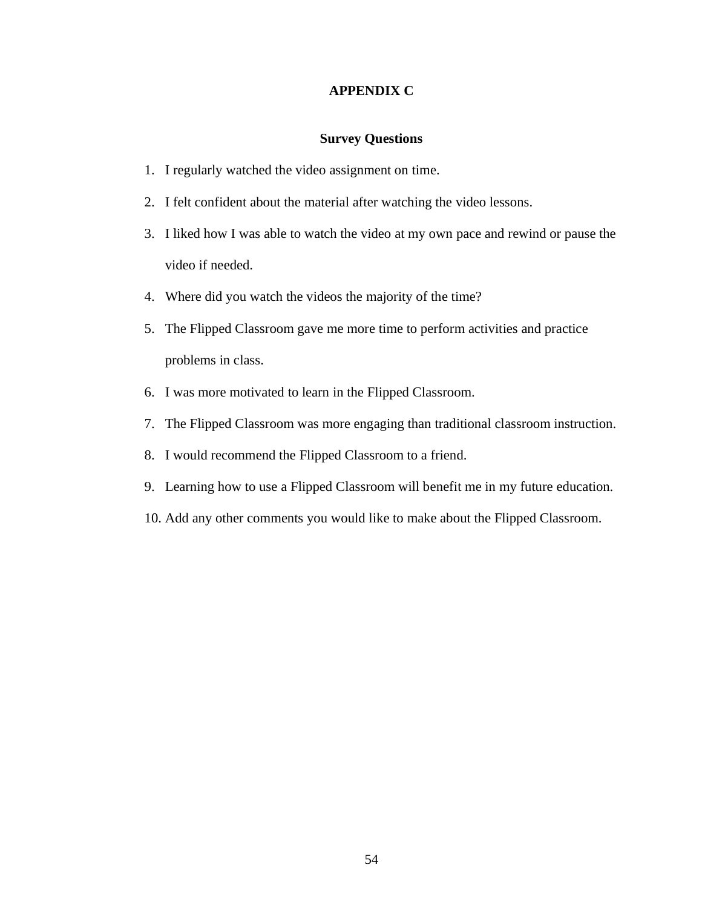# APPENDIX C

## Survey Questions

1. I regularly watched the video assignment on time.
2. I felt confident about the material after watching the video lessons.
3. I liked how I was able to watch the video at my own pace and rewind or pause the video if needed.
4. Where did you watch the videos the majority of the time?
5. The Flipped Classroom gave me more time to perform activities and practice problems in class.
6. I was more motivated to learn in the Flipped Classroom.
7. The Flipped Classroom was more engaging than traditional classroom instruction.
8. I would recommend the Flipped Classroom to a friend.
9. Learning how to use a Flipped Classroom will benefit me in my future education.
10. Add any other comments you would like to make about the Flipped Classroom.